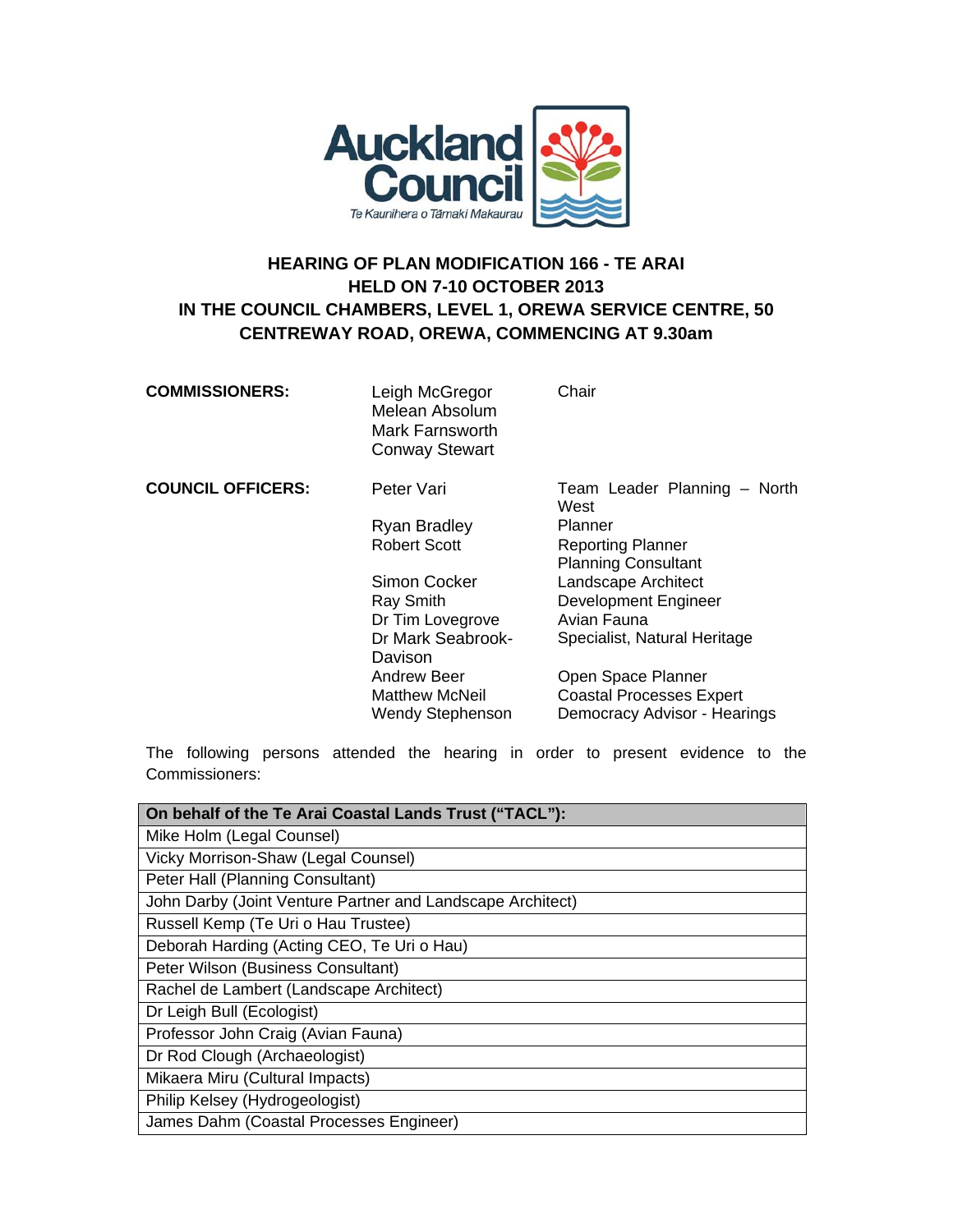Auckland Council

Te Kaunihera o Tāmaki Makaurau

# HEARING OF PLAN MODIFICATION 166 - TE ARAI HELD ON 7-10 OCTOBER 2013 IN THE COUNCIL CHAMBERS, LEVEL 1, OREWA SERVICE CENTRE, 50 CENTREWAY ROAD, OREWA, COMMENCING AT 9.30am

| | | |
|---|---|---|
| **COMMISSIONERS:** | Leigh McGregor | Chair |
| | Melean Absolum | |
| | Mark Farnsworth | |
| | Conway Stewart | |
| **COUNCIL OFFICERS:** | Peter Vari | Team Leader Planning – North West |
| | Ryan Bradley | Planner |
| | Robert Scott | Reporting Planner Planning Consultant |
| | Simon Cocker | Landscape Architect |
| | Ray Smith | Development Engineer |
| | Dr Tim Lovegrove | Avian Fauna |
| | Dr Mark Seabrook-Davison | Specialist, Natural Heritage |
| | Andrew Beer | Open Space Planner |
| | Matthew McNeil | Coastal Processes Expert |
| | Wendy Stephenson | Democracy Advisor - Hearings |

The following persons attended the hearing in order to present evidence to the Commissioners:

| On behalf of the Te Arai Coastal Lands Trust ("TACL"): |
|---|
| Mike Holm (Legal Counsel) |
| Vicky Morrison-Shaw (Legal Counsel) |
| Peter Hall (Planning Consultant) |
| John Darby (Joint Venture Partner and Landscape Architect) |
| Russell Kemp (Te Uri o Hau Trustee) |
| Deborah Harding (Acting CEO, Te Uri o Hau) |
| Peter Wilson (Business Consultant) |
| Rachel de Lambert (Landscape Architect) |
| Dr Leigh Bull (Ecologist) |
| Professor John Craig (Avian Fauna) |
| Dr Rod Clough (Archaeologist) |
| Mikaera Miru (Cultural Impacts) |
| Philip Kelsey (Hydrogeologist) |
| James Dahm (Coastal Processes Engineer) |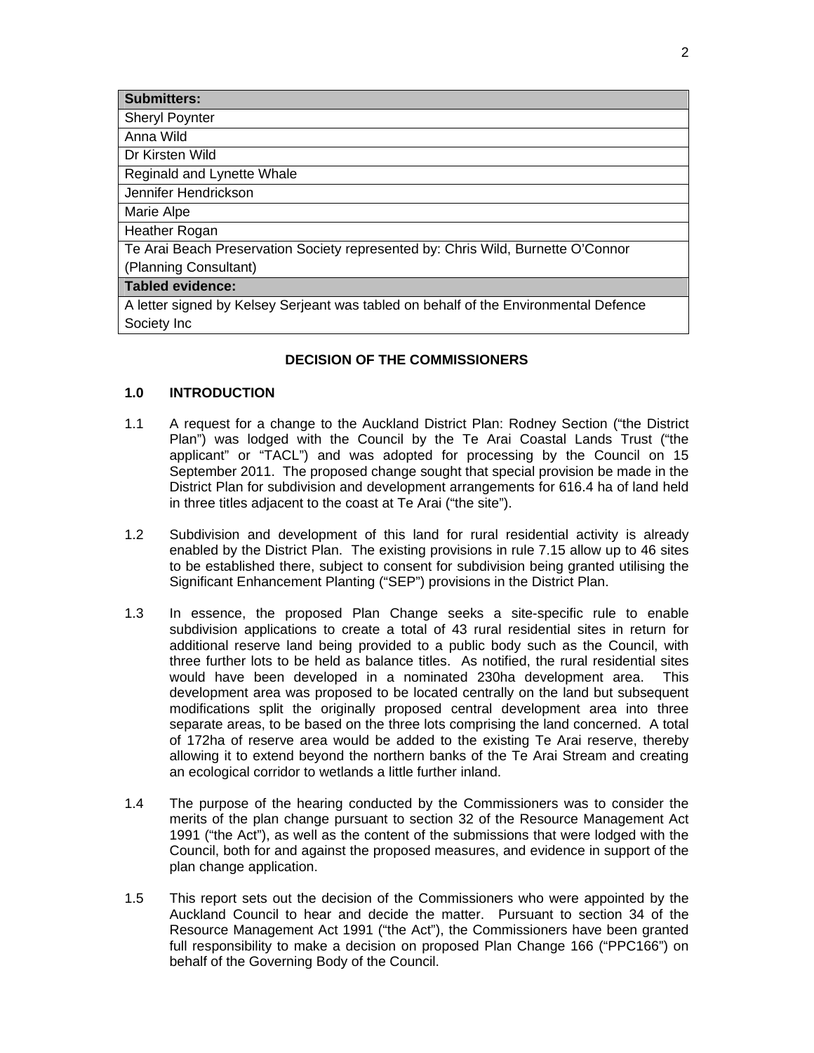| Submitters: |
| --- |
| Sheryl Poynter |
| Anna Wild |
| Dr Kirsten Wild |
| Reginald and Lynette Whale |
| Jennifer Hendrickson |
| Marie Alpe |
| Heather Rogan |
| Te Arai Beach Preservation Society represented by: Chris Wild, Burnette O'Connor (Planning Consultant) |
| **Tabled evidence:** |
| A letter signed by Kelsey Serjeant was tabled on behalf of the Environmental Defence Society Inc |

## DECISION OF THE COMMISSIONERS

### 1.0 INTRODUCTION

1.1 A request for a change to the Auckland District Plan: Rodney Section ("the District Plan") was lodged with the Council by the Te Arai Coastal Lands Trust ("the applicant" or "TACL") and was adopted for processing by the Council on 15 September 2011. The proposed change sought that special provision be made in the District Plan for subdivision and development arrangements for 616.4 ha of land held in three titles adjacent to the coast at Te Arai ("the site").

1.2 Subdivision and development of this land for rural residential activity is already enabled by the District Plan. The existing provisions in rule 7.15 allow up to 46 sites to be established there, subject to consent for subdivision being granted utilising the Significant Enhancement Planting ("SEP") provisions in the District Plan.

1.3 In essence, the proposed Plan Change seeks a site-specific rule to enable subdivision applications to create a total of 43 rural residential sites in return for additional reserve land being provided to a public body such as the Council, with three further lots to be held as balance titles. As notified, the rural residential sites would have been developed in a nominated 230ha development area. This development area was proposed to be located centrally on the land but subsequent modifications split the originally proposed central development area into three separate areas, to be based on the three lots comprising the land concerned. A total of 172ha of reserve area would be added to the existing Te Arai reserve, thereby allowing it to extend beyond the northern banks of the Te Arai Stream and creating an ecological corridor to wetlands a little further inland.

1.4 The purpose of the hearing conducted by the Commissioners was to consider the merits of the plan change pursuant to section 32 of the Resource Management Act 1991 ("the Act"), as well as the content of the submissions that were lodged with the Council, both for and against the proposed measures, and evidence in support of the plan change application.

1.5 This report sets out the decision of the Commissioners who were appointed by the Auckland Council to hear and decide the matter. Pursuant to section 34 of the Resource Management Act 1991 ("the Act"), the Commissioners have been granted full responsibility to make a decision on proposed Plan Change 166 ("PPC166") on behalf of the Governing Body of the Council.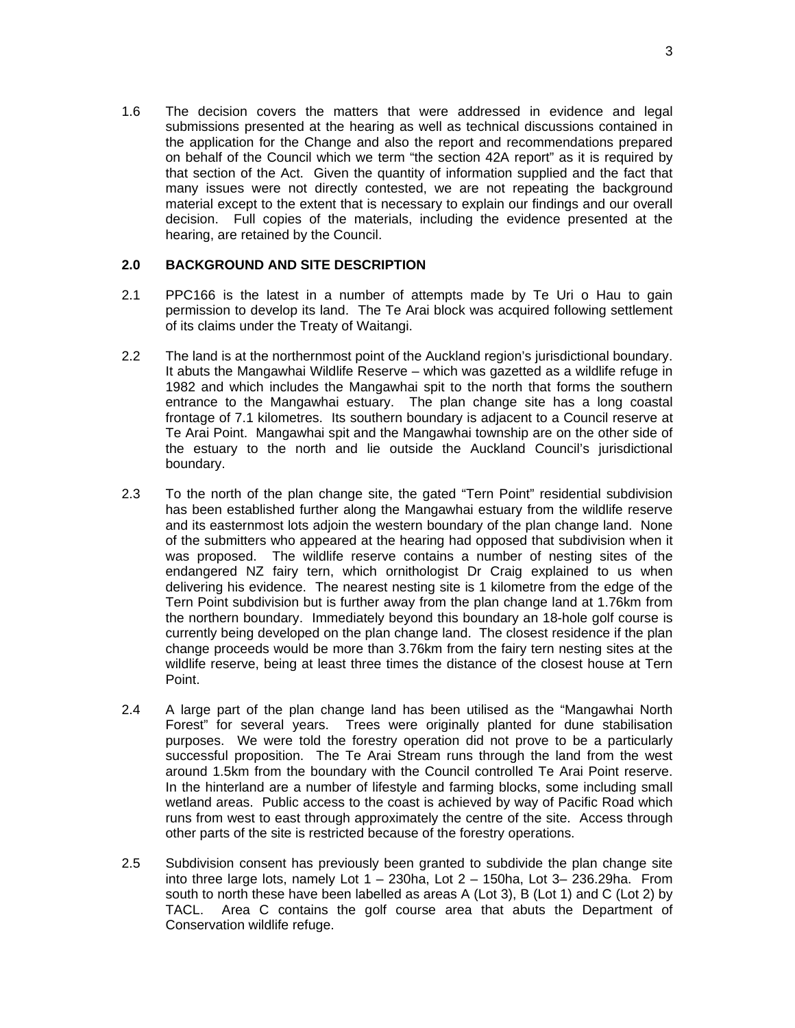1.6 The decision covers the matters that were addressed in evidence and legal submissions presented at the hearing as well as technical discussions contained in the application for the Change and also the report and recommendations prepared on behalf of the Council which we term "the section 42A report" as it is required by that section of the Act. Given the quantity of information supplied and the fact that many issues were not directly contested, we are not repeating the background material except to the extent that is necessary to explain our findings and our overall decision. Full copies of the materials, including the evidence presented at the hearing, are retained by the Council.

## 2.0 BACKGROUND AND SITE DESCRIPTION

2.1 PPC166 is the latest in a number of attempts made by Te Uri o Hau to gain permission to develop its land. The Te Arai block was acquired following settlement of its claims under the Treaty of Waitangi.

2.2 The land is at the northernmost point of the Auckland region's jurisdictional boundary. It abuts the Mangawhai Wildlife Reserve – which was gazetted as a wildlife refuge in 1982 and which includes the Mangawhai spit to the north that forms the southern entrance to the Mangawhai estuary. The plan change site has a long coastal frontage of 7.1 kilometres. Its southern boundary is adjacent to a Council reserve at Te Arai Point. Mangawhai spit and the Mangawhai township are on the other side of the estuary to the north and lie outside the Auckland Council's jurisdictional boundary.

2.3 To the north of the plan change site, the gated "Tern Point" residential subdivision has been established further along the Mangawhai estuary from the wildlife reserve and its easternmost lots adjoin the western boundary of the plan change land. None of the submitters who appeared at the hearing had opposed that subdivision when it was proposed. The wildlife reserve contains a number of nesting sites of the endangered NZ fairy tern, which ornithologist Dr Craig explained to us when delivering his evidence. The nearest nesting site is 1 kilometre from the edge of the Tern Point subdivision but is further away from the plan change land at 1.76km from the northern boundary. Immediately beyond this boundary an 18-hole golf course is currently being developed on the plan change land. The closest residence if the plan change proceeds would be more than 3.76km from the fairy tern nesting sites at the wildlife reserve, being at least three times the distance of the closest house at Tern Point.

2.4 A large part of the plan change land has been utilised as the "Mangawhai North Forest" for several years. Trees were originally planted for dune stabilisation purposes. We were told the forestry operation did not prove to be a particularly successful proposition. The Te Arai Stream runs through the land from the west around 1.5km from the boundary with the Council controlled Te Arai Point reserve. In the hinterland are a number of lifestyle and farming blocks, some including small wetland areas. Public access to the coast is achieved by way of Pacific Road which runs from west to east through approximately the centre of the site. Access through other parts of the site is restricted because of the forestry operations.

2.5 Subdivision consent has previously been granted to subdivide the plan change site into three large lots, namely Lot 1 – 230ha, Lot 2 – 150ha, Lot 3– 236.29ha. From south to north these have been labelled as areas A (Lot 3), B (Lot 1) and C (Lot 2) by TACL. Area C contains the golf course area that abuts the Department of Conservation wildlife refuge.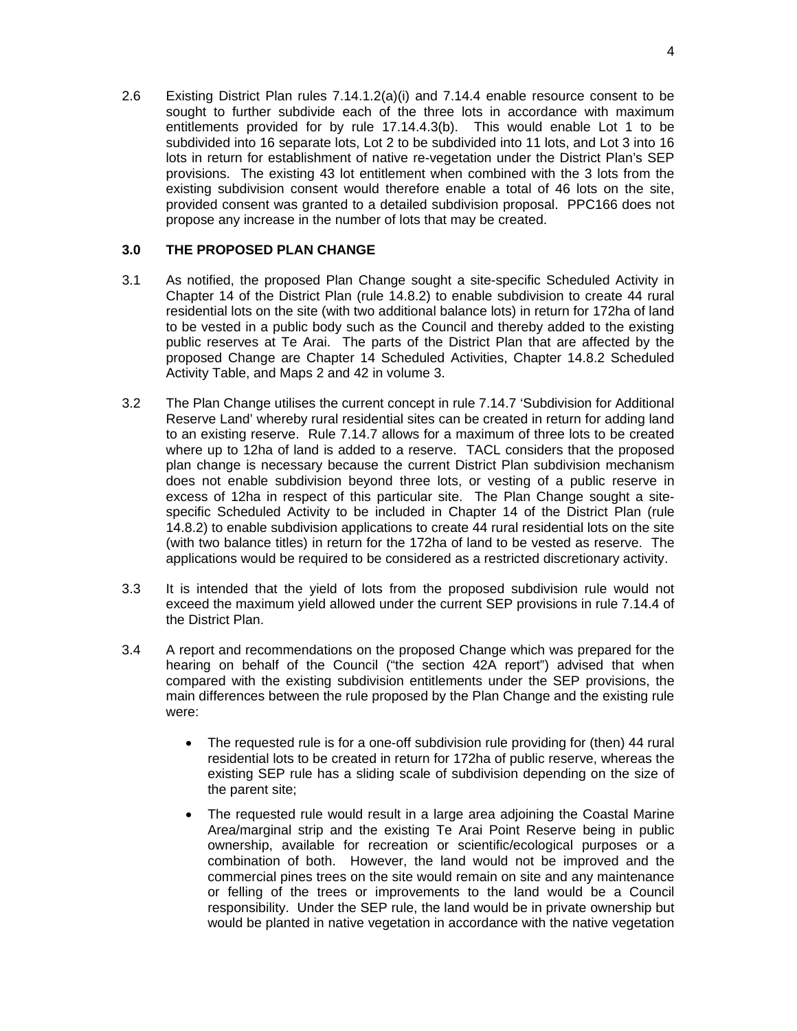2.6 Existing District Plan rules 7.14.1.2(a)(i) and 7.14.4 enable resource consent to be sought to further subdivide each of the three lots in accordance with maximum entitlements provided for by rule 17.14.4.3(b). This would enable Lot 1 to be subdivided into 16 separate lots, Lot 2 to be subdivided into 11 lots, and Lot 3 into 16 lots in return for establishment of native re-vegetation under the District Plan's SEP provisions. The existing 43 lot entitlement when combined with the 3 lots from the existing subdivision consent would therefore enable a total of 46 lots on the site, provided consent was granted to a detailed subdivision proposal. PPC166 does not propose any increase in the number of lots that may be created.

## 3.0 THE PROPOSED PLAN CHANGE

3.1 As notified, the proposed Plan Change sought a site-specific Scheduled Activity in Chapter 14 of the District Plan (rule 14.8.2) to enable subdivision to create 44 rural residential lots on the site (with two additional balance lots) in return for 172ha of land to be vested in a public body such as the Council and thereby added to the existing public reserves at Te Arai. The parts of the District Plan that are affected by the proposed Change are Chapter 14 Scheduled Activities, Chapter 14.8.2 Scheduled Activity Table, and Maps 2 and 42 in volume 3.

3.2 The Plan Change utilises the current concept in rule 7.14.7 'Subdivision for Additional Reserve Land' whereby rural residential sites can be created in return for adding land to an existing reserve. Rule 7.14.7 allows for a maximum of three lots to be created where up to 12ha of land is added to a reserve. TACL considers that the proposed plan change is necessary because the current District Plan subdivision mechanism does not enable subdivision beyond three lots, or vesting of a public reserve in excess of 12ha in respect of this particular site. The Plan Change sought a site-specific Scheduled Activity to be included in Chapter 14 of the District Plan (rule 14.8.2) to enable subdivision applications to create 44 rural residential lots on the site (with two balance titles) in return for the 172ha of land to be vested as reserve. The applications would be required to be considered as a restricted discretionary activity.

3.3 It is intended that the yield of lots from the proposed subdivision rule would not exceed the maximum yield allowed under the current SEP provisions in rule 7.14.4 of the District Plan.

3.4 A report and recommendations on the proposed Change which was prepared for the hearing on behalf of the Council ("the section 42A report") advised that when compared with the existing subdivision entitlements under the SEP provisions, the main differences between the rule proposed by the Plan Change and the existing rule were:

- The requested rule is for a one-off subdivision rule providing for (then) 44 rural residential lots to be created in return for 172ha of public reserve, whereas the existing SEP rule has a sliding scale of subdivision depending on the size of the parent site;
- The requested rule would result in a large area adjoining the Coastal Marine Area/marginal strip and the existing Te Arai Point Reserve being in public ownership, available for recreation or scientific/ecological purposes or a combination of both. However, the land would not be improved and the commercial pines trees on the site would remain on site and any maintenance or felling of the trees or improvements to the land would be a Council responsibility. Under the SEP rule, the land would be in private ownership but would be planted in native vegetation in accordance with the native vegetation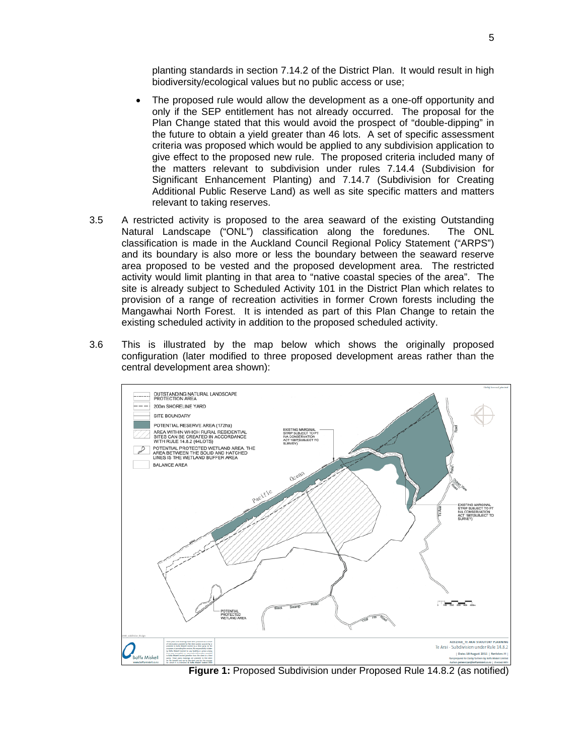planting standards in section 7.14.2 of the District Plan. It would result in high biodiversity/ecological values but no public access or use;

- The proposed rule would allow the development as a one-off opportunity and only if the SEP entitlement has not already occurred. The proposal for the Plan Change stated that this would avoid the prospect of "double-dipping" in the future to obtain a yield greater than 46 lots. A set of specific assessment criteria was proposed which would be applied to any subdivision application to give effect to the proposed new rule. The proposed criteria included many of the matters relevant to subdivision under rules 7.14.4 (Subdivision for Significant Enhancement Planting) and 7.14.7 (Subdivision for Creating Additional Public Reserve Land) as well as site specific matters and matters relevant to taking reserves.

3.5 A restricted activity is proposed to the area seaward of the existing Outstanding Natural Landscape ("ONL") classification along the foredunes. The ONL classification is made in the Auckland Council Regional Policy Statement ("ARPS") and its boundary is also more or less the boundary between the seaward reserve area proposed to be vested and the proposed development area. The restricted activity would limit planting in that area to "native coastal species of the area". The site is already subject to Scheduled Activity 101 in the District Plan which relates to provision of a range of recreation activities in former Crown forests including the Mangawhai North Forest. It is intended as part of this Plan Change to retain the existing scheduled activity in addition to the proposed scheduled activity.

3.6 This is illustrated by the map below which shows the originally proposed configuration (later modified to three proposed development areas rather than the central development area shown):

**Figure 1:** Proposed Subdivision under Proposed Rule 14.8.2 (as notified)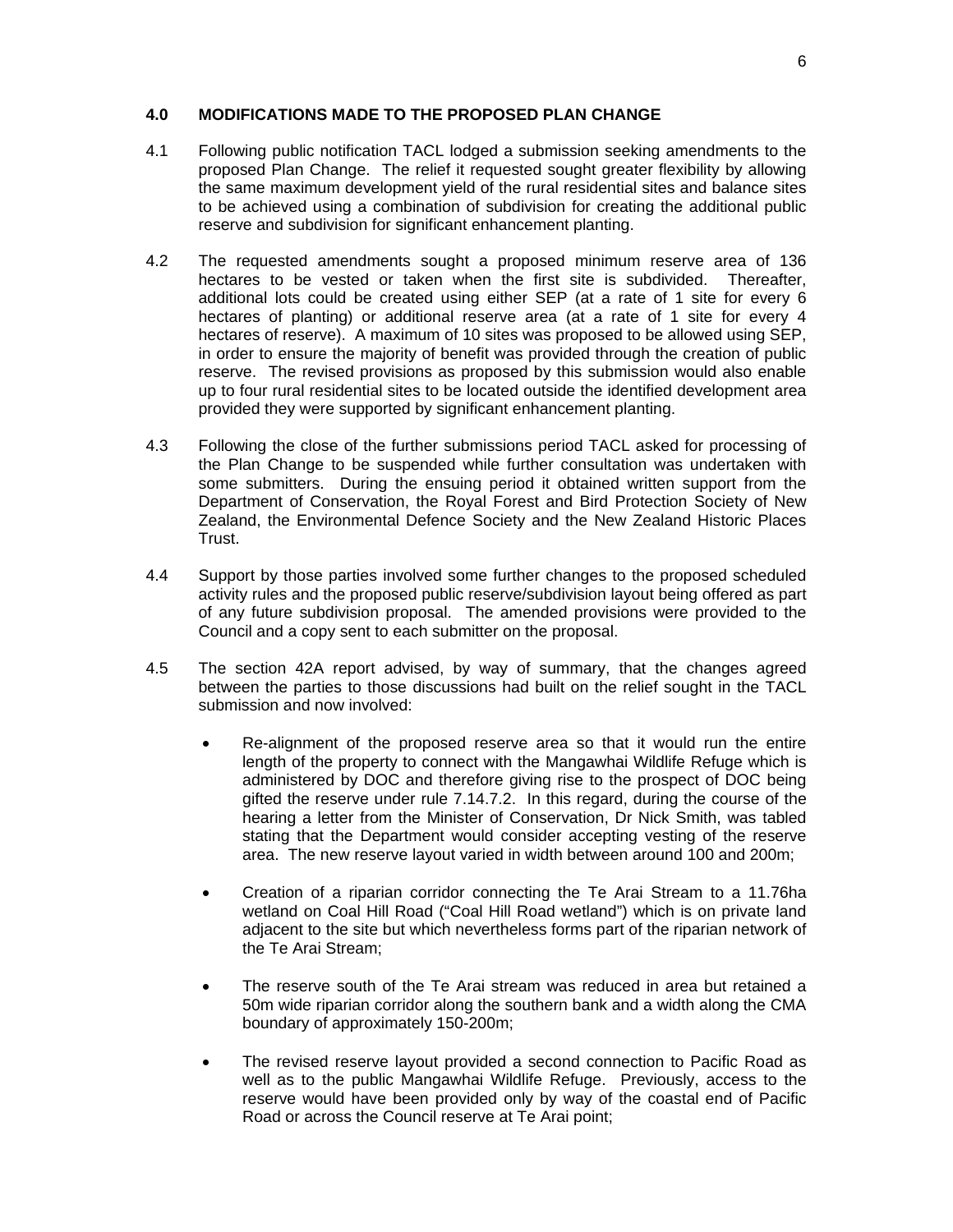## 4.0 MODIFICATIONS MADE TO THE PROPOSED PLAN CHANGE

4.1 Following public notification TACL lodged a submission seeking amendments to the proposed Plan Change. The relief it requested sought greater flexibility by allowing the same maximum development yield of the rural residential sites and balance sites to be achieved using a combination of subdivision for creating the additional public reserve and subdivision for significant enhancement planting.

4.2 The requested amendments sought a proposed minimum reserve area of 136 hectares to be vested or taken when the first site is subdivided. Thereafter, additional lots could be created using either SEP (at a rate of 1 site for every 6 hectares of planting) or additional reserve area (at a rate of 1 site for every 4 hectares of reserve). A maximum of 10 sites was proposed to be allowed using SEP, in order to ensure the majority of benefit was provided through the creation of public reserve. The revised provisions as proposed by this submission would also enable up to four rural residential sites to be located outside the identified development area provided they were supported by significant enhancement planting.

4.3 Following the close of the further submissions period TACL asked for processing of the Plan Change to be suspended while further consultation was undertaken with some submitters. During the ensuing period it obtained written support from the Department of Conservation, the Royal Forest and Bird Protection Society of New Zealand, the Environmental Defence Society and the New Zealand Historic Places Trust.

4.4 Support by those parties involved some further changes to the proposed scheduled activity rules and the proposed public reserve/subdivision layout being offered as part of any future subdivision proposal. The amended provisions were provided to the Council and a copy sent to each submitter on the proposal.

4.5 The section 42A report advised, by way of summary, that the changes agreed between the parties to those discussions had built on the relief sought in the TACL submission and now involved:

- Re-alignment of the proposed reserve area so that it would run the entire length of the property to connect with the Mangawhai Wildlife Refuge which is administered by DOC and therefore giving rise to the prospect of DOC being gifted the reserve under rule 7.14.7.2. In this regard, during the course of the hearing a letter from the Minister of Conservation, Dr Nick Smith, was tabled stating that the Department would consider accepting vesting of the reserve area. The new reserve layout varied in width between around 100 and 200m;

- Creation of a riparian corridor connecting the Te Arai Stream to a 11.76ha wetland on Coal Hill Road ("Coal Hill Road wetland") which is on private land adjacent to the site but which nevertheless forms part of the riparian network of the Te Arai Stream;

- The reserve south of the Te Arai stream was reduced in area but retained a 50m wide riparian corridor along the southern bank and a width along the CMA boundary of approximately 150-200m;

- The revised reserve layout provided a second connection to Pacific Road as well as to the public Mangawhai Wildlife Refuge. Previously, access to the reserve would have been provided only by way of the coastal end of Pacific Road or across the Council reserve at Te Arai point;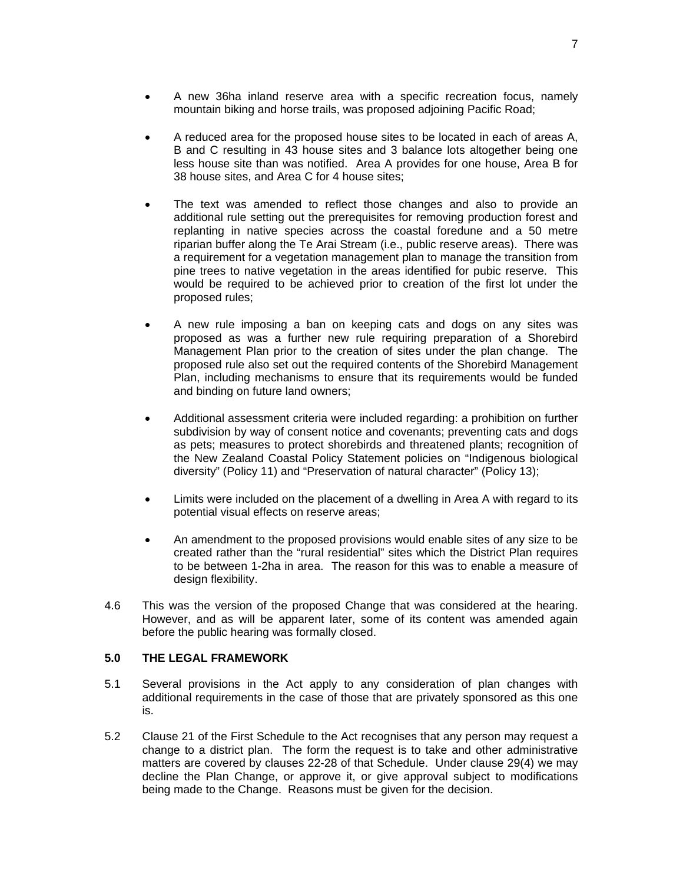- A new 36ha inland reserve area with a specific recreation focus, namely mountain biking and horse trails, was proposed adjoining Pacific Road;

- A reduced area for the proposed house sites to be located in each of areas A, B and C resulting in 43 house sites and 3 balance lots altogether being one less house site than was notified. Area A provides for one house, Area B for 38 house sites, and Area C for 4 house sites;

- The text was amended to reflect those changes and also to provide an additional rule setting out the prerequisites for removing production forest and replanting in native species across the coastal foredune and a 50 metre riparian buffer along the Te Arai Stream (i.e., public reserve areas). There was a requirement for a vegetation management plan to manage the transition from pine trees to native vegetation in the areas identified for pubic reserve. This would be required to be achieved prior to creation of the first lot under the proposed rules;

- A new rule imposing a ban on keeping cats and dogs on any sites was proposed as was a further new rule requiring preparation of a Shorebird Management Plan prior to the creation of sites under the plan change. The proposed rule also set out the required contents of the Shorebird Management Plan, including mechanisms to ensure that its requirements would be funded and binding on future land owners;

- Additional assessment criteria were included regarding: a prohibition on further subdivision by way of consent notice and covenants; preventing cats and dogs as pets; measures to protect shorebirds and threatened plants; recognition of the New Zealand Coastal Policy Statement policies on "Indigenous biological diversity" (Policy 11) and "Preservation of natural character" (Policy 13);

- Limits were included on the placement of a dwelling in Area A with regard to its potential visual effects on reserve areas;

- An amendment to the proposed provisions would enable sites of any size to be created rather than the "rural residential" sites which the District Plan requires to be between 1-2ha in area. The reason for this was to enable a measure of design flexibility.

4.6 This was the version of the proposed Change that was considered at the hearing. However, and as will be apparent later, some of its content was amended again before the public hearing was formally closed.

## 5.0 THE LEGAL FRAMEWORK

5.1 Several provisions in the Act apply to any consideration of plan changes with additional requirements in the case of those that are privately sponsored as this one is.

5.2 Clause 21 of the First Schedule to the Act recognises that any person may request a change to a district plan. The form the request is to take and other administrative matters are covered by clauses 22-28 of that Schedule. Under clause 29(4) we may decline the Plan Change, or approve it, or give approval subject to modifications being made to the Change. Reasons must be given for the decision.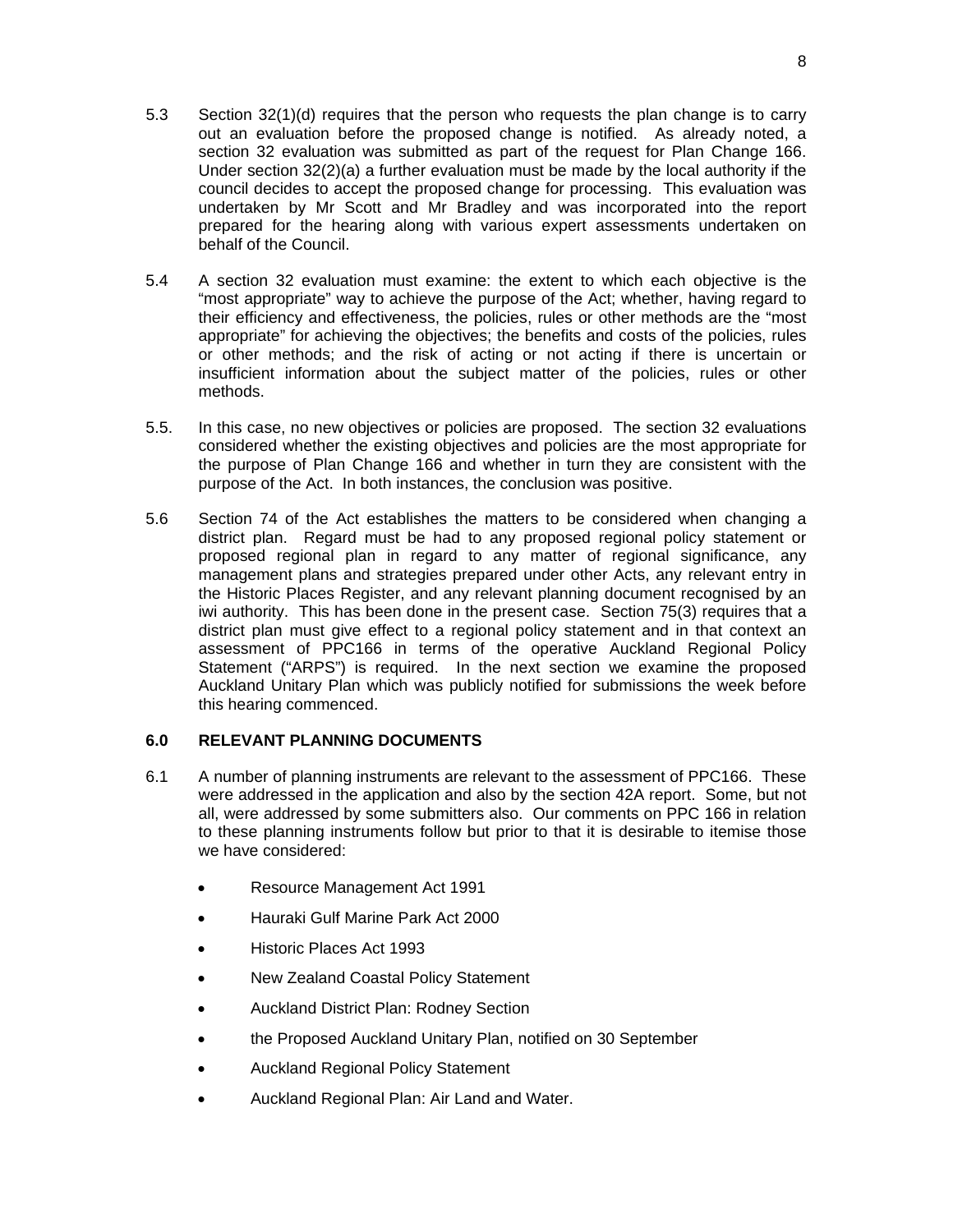5.3 Section 32(1)(d) requires that the person who requests the plan change is to carry out an evaluation before the proposed change is notified. As already noted, a section 32 evaluation was submitted as part of the request for Plan Change 166. Under section 32(2)(a) a further evaluation must be made by the local authority if the council decides to accept the proposed change for processing. This evaluation was undertaken by Mr Scott and Mr Bradley and was incorporated into the report prepared for the hearing along with various expert assessments undertaken on behalf of the Council.

5.4 A section 32 evaluation must examine: the extent to which each objective is the "most appropriate" way to achieve the purpose of the Act; whether, having regard to their efficiency and effectiveness, the policies, rules or other methods are the "most appropriate" for achieving the objectives; the benefits and costs of the policies, rules or other methods; and the risk of acting or not acting if there is uncertain or insufficient information about the subject matter of the policies, rules or other methods.

5.5. In this case, no new objectives or policies are proposed. The section 32 evaluations considered whether the existing objectives and policies are the most appropriate for the purpose of Plan Change 166 and whether in turn they are consistent with the purpose of the Act. In both instances, the conclusion was positive.

5.6 Section 74 of the Act establishes the matters to be considered when changing a district plan. Regard must be had to any proposed regional policy statement or proposed regional plan in regard to any matter of regional significance, any management plans and strategies prepared under other Acts, any relevant entry in the Historic Places Register, and any relevant planning document recognised by an iwi authority. This has been done in the present case. Section 75(3) requires that a district plan must give effect to a regional policy statement and in that context an assessment of PPC166 in terms of the operative Auckland Regional Policy Statement ("ARPS") is required. In the next section we examine the proposed Auckland Unitary Plan which was publicly notified for submissions the week before this hearing commenced.

## 6.0 RELEVANT PLANNING DOCUMENTS

6.1 A number of planning instruments are relevant to the assessment of PPC166. These were addressed in the application and also by the section 42A report. Some, but not all, were addressed by some submitters also. Our comments on PPC 166 in relation to these planning instruments follow but prior to that it is desirable to itemise those we have considered:

- Resource Management Act 1991
- Hauraki Gulf Marine Park Act 2000
- Historic Places Act 1993
- New Zealand Coastal Policy Statement
- Auckland District Plan: Rodney Section
- the Proposed Auckland Unitary Plan, notified on 30 September
- Auckland Regional Policy Statement
- Auckland Regional Plan: Air Land and Water.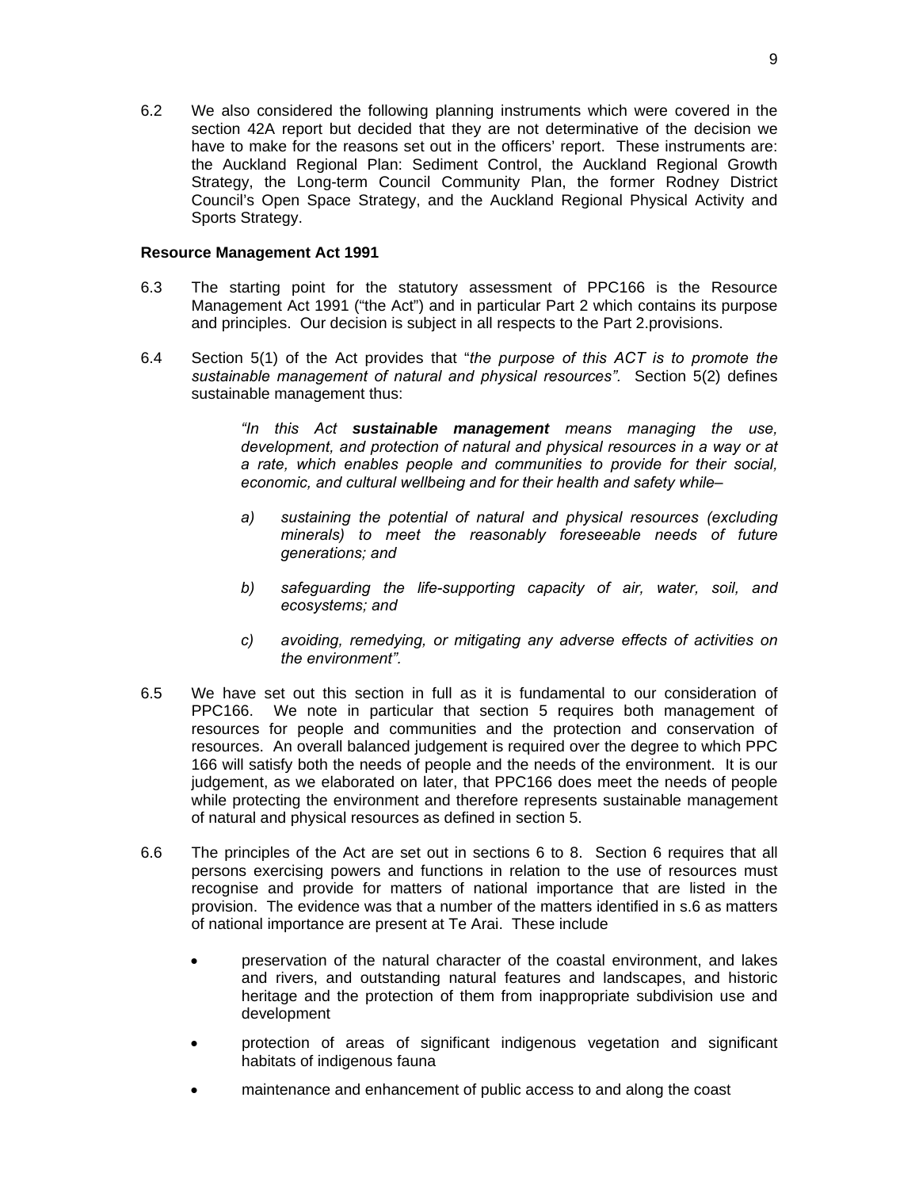6.2 We also considered the following planning instruments which were covered in the section 42A report but decided that they are not determinative of the decision we have to make for the reasons set out in the officers' report. These instruments are: the Auckland Regional Plan: Sediment Control, the Auckland Regional Growth Strategy, the Long-term Council Community Plan, the former Rodney District Council's Open Space Strategy, and the Auckland Regional Physical Activity and Sports Strategy.

**Resource Management Act 1991**

6.3 The starting point for the statutory assessment of PPC166 is the Resource Management Act 1991 ("the Act") and in particular Part 2 which contains its purpose and principles. Our decision is subject in all respects to the Part 2.provisions.

6.4 Section 5(1) of the Act provides that "*the purpose of this ACT is to promote the sustainable management of natural and physical resources".* Section 5(2) defines sustainable management thus:

> *"In this Act* ***sustainable management*** *means managing the use, development, and protection of natural and physical resources in a way or at a rate, which enables people and communities to provide for their social, economic, and cultural wellbeing and for their health and safety while–*
>
> *a) sustaining the potential of natural and physical resources (excluding minerals) to meet the reasonably foreseeable needs of future generations; and*
>
> *b) safeguarding the life-supporting capacity of air, water, soil, and ecosystems; and*
>
> *c) avoiding, remedying, or mitigating any adverse effects of activities on the environment".*

6.5 We have set out this section in full as it is fundamental to our consideration of PPC166. We note in particular that section 5 requires both management of resources for people and communities and the protection and conservation of resources. An overall balanced judgement is required over the degree to which PPC 166 will satisfy both the needs of people and the needs of the environment. It is our judgement, as we elaborated on later, that PPC166 does meet the needs of people while protecting the environment and therefore represents sustainable management of natural and physical resources as defined in section 5.

6.6 The principles of the Act are set out in sections 6 to 8. Section 6 requires that all persons exercising powers and functions in relation to the use of resources must recognise and provide for matters of national importance that are listed in the provision. The evidence was that a number of the matters identified in s.6 as matters of national importance are present at Te Arai. These include

- preservation of the natural character of the coastal environment, and lakes and rivers, and outstanding natural features and landscapes, and historic heritage and the protection of them from inappropriate subdivision use and development
- protection of areas of significant indigenous vegetation and significant habitats of indigenous fauna
- maintenance and enhancement of public access to and along the coast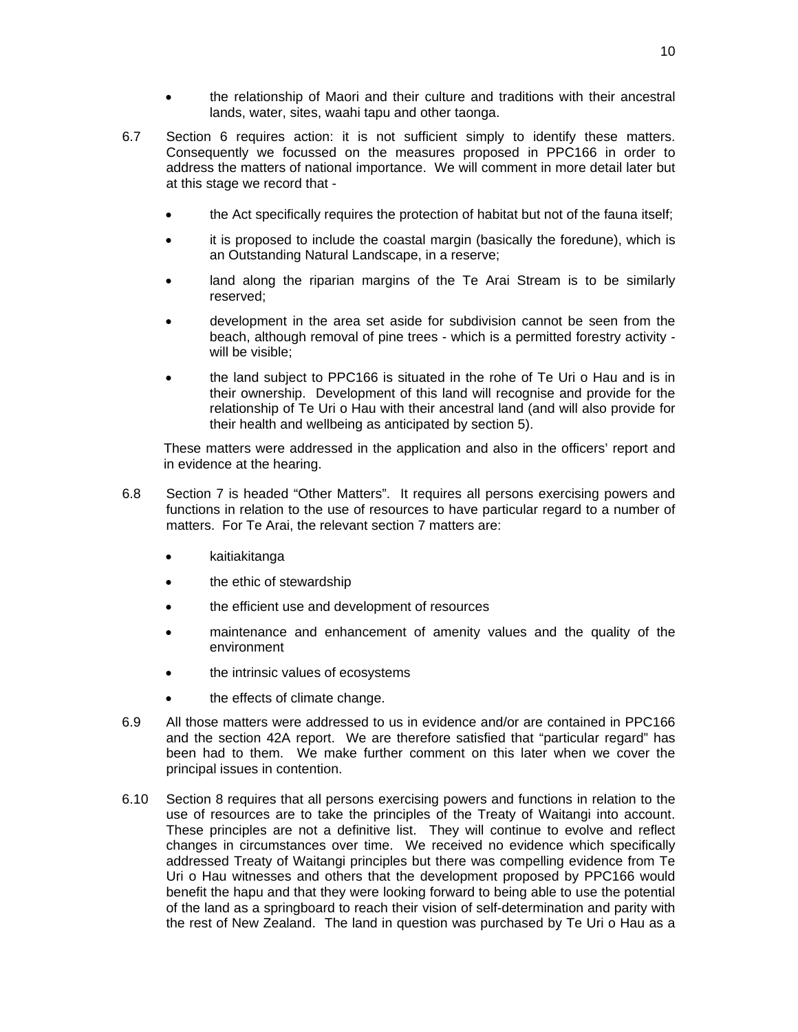- the relationship of Maori and their culture and traditions with their ancestral lands, water, sites, waahi tapu and other taonga.

6.7 Section 6 requires action: it is not sufficient simply to identify these matters. Consequently we focussed on the measures proposed in PPC166 in order to address the matters of national importance. We will comment in more detail later but at this stage we record that -

- the Act specifically requires the protection of habitat but not of the fauna itself;
- it is proposed to include the coastal margin (basically the foredune), which is an Outstanding Natural Landscape, in a reserve;
- land along the riparian margins of the Te Arai Stream is to be similarly reserved;
- development in the area set aside for subdivision cannot be seen from the beach, although removal of pine trees - which is a permitted forestry activity - will be visible;
- the land subject to PPC166 is situated in the rohe of Te Uri o Hau and is in their ownership. Development of this land will recognise and provide for the relationship of Te Uri o Hau with their ancestral land (and will also provide for their health and wellbeing as anticipated by section 5).

These matters were addressed in the application and also in the officers' report and in evidence at the hearing.

6.8 Section 7 is headed "Other Matters". It requires all persons exercising powers and functions in relation to the use of resources to have particular regard to a number of matters. For Te Arai, the relevant section 7 matters are:

- kaitiakitanga
- the ethic of stewardship
- the efficient use and development of resources
- maintenance and enhancement of amenity values and the quality of the environment
- the intrinsic values of ecosystems
- the effects of climate change.

6.9 All those matters were addressed to us in evidence and/or are contained in PPC166 and the section 42A report. We are therefore satisfied that "particular regard" has been had to them. We make further comment on this later when we cover the principal issues in contention.

6.10 Section 8 requires that all persons exercising powers and functions in relation to the use of resources are to take the principles of the Treaty of Waitangi into account. These principles are not a definitive list. They will continue to evolve and reflect changes in circumstances over time. We received no evidence which specifically addressed Treaty of Waitangi principles but there was compelling evidence from Te Uri o Hau witnesses and others that the development proposed by PPC166 would benefit the hapu and that they were looking forward to being able to use the potential of the land as a springboard to reach their vision of self-determination and parity with the rest of New Zealand. The land in question was purchased by Te Uri o Hau as a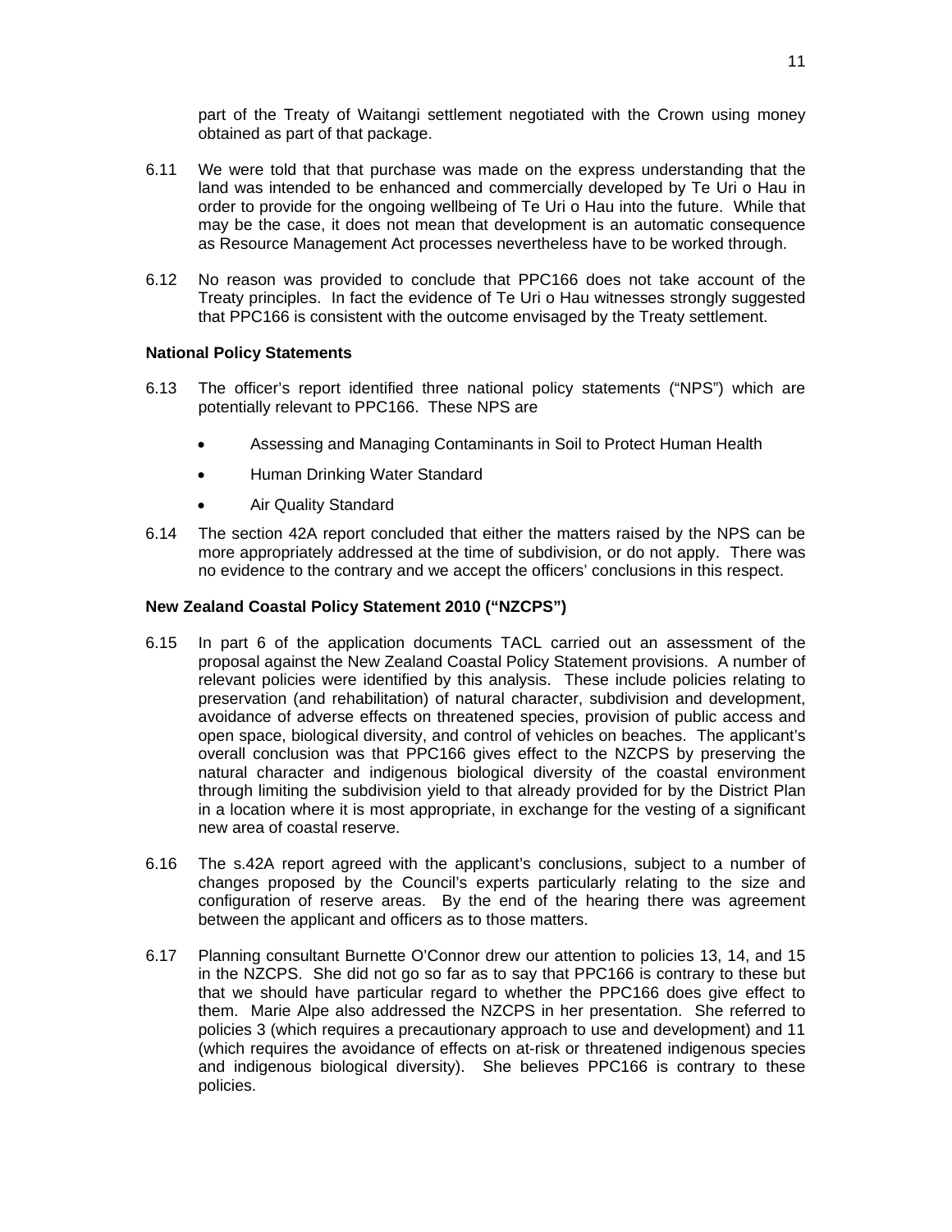part of the Treaty of Waitangi settlement negotiated with the Crown using money obtained as part of that package.

6.11 We were told that that purchase was made on the express understanding that the land was intended to be enhanced and commercially developed by Te Uri o Hau in order to provide for the ongoing wellbeing of Te Uri o Hau into the future. While that may be the case, it does not mean that development is an automatic consequence as Resource Management Act processes nevertheless have to be worked through.

6.12 No reason was provided to conclude that PPC166 does not take account of the Treaty principles. In fact the evidence of Te Uri o Hau witnesses strongly suggested that PPC166 is consistent with the outcome envisaged by the Treaty settlement.

**National Policy Statements**

6.13 The officer's report identified three national policy statements ("NPS") which are potentially relevant to PPC166. These NPS are

- Assessing and Managing Contaminants in Soil to Protect Human Health
- Human Drinking Water Standard
- Air Quality Standard

6.14 The section 42A report concluded that either the matters raised by the NPS can be more appropriately addressed at the time of subdivision, or do not apply. There was no evidence to the contrary and we accept the officers' conclusions in this respect.

**New Zealand Coastal Policy Statement 2010 ("NZCPS")**

6.15 In part 6 of the application documents TACL carried out an assessment of the proposal against the New Zealand Coastal Policy Statement provisions. A number of relevant policies were identified by this analysis. These include policies relating to preservation (and rehabilitation) of natural character, subdivision and development, avoidance of adverse effects on threatened species, provision of public access and open space, biological diversity, and control of vehicles on beaches. The applicant's overall conclusion was that PPC166 gives effect to the NZCPS by preserving the natural character and indigenous biological diversity of the coastal environment through limiting the subdivision yield to that already provided for by the District Plan in a location where it is most appropriate, in exchange for the vesting of a significant new area of coastal reserve.

6.16 The s.42A report agreed with the applicant's conclusions, subject to a number of changes proposed by the Council's experts particularly relating to the size and configuration of reserve areas. By the end of the hearing there was agreement between the applicant and officers as to those matters.

6.17 Planning consultant Burnette O'Connor drew our attention to policies 13, 14, and 15 in the NZCPS. She did not go so far as to say that PPC166 is contrary to these but that we should have particular regard to whether the PPC166 does give effect to them. Marie Alpe also addressed the NZCPS in her presentation. She referred to policies 3 (which requires a precautionary approach to use and development) and 11 (which requires the avoidance of effects on at-risk or threatened indigenous species and indigenous biological diversity). She believes PPC166 is contrary to these policies.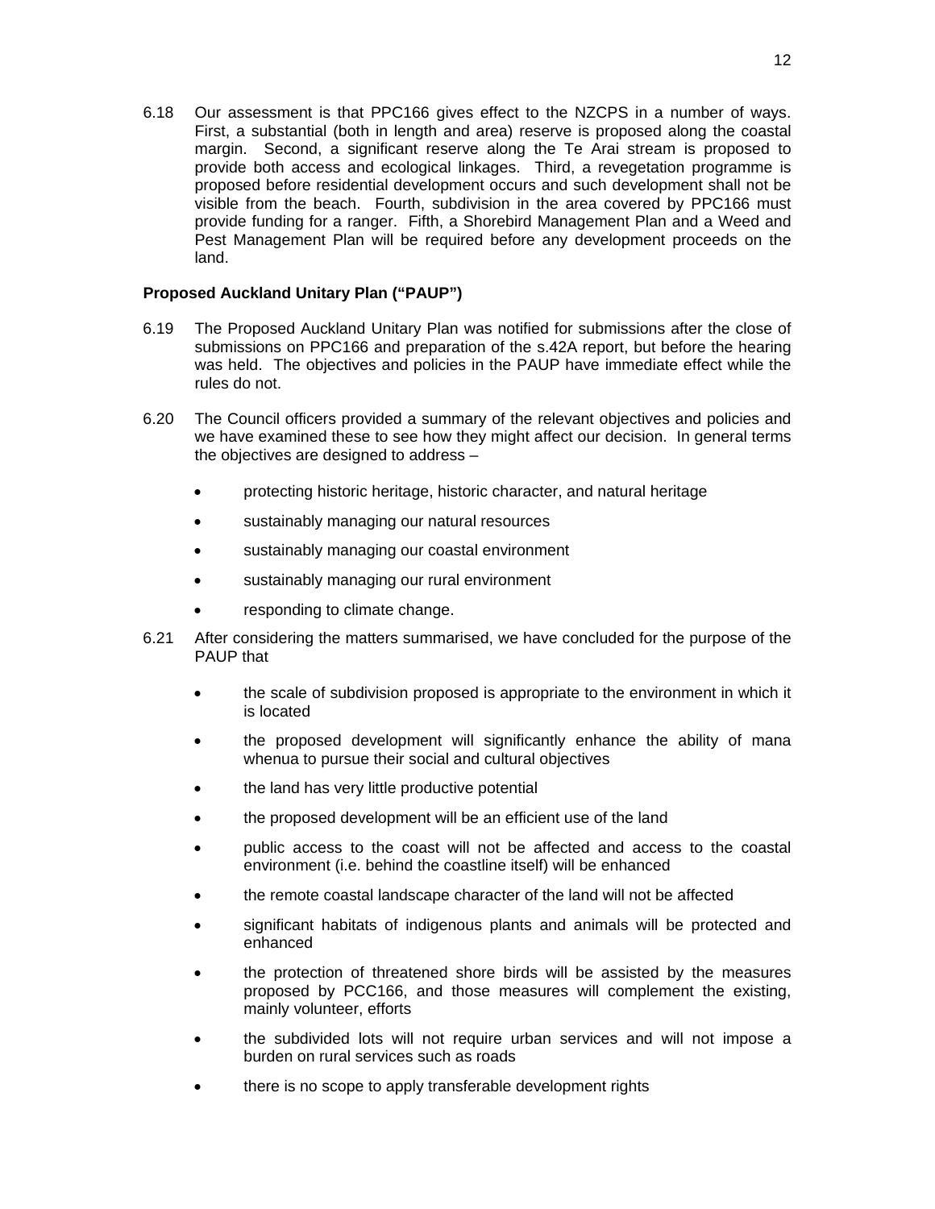6.18 Our assessment is that PPC166 gives effect to the NZCPS in a number of ways. First, a substantial (both in length and area) reserve is proposed along the coastal margin. Second, a significant reserve along the Te Arai stream is proposed to provide both access and ecological linkages. Third, a revegetation programme is proposed before residential development occurs and such development shall not be visible from the beach. Fourth, subdivision in the area covered by PPC166 must provide funding for a ranger. Fifth, a Shorebird Management Plan and a Weed and Pest Management Plan will be required before any development proceeds on the land.

**Proposed Auckland Unitary Plan ("PAUP")**

6.19 The Proposed Auckland Unitary Plan was notified for submissions after the close of submissions on PPC166 and preparation of the s.42A report, but before the hearing was held. The objectives and policies in the PAUP have immediate effect while the rules do not.

6.20 The Council officers provided a summary of the relevant objectives and policies and we have examined these to see how they might affect our decision. In general terms the objectives are designed to address –

- protecting historic heritage, historic character, and natural heritage
- sustainably managing our natural resources
- sustainably managing our coastal environment
- sustainably managing our rural environment
- responding to climate change.

6.21 After considering the matters summarised, we have concluded for the purpose of the PAUP that

- the scale of subdivision proposed is appropriate to the environment in which it is located
- the proposed development will significantly enhance the ability of mana whenua to pursue their social and cultural objectives
- the land has very little productive potential
- the proposed development will be an efficient use of the land
- public access to the coast will not be affected and access to the coastal environment (i.e. behind the coastline itself) will be enhanced
- the remote coastal landscape character of the land will not be affected
- significant habitats of indigenous plants and animals will be protected and enhanced
- the protection of threatened shore birds will be assisted by the measures proposed by PCC166, and those measures will complement the existing, mainly volunteer, efforts
- the subdivided lots will not require urban services and will not impose a burden on rural services such as roads
- there is no scope to apply transferable development rights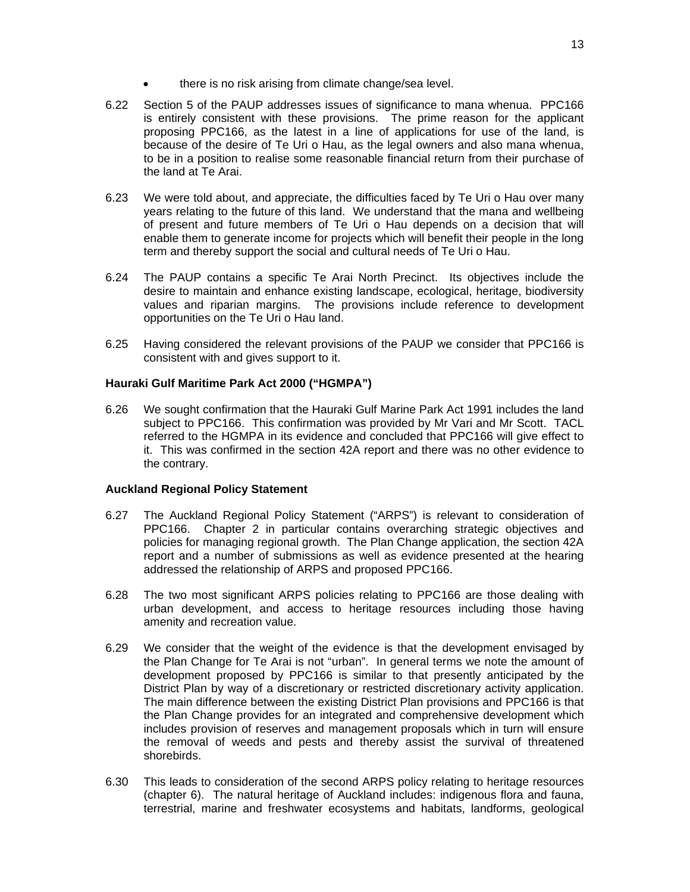- there is no risk arising from climate change/sea level.

6.22 Section 5 of the PAUP addresses issues of significance to mana whenua. PPC166 is entirely consistent with these provisions. The prime reason for the applicant proposing PPC166, as the latest in a line of applications for use of the land, is because of the desire of Te Uri o Hau, as the legal owners and also mana whenua, to be in a position to realise some reasonable financial return from their purchase of the land at Te Arai.

6.23 We were told about, and appreciate, the difficulties faced by Te Uri o Hau over many years relating to the future of this land. We understand that the mana and wellbeing of present and future members of Te Uri o Hau depends on a decision that will enable them to generate income for projects which will benefit their people in the long term and thereby support the social and cultural needs of Te Uri o Hau.

6.24 The PAUP contains a specific Te Arai North Precinct. Its objectives include the desire to maintain and enhance existing landscape, ecological, heritage, biodiversity values and riparian margins. The provisions include reference to development opportunities on the Te Uri o Hau land.

6.25 Having considered the relevant provisions of the PAUP we consider that PPC166 is consistent with and gives support to it.

**Hauraki Gulf Maritime Park Act 2000 ("HGMPA")**

6.26 We sought confirmation that the Hauraki Gulf Marine Park Act 1991 includes the land subject to PPC166. This confirmation was provided by Mr Vari and Mr Scott. TACL referred to the HGMPA in its evidence and concluded that PPC166 will give effect to it. This was confirmed in the section 42A report and there was no other evidence to the contrary.

**Auckland Regional Policy Statement**

6.27 The Auckland Regional Policy Statement ("ARPS") is relevant to consideration of PPC166. Chapter 2 in particular contains overarching strategic objectives and policies for managing regional growth. The Plan Change application, the section 42A report and a number of submissions as well as evidence presented at the hearing addressed the relationship of ARPS and proposed PPC166.

6.28 The two most significant ARPS policies relating to PPC166 are those dealing with urban development, and access to heritage resources including those having amenity and recreation value.

6.29 We consider that the weight of the evidence is that the development envisaged by the Plan Change for Te Arai is not "urban". In general terms we note the amount of development proposed by PPC166 is similar to that presently anticipated by the District Plan by way of a discretionary or restricted discretionary activity application. The main difference between the existing District Plan provisions and PPC166 is that the Plan Change provides for an integrated and comprehensive development which includes provision of reserves and management proposals which in turn will ensure the removal of weeds and pests and thereby assist the survival of threatened shorebirds.

6.30 This leads to consideration of the second ARPS policy relating to heritage resources (chapter 6). The natural heritage of Auckland includes: indigenous flora and fauna, terrestrial, marine and freshwater ecosystems and habitats, landforms, geological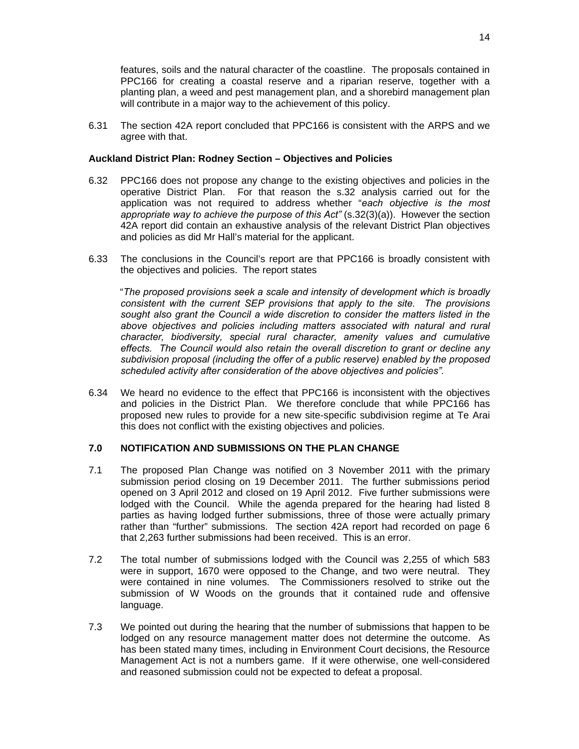features, soils and the natural character of the coastline. The proposals contained in PPC166 for creating a coastal reserve and a riparian reserve, together with a planting plan, a weed and pest management plan, and a shorebird management plan will contribute in a major way to the achievement of this policy.

6.31 The section 42A report concluded that PPC166 is consistent with the ARPS and we agree with that.

**Auckland District Plan: Rodney Section – Objectives and Policies**

6.32 PPC166 does not propose any change to the existing objectives and policies in the operative District Plan. For that reason the s.32 analysis carried out for the application was not required to address whether "*each objective is the most appropriate way to achieve the purpose of this Act"* (s.32(3)(a)). However the section 42A report did contain an exhaustive analysis of the relevant District Plan objectives and policies as did Mr Hall's material for the applicant.

6.33 The conclusions in the Council's report are that PPC166 is broadly consistent with the objectives and policies. The report states

"*The proposed provisions seek a scale and intensity of development which is broadly consistent with the current SEP provisions that apply to the site. The provisions sought also grant the Council a wide discretion to consider the matters listed in the above objectives and policies including matters associated with natural and rural character, biodiversity, special rural character, amenity values and cumulative effects. The Council would also retain the overall discretion to grant or decline any subdivision proposal (including the offer of a public reserve) enabled by the proposed scheduled activity after consideration of the above objectives and policies".*

6.34 We heard no evidence to the effect that PPC166 is inconsistent with the objectives and policies in the District Plan. We therefore conclude that while PPC166 has proposed new rules to provide for a new site-specific subdivision regime at Te Arai this does not conflict with the existing objectives and policies.

## 7.0 NOTIFICATION AND SUBMISSIONS ON THE PLAN CHANGE

7.1 The proposed Plan Change was notified on 3 November 2011 with the primary submission period closing on 19 December 2011. The further submissions period opened on 3 April 2012 and closed on 19 April 2012. Five further submissions were lodged with the Council. While the agenda prepared for the hearing had listed 8 parties as having lodged further submissions, three of those were actually primary rather than "further" submissions. The section 42A report had recorded on page 6 that 2,263 further submissions had been received. This is an error.

7.2 The total number of submissions lodged with the Council was 2,255 of which 583 were in support, 1670 were opposed to the Change, and two were neutral. They were contained in nine volumes. The Commissioners resolved to strike out the submission of W Woods on the grounds that it contained rude and offensive language.

7.3 We pointed out during the hearing that the number of submissions that happen to be lodged on any resource management matter does not determine the outcome. As has been stated many times, including in Environment Court decisions, the Resource Management Act is not a numbers game. If it were otherwise, one well-considered and reasoned submission could not be expected to defeat a proposal.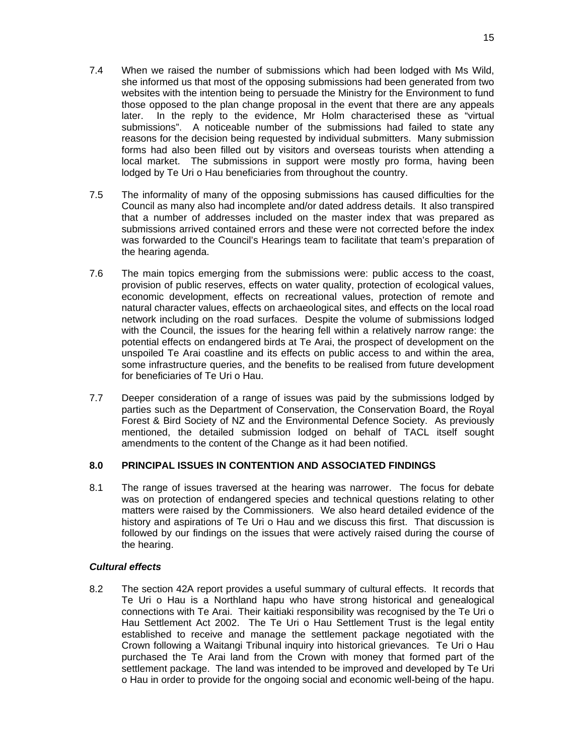7.4 When we raised the number of submissions which had been lodged with Ms Wild, she informed us that most of the opposing submissions had been generated from two websites with the intention being to persuade the Ministry for the Environment to fund those opposed to the plan change proposal in the event that there are any appeals later. In the reply to the evidence, Mr Holm characterised these as "virtual submissions". A noticeable number of the submissions had failed to state any reasons for the decision being requested by individual submitters. Many submission forms had also been filled out by visitors and overseas tourists when attending a local market. The submissions in support were mostly pro forma, having been lodged by Te Uri o Hau beneficiaries from throughout the country.

7.5 The informality of many of the opposing submissions has caused difficulties for the Council as many also had incomplete and/or dated address details. It also transpired that a number of addresses included on the master index that was prepared as submissions arrived contained errors and these were not corrected before the index was forwarded to the Council's Hearings team to facilitate that team's preparation of the hearing agenda.

7.6 The main topics emerging from the submissions were: public access to the coast, provision of public reserves, effects on water quality, protection of ecological values, economic development, effects on recreational values, protection of remote and natural character values, effects on archaeological sites, and effects on the local road network including on the road surfaces. Despite the volume of submissions lodged with the Council, the issues for the hearing fell within a relatively narrow range: the potential effects on endangered birds at Te Arai, the prospect of development on the unspoiled Te Arai coastline and its effects on public access to and within the area, some infrastructure queries, and the benefits to be realised from future development for beneficiaries of Te Uri o Hau.

7.7 Deeper consideration of a range of issues was paid by the submissions lodged by parties such as the Department of Conservation, the Conservation Board, the Royal Forest & Bird Society of NZ and the Environmental Defence Society. As previously mentioned, the detailed submission lodged on behalf of TACL itself sought amendments to the content of the Change as it had been notified.

## 8.0 PRINCIPAL ISSUES IN CONTENTION AND ASSOCIATED FINDINGS

8.1 The range of issues traversed at the hearing was narrower. The focus for debate was on protection of endangered species and technical questions relating to other matters were raised by the Commissioners. We also heard detailed evidence of the history and aspirations of Te Uri o Hau and we discuss this first. That discussion is followed by our findings on the issues that were actively raised during the course of the hearing.

### *Cultural effects*

8.2 The section 42A report provides a useful summary of cultural effects. It records that Te Uri o Hau is a Northland hapu who have strong historical and genealogical connections with Te Arai. Their kaitiaki responsibility was recognised by the Te Uri o Hau Settlement Act 2002. The Te Uri o Hau Settlement Trust is the legal entity established to receive and manage the settlement package negotiated with the Crown following a Waitangi Tribunal inquiry into historical grievances. Te Uri o Hau purchased the Te Arai land from the Crown with money that formed part of the settlement package. The land was intended to be improved and developed by Te Uri o Hau in order to provide for the ongoing social and economic well-being of the hapu.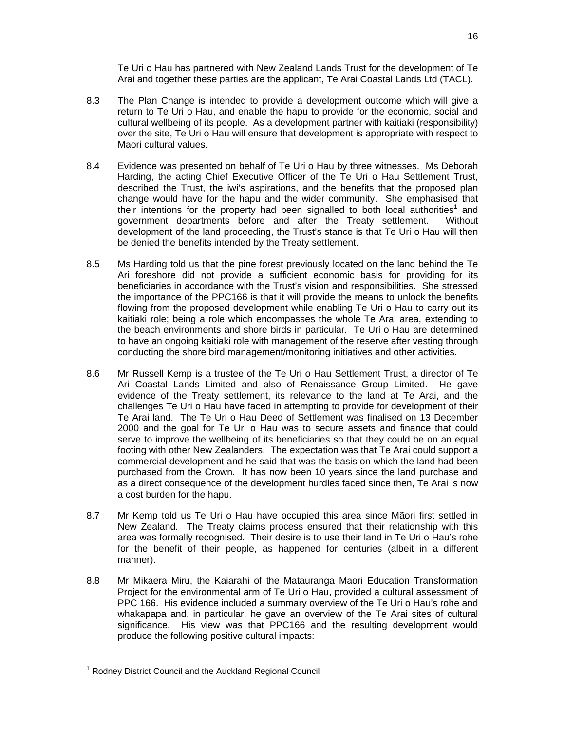Te Uri o Hau has partnered with New Zealand Lands Trust for the development of Te Arai and together these parties are the applicant, Te Arai Coastal Lands Ltd (TACL).

8.3 The Plan Change is intended to provide a development outcome which will give a return to Te Uri o Hau, and enable the hapu to provide for the economic, social and cultural wellbeing of its people. As a development partner with kaitiaki (responsibility) over the site, Te Uri o Hau will ensure that development is appropriate with respect to Maori cultural values.

8.4 Evidence was presented on behalf of Te Uri o Hau by three witnesses. Ms Deborah Harding, the acting Chief Executive Officer of the Te Uri o Hau Settlement Trust, described the Trust, the iwi's aspirations, and the benefits that the proposed plan change would have for the hapu and the wider community. She emphasised that their intentions for the property had been signalled to both local authorities[1] and government departments before and after the Treaty settlement. Without development of the land proceeding, the Trust's stance is that Te Uri o Hau will then be denied the benefits intended by the Treaty settlement.

8.5 Ms Harding told us that the pine forest previously located on the land behind the Te Ari foreshore did not provide a sufficient economic basis for providing for its beneficiaries in accordance with the Trust's vision and responsibilities. She stressed the importance of the PPC166 is that it will provide the means to unlock the benefits flowing from the proposed development while enabling Te Uri o Hau to carry out its kaitiaki role; being a role which encompasses the whole Te Arai area, extending to the beach environments and shore birds in particular. Te Uri o Hau are determined to have an ongoing kaitiaki role with management of the reserve after vesting through conducting the shore bird management/monitoring initiatives and other activities.

8.6 Mr Russell Kemp is a trustee of the Te Uri o Hau Settlement Trust, a director of Te Ari Coastal Lands Limited and also of Renaissance Group Limited. He gave evidence of the Treaty settlement, its relevance to the land at Te Arai, and the challenges Te Uri o Hau have faced in attempting to provide for development of their Te Arai land. The Te Uri o Hau Deed of Settlement was finalised on 13 December 2000 and the goal for Te Uri o Hau was to secure assets and finance that could serve to improve the wellbeing of its beneficiaries so that they could be on an equal footing with other New Zealanders. The expectation was that Te Arai could support a commercial development and he said that was the basis on which the land had been purchased from the Crown. It has now been 10 years since the land purchase and as a direct consequence of the development hurdles faced since then, Te Arai is now a cost burden for the hapu.

8.7 Mr Kemp told us Te Uri o Hau have occupied this area since Mãori first settled in New Zealand. The Treaty claims process ensured that their relationship with this area was formally recognised. Their desire is to use their land in Te Uri o Hau's rohe for the benefit of their people, as happened for centuries (albeit in a different manner).

8.8 Mr Mikaera Miru, the Kaiarahi of the Matauranga Maori Education Transformation Project for the environmental arm of Te Uri o Hau, provided a cultural assessment of PPC 166. His evidence included a summary overview of the Te Uri o Hau's rohe and whakapapa and, in particular, he gave an overview of the Te Arai sites of cultural significance. His view was that PPC166 and the resulting development would produce the following positive cultural impacts:

---

[1] Rodney District Council and the Auckland Regional Council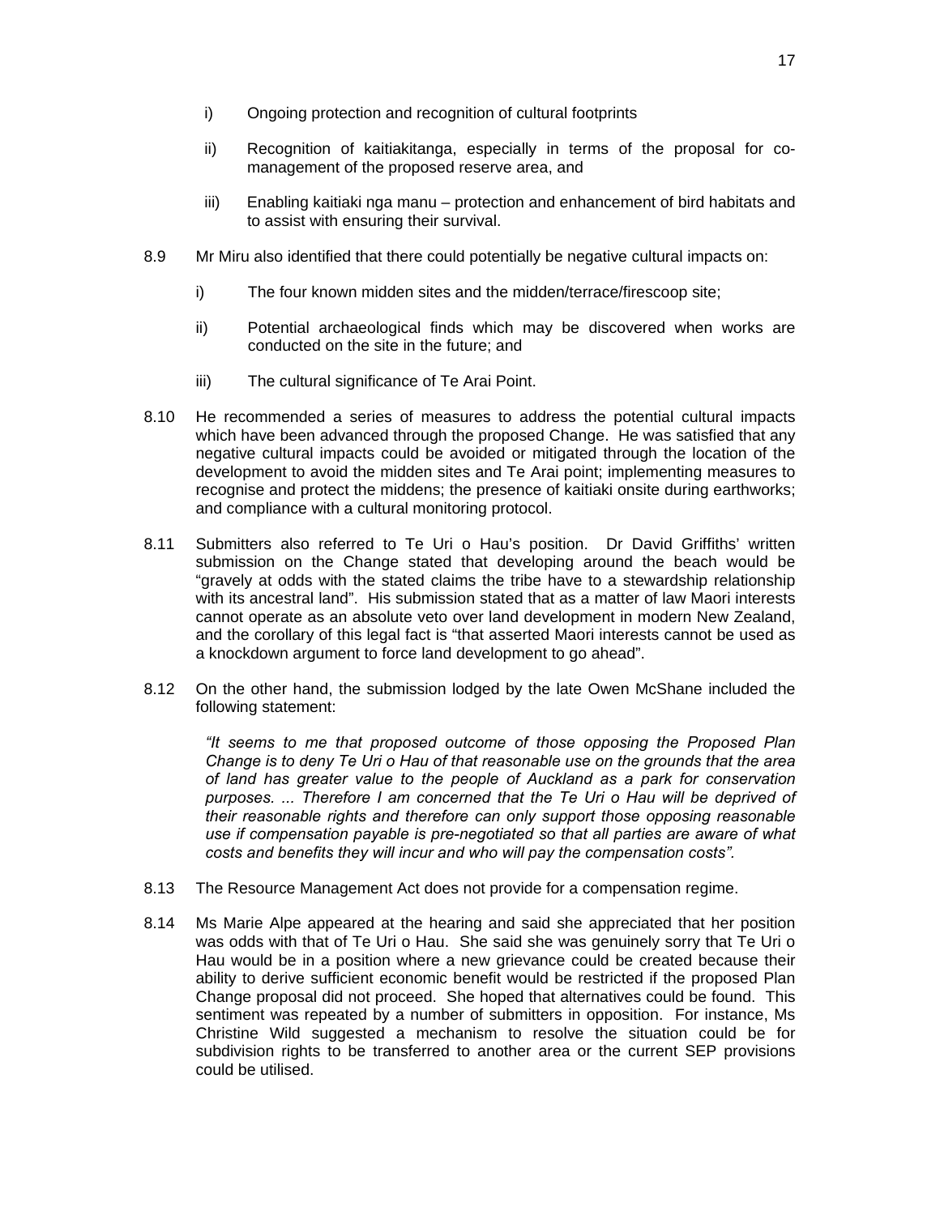i) Ongoing protection and recognition of cultural footprints

ii) Recognition of kaitiakitanga, especially in terms of the proposal for co-management of the proposed reserve area, and

iii) Enabling kaitiaki nga manu – protection and enhancement of bird habitats and to assist with ensuring their survival.

8.9 Mr Miru also identified that there could potentially be negative cultural impacts on:

i) The four known midden sites and the midden/terrace/firescoop site;

ii) Potential archaeological finds which may be discovered when works are conducted on the site in the future; and

iii) The cultural significance of Te Arai Point.

8.10 He recommended a series of measures to address the potential cultural impacts which have been advanced through the proposed Change. He was satisfied that any negative cultural impacts could be avoided or mitigated through the location of the development to avoid the midden sites and Te Arai point; implementing measures to recognise and protect the middens; the presence of kaitiaki onsite during earthworks; and compliance with a cultural monitoring protocol.

8.11 Submitters also referred to Te Uri o Hau's position. Dr David Griffiths' written submission on the Change stated that developing around the beach would be "gravely at odds with the stated claims the tribe have to a stewardship relationship with its ancestral land". His submission stated that as a matter of law Maori interests cannot operate as an absolute veto over land development in modern New Zealand, and the corollary of this legal fact is "that asserted Maori interests cannot be used as a knockdown argument to force land development to go ahead".

8.12 On the other hand, the submission lodged by the late Owen McShane included the following statement:

> *"It seems to me that proposed outcome of those opposing the Proposed Plan Change is to deny Te Uri o Hau of that reasonable use on the grounds that the area of land has greater value to the people of Auckland as a park for conservation purposes. ... Therefore I am concerned that the Te Uri o Hau will be deprived of their reasonable rights and therefore can only support those opposing reasonable use if compensation payable is pre-negotiated so that all parties are aware of what costs and benefits they will incur and who will pay the compensation costs".*

8.13 The Resource Management Act does not provide for a compensation regime.

8.14 Ms Marie Alpe appeared at the hearing and said she appreciated that her position was odds with that of Te Uri o Hau. She said she was genuinely sorry that Te Uri o Hau would be in a position where a new grievance could be created because their ability to derive sufficient economic benefit would be restricted if the proposed Plan Change proposal did not proceed. She hoped that alternatives could be found. This sentiment was repeated by a number of submitters in opposition. For instance, Ms Christine Wild suggested a mechanism to resolve the situation could be for subdivision rights to be transferred to another area or the current SEP provisions could be utilised.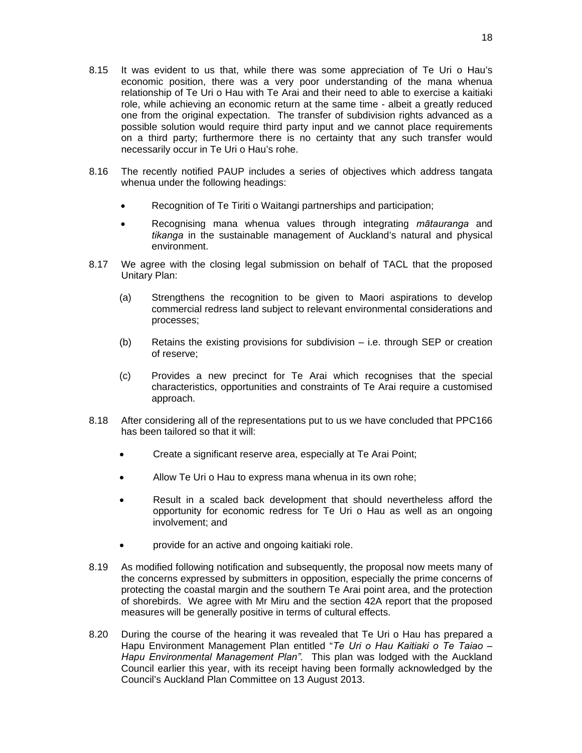8.15 It was evident to us that, while there was some appreciation of Te Uri o Hau's economic position, there was a very poor understanding of the mana whenua relationship of Te Uri o Hau with Te Arai and their need to able to exercise a kaitiaki role, while achieving an economic return at the same time - albeit a greatly reduced one from the original expectation. The transfer of subdivision rights advanced as a possible solution would require third party input and we cannot place requirements on a third party; furthermore there is no certainty that any such transfer would necessarily occur in Te Uri o Hau's rohe.

8.16 The recently notified PAUP includes a series of objectives which address tangata whenua under the following headings:

- Recognition of Te Tiriti o Waitangi partnerships and participation;
- Recognising mana whenua values through integrating *mātauranga* and *tikanga* in the sustainable management of Auckland's natural and physical environment.

8.17 We agree with the closing legal submission on behalf of TACL that the proposed Unitary Plan:

(a) Strengthens the recognition to be given to Maori aspirations to develop commercial redress land subject to relevant environmental considerations and processes;

(b) Retains the existing provisions for subdivision – i.e. through SEP or creation of reserve;

(c) Provides a new precinct for Te Arai which recognises that the special characteristics, opportunities and constraints of Te Arai require a customised approach.

8.18 After considering all of the representations put to us we have concluded that PPC166 has been tailored so that it will:

- Create a significant reserve area, especially at Te Arai Point;
- Allow Te Uri o Hau to express mana whenua in its own rohe;
- Result in a scaled back development that should nevertheless afford the opportunity for economic redress for Te Uri o Hau as well as an ongoing involvement; and
- provide for an active and ongoing kaitiaki role.

8.19 As modified following notification and subsequently, the proposal now meets many of the concerns expressed by submitters in opposition, especially the prime concerns of protecting the coastal margin and the southern Te Arai point area, and the protection of shorebirds. We agree with Mr Miru and the section 42A report that the proposed measures will be generally positive in terms of cultural effects.

8.20 During the course of the hearing it was revealed that Te Uri o Hau has prepared a Hapu Environment Management Plan entitled "*Te Uri o Hau Kaitiaki o Te Taiao – Hapu Environmental Management Plan"*. This plan was lodged with the Auckland Council earlier this year, with its receipt having been formally acknowledged by the Council's Auckland Plan Committee on 13 August 2013.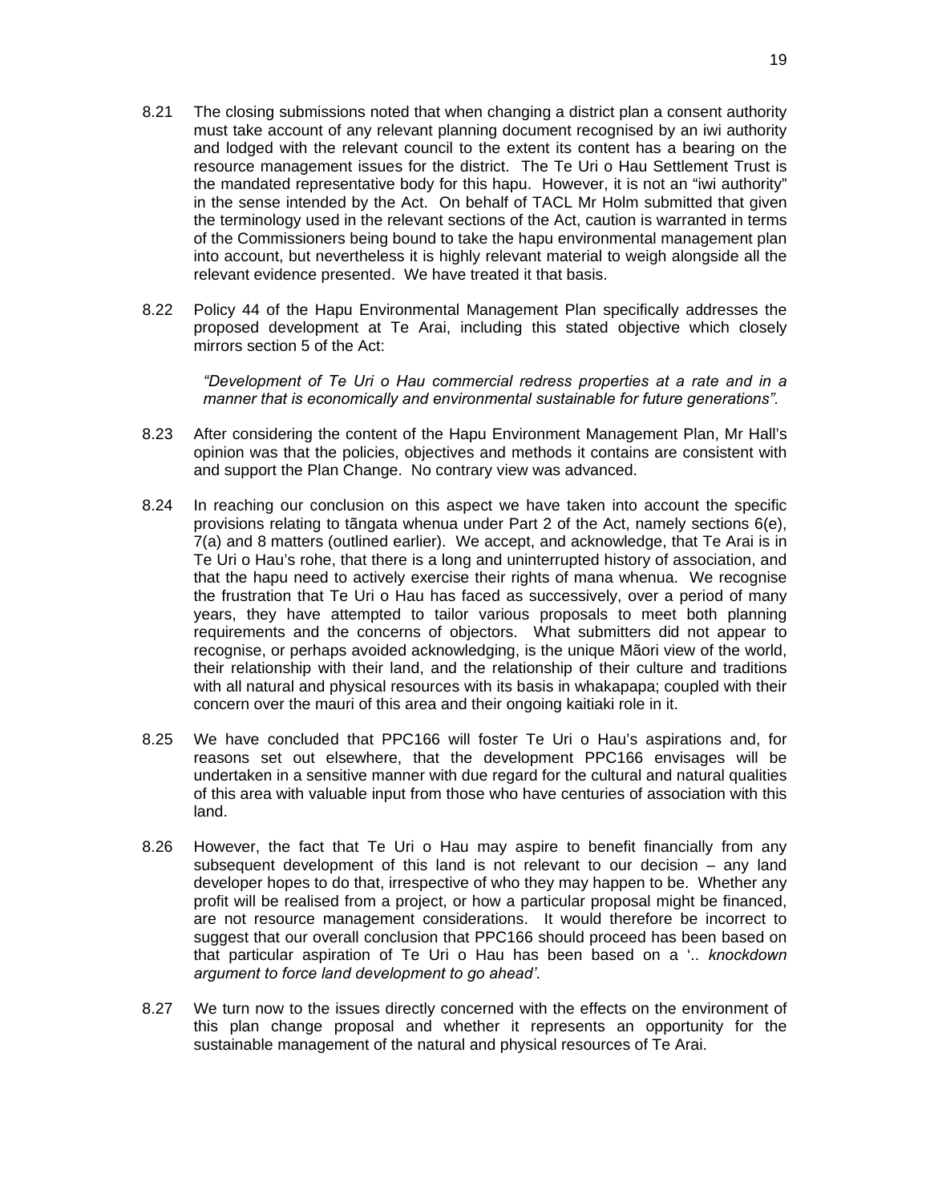8.21 The closing submissions noted that when changing a district plan a consent authority must take account of any relevant planning document recognised by an iwi authority and lodged with the relevant council to the extent its content has a bearing on the resource management issues for the district. The Te Uri o Hau Settlement Trust is the mandated representative body for this hapu. However, it is not an "iwi authority" in the sense intended by the Act. On behalf of TACL Mr Holm submitted that given the terminology used in the relevant sections of the Act, caution is warranted in terms of the Commissioners being bound to take the hapu environmental management plan into account, but nevertheless it is highly relevant material to weigh alongside all the relevant evidence presented. We have treated it that basis.

8.22 Policy 44 of the Hapu Environmental Management Plan specifically addresses the proposed development at Te Arai, including this stated objective which closely mirrors section 5 of the Act:

> *"Development of Te Uri o Hau commercial redress properties at a rate and in a manner that is economically and environmental sustainable for future generations".*

8.23 After considering the content of the Hapu Environment Management Plan, Mr Hall's opinion was that the policies, objectives and methods it contains are consistent with and support the Plan Change. No contrary view was advanced.

8.24 In reaching our conclusion on this aspect we have taken into account the specific provisions relating to tãngata whenua under Part 2 of the Act, namely sections 6(e), 7(a) and 8 matters (outlined earlier). We accept, and acknowledge, that Te Arai is in Te Uri o Hau's rohe, that there is a long and uninterrupted history of association, and that the hapu need to actively exercise their rights of mana whenua. We recognise the frustration that Te Uri o Hau has faced as successively, over a period of many years, they have attempted to tailor various proposals to meet both planning requirements and the concerns of objectors. What submitters did not appear to recognise, or perhaps avoided acknowledging, is the unique Mãori view of the world, their relationship with their land, and the relationship of their culture and traditions with all natural and physical resources with its basis in whakapapa; coupled with their concern over the mauri of this area and their ongoing kaitiaki role in it.

8.25 We have concluded that PPC166 will foster Te Uri o Hau's aspirations and, for reasons set out elsewhere, that the development PPC166 envisages will be undertaken in a sensitive manner with due regard for the cultural and natural qualities of this area with valuable input from those who have centuries of association with this land.

8.26 However, the fact that Te Uri o Hau may aspire to benefit financially from any subsequent development of this land is not relevant to our decision – any land developer hopes to do that, irrespective of who they may happen to be. Whether any profit will be realised from a project, or how a particular proposal might be financed, are not resource management considerations. It would therefore be incorrect to suggest that our overall conclusion that PPC166 should proceed has been based on that particular aspiration of Te Uri o Hau has been based on a '.. *knockdown argument to force land development to go ahead'*.

8.27 We turn now to the issues directly concerned with the effects on the environment of this plan change proposal and whether it represents an opportunity for the sustainable management of the natural and physical resources of Te Arai.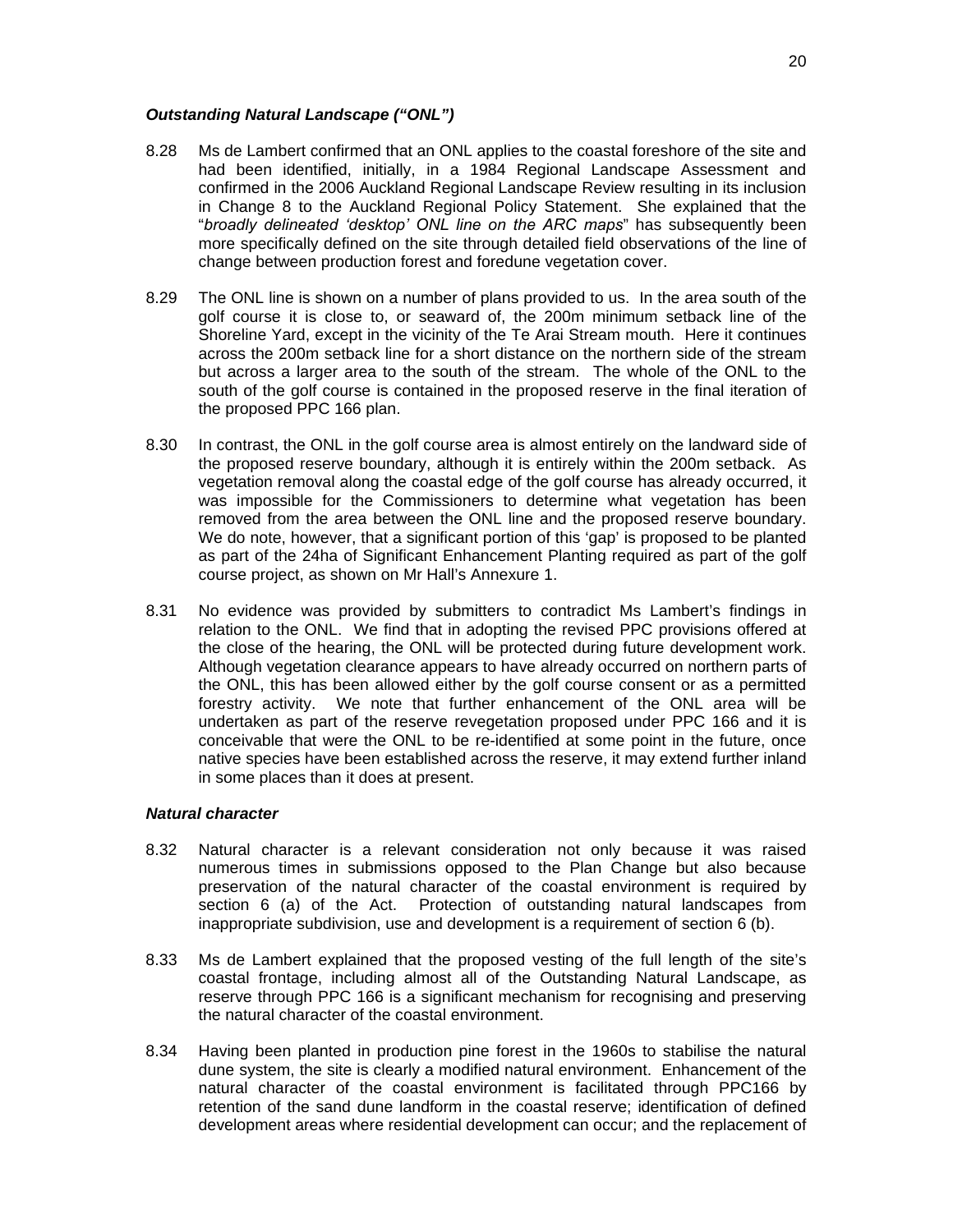### *Outstanding Natural Landscape ("ONL")*

8.28 Ms de Lambert confirmed that an ONL applies to the coastal foreshore of the site and had been identified, initially, in a 1984 Regional Landscape Assessment and confirmed in the 2006 Auckland Regional Landscape Review resulting in its inclusion in Change 8 to the Auckland Regional Policy Statement. She explained that the "*broadly delineated 'desktop' ONL line on the ARC maps*" has subsequently been more specifically defined on the site through detailed field observations of the line of change between production forest and foredune vegetation cover.

8.29 The ONL line is shown on a number of plans provided to us. In the area south of the golf course it is close to, or seaward of, the 200m minimum setback line of the Shoreline Yard, except in the vicinity of the Te Arai Stream mouth. Here it continues across the 200m setback line for a short distance on the northern side of the stream but across a larger area to the south of the stream. The whole of the ONL to the south of the golf course is contained in the proposed reserve in the final iteration of the proposed PPC 166 plan.

8.30 In contrast, the ONL in the golf course area is almost entirely on the landward side of the proposed reserve boundary, although it is entirely within the 200m setback. As vegetation removal along the coastal edge of the golf course has already occurred, it was impossible for the Commissioners to determine what vegetation has been removed from the area between the ONL line and the proposed reserve boundary. We do note, however, that a significant portion of this 'gap' is proposed to be planted as part of the 24ha of Significant Enhancement Planting required as part of the golf course project, as shown on Mr Hall's Annexure 1.

8.31 No evidence was provided by submitters to contradict Ms Lambert's findings in relation to the ONL. We find that in adopting the revised PPC provisions offered at the close of the hearing, the ONL will be protected during future development work. Although vegetation clearance appears to have already occurred on northern parts of the ONL, this has been allowed either by the golf course consent or as a permitted forestry activity. We note that further enhancement of the ONL area will be undertaken as part of the reserve revegetation proposed under PPC 166 and it is conceivable that were the ONL to be re-identified at some point in the future, once native species have been established across the reserve, it may extend further inland in some places than it does at present.

### *Natural character*

8.32 Natural character is a relevant consideration not only because it was raised numerous times in submissions opposed to the Plan Change but also because preservation of the natural character of the coastal environment is required by section 6 (a) of the Act. Protection of outstanding natural landscapes from inappropriate subdivision, use and development is a requirement of section 6 (b).

8.33 Ms de Lambert explained that the proposed vesting of the full length of the site's coastal frontage, including almost all of the Outstanding Natural Landscape, as reserve through PPC 166 is a significant mechanism for recognising and preserving the natural character of the coastal environment.

8.34 Having been planted in production pine forest in the 1960s to stabilise the natural dune system, the site is clearly a modified natural environment. Enhancement of the natural character of the coastal environment is facilitated through PPC166 by retention of the sand dune landform in the coastal reserve; identification of defined development areas where residential development can occur; and the replacement of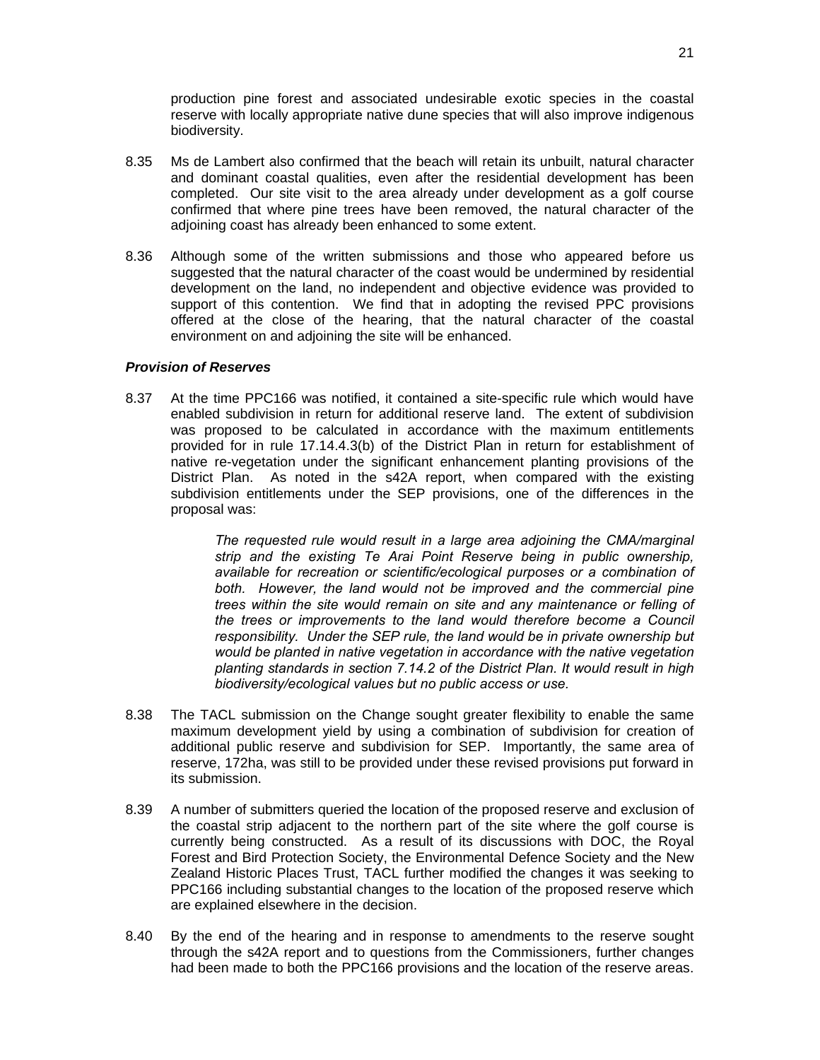production pine forest and associated undesirable exotic species in the coastal reserve with locally appropriate native dune species that will also improve indigenous biodiversity.

8.35 Ms de Lambert also confirmed that the beach will retain its unbuilt, natural character and dominant coastal qualities, even after the residential development has been completed. Our site visit to the area already under development as a golf course confirmed that where pine trees have been removed, the natural character of the adjoining coast has already been enhanced to some extent.

8.36 Although some of the written submissions and those who appeared before us suggested that the natural character of the coast would be undermined by residential development on the land, no independent and objective evidence was provided to support of this contention. We find that in adopting the revised PPC provisions offered at the close of the hearing, that the natural character of the coastal environment on and adjoining the site will be enhanced.

***Provision of Reserves***

8.37 At the time PPC166 was notified, it contained a site-specific rule which would have enabled subdivision in return for additional reserve land. The extent of subdivision was proposed to be calculated in accordance with the maximum entitlements provided for in rule 17.14.4.3(b) of the District Plan in return for establishment of native re-vegetation under the significant enhancement planting provisions of the District Plan. As noted in the s42A report, when compared with the existing subdivision entitlements under the SEP provisions, one of the differences in the proposal was:

> *The requested rule would result in a large area adjoining the CMA/marginal strip and the existing Te Arai Point Reserve being in public ownership, available for recreation or scientific/ecological purposes or a combination of both. However, the land would not be improved and the commercial pine trees within the site would remain on site and any maintenance or felling of the trees or improvements to the land would therefore become a Council responsibility. Under the SEP rule, the land would be in private ownership but would be planted in native vegetation in accordance with the native vegetation planting standards in section 7.14.2 of the District Plan. It would result in high biodiversity/ecological values but no public access or use.*

8.38 The TACL submission on the Change sought greater flexibility to enable the same maximum development yield by using a combination of subdivision for creation of additional public reserve and subdivision for SEP. Importantly, the same area of reserve, 172ha, was still to be provided under these revised provisions put forward in its submission.

8.39 A number of submitters queried the location of the proposed reserve and exclusion of the coastal strip adjacent to the northern part of the site where the golf course is currently being constructed. As a result of its discussions with DOC, the Royal Forest and Bird Protection Society, the Environmental Defence Society and the New Zealand Historic Places Trust, TACL further modified the changes it was seeking to PPC166 including substantial changes to the location of the proposed reserve which are explained elsewhere in the decision.

8.40 By the end of the hearing and in response to amendments to the reserve sought through the s42A report and to questions from the Commissioners, further changes had been made to both the PPC166 provisions and the location of the reserve areas.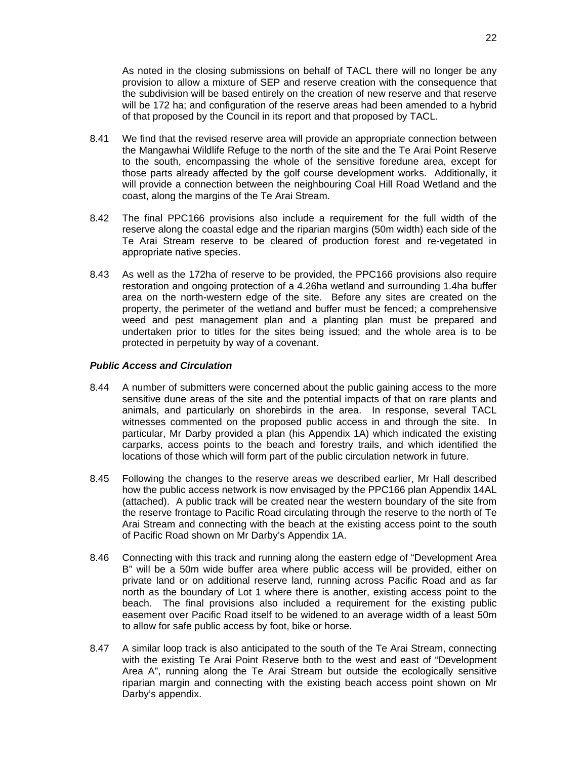As noted in the closing submissions on behalf of TACL there will no longer be any provision to allow a mixture of SEP and reserve creation with the consequence that the subdivision will be based entirely on the creation of new reserve and that reserve will be 172 ha; and configuration of the reserve areas had been amended to a hybrid of that proposed by the Council in its report and that proposed by TACL.

8.41 We find that the revised reserve area will provide an appropriate connection between the Mangawhai Wildlife Refuge to the north of the site and the Te Arai Point Reserve to the south, encompassing the whole of the sensitive foredune area, except for those parts already affected by the golf course development works. Additionally, it will provide a connection between the neighbouring Coal Hill Road Wetland and the coast, along the margins of the Te Arai Stream.

8.42 The final PPC166 provisions also include a requirement for the full width of the reserve along the coastal edge and the riparian margins (50m width) each side of the Te Arai Stream reserve to be cleared of production forest and re-vegetated in appropriate native species.

8.43 As well as the 172ha of reserve to be provided, the PPC166 provisions also require restoration and ongoing protection of a 4.26ha wetland and surrounding 1.4ha buffer area on the north-western edge of the site. Before any sites are created on the property, the perimeter of the wetland and buffer must be fenced; a comprehensive weed and pest management plan and a planting plan must be prepared and undertaken prior to titles for the sites being issued; and the whole area is to be protected in perpetuity by way of a covenant.

***Public Access and Circulation***

8.44 A number of submitters were concerned about the public gaining access to the more sensitive dune areas of the site and the potential impacts of that on rare plants and animals, and particularly on shorebirds in the area. In response, several TACL witnesses commented on the proposed public access in and through the site. In particular, Mr Darby provided a plan (his Appendix 1A) which indicated the existing carparks, access points to the beach and forestry trails, and which identified the locations of those which will form part of the public circulation network in future.

8.45 Following the changes to the reserve areas we described earlier, Mr Hall described how the public access network is now envisaged by the PPC166 plan Appendix 14AL (attached). A public track will be created near the western boundary of the site from the reserve frontage to Pacific Road circulating through the reserve to the north of Te Arai Stream and connecting with the beach at the existing access point to the south of Pacific Road shown on Mr Darby's Appendix 1A.

8.46 Connecting with this track and running along the eastern edge of "Development Area B" will be a 50m wide buffer area where public access will be provided, either on private land or on additional reserve land, running across Pacific Road and as far north as the boundary of Lot 1 where there is another, existing access point to the beach. The final provisions also included a requirement for the existing public easement over Pacific Road itself to be widened to an average width of a least 50m to allow for safe public access by foot, bike or horse.

8.47 A similar loop track is also anticipated to the south of the Te Arai Stream, connecting with the existing Te Arai Point Reserve both to the west and east of "Development Area A", running along the Te Arai Stream but outside the ecologically sensitive riparian margin and connecting with the existing beach access point shown on Mr Darby's appendix.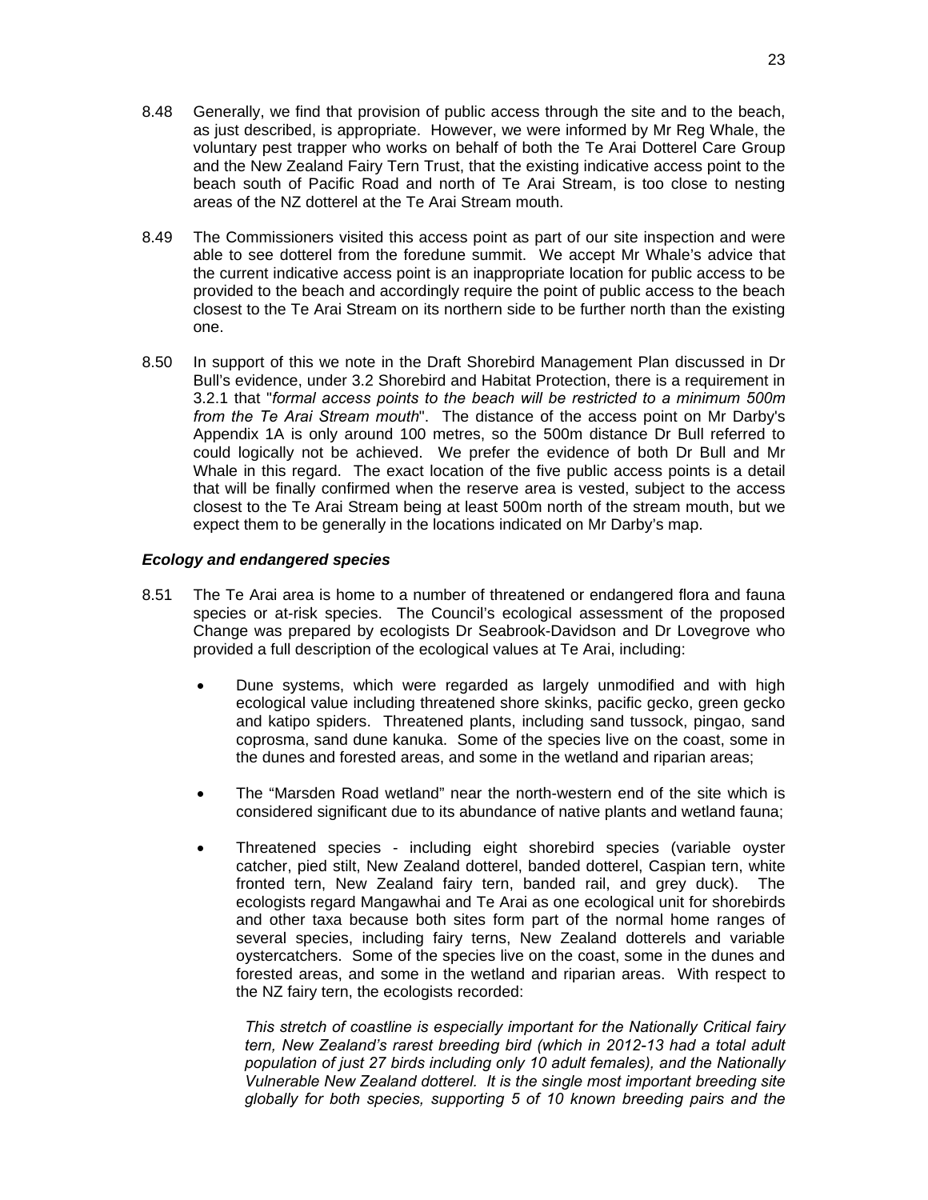8.48 Generally, we find that provision of public access through the site and to the beach, as just described, is appropriate. However, we were informed by Mr Reg Whale, the voluntary pest trapper who works on behalf of both the Te Arai Dotterel Care Group and the New Zealand Fairy Tern Trust, that the existing indicative access point to the beach south of Pacific Road and north of Te Arai Stream, is too close to nesting areas of the NZ dotterel at the Te Arai Stream mouth.

8.49 The Commissioners visited this access point as part of our site inspection and were able to see dotterel from the foredune summit. We accept Mr Whale's advice that the current indicative access point is an inappropriate location for public access to be provided to the beach and accordingly require the point of public access to the beach closest to the Te Arai Stream on its northern side to be further north than the existing one.

8.50 In support of this we note in the Draft Shorebird Management Plan discussed in Dr Bull's evidence, under 3.2 Shorebird and Habitat Protection, there is a requirement in 3.2.1 that "*formal access points to the beach will be restricted to a minimum 500m from the Te Arai Stream mouth*". The distance of the access point on Mr Darby's Appendix 1A is only around 100 metres, so the 500m distance Dr Bull referred to could logically not be achieved. We prefer the evidence of both Dr Bull and Mr Whale in this regard. The exact location of the five public access points is a detail that will be finally confirmed when the reserve area is vested, subject to the access closest to the Te Arai Stream being at least 500m north of the stream mouth, but we expect them to be generally in the locations indicated on Mr Darby's map.

### *Ecology and endangered species*

8.51 The Te Arai area is home to a number of threatened or endangered flora and fauna species or at-risk species. The Council's ecological assessment of the proposed Change was prepared by ecologists Dr Seabrook-Davidson and Dr Lovegrove who provided a full description of the ecological values at Te Arai, including:

- Dune systems, which were regarded as largely unmodified and with high ecological value including threatened shore skinks, pacific gecko, green gecko and katipo spiders. Threatened plants, including sand tussock, pingao, sand coprosma, sand dune kanuka. Some of the species live on the coast, some in the dunes and forested areas, and some in the wetland and riparian areas;
- The "Marsden Road wetland" near the north-western end of the site which is considered significant due to its abundance of native plants and wetland fauna;
- Threatened species - including eight shorebird species (variable oyster catcher, pied stilt, New Zealand dotterel, banded dotterel, Caspian tern, white fronted tern, New Zealand fairy tern, banded rail, and grey duck). The ecologists regard Mangawhai and Te Arai as one ecological unit for shorebirds and other taxa because both sites form part of the normal home ranges of several species, including fairy terns, New Zealand dotterels and variable oystercatchers. Some of the species live on the coast, some in the dunes and forested areas, and some in the wetland and riparian areas. With respect to the NZ fairy tern, the ecologists recorded:

  *This stretch of coastline is especially important for the Nationally Critical fairy tern, New Zealand's rarest breeding bird (which in 2012-13 had a total adult population of just 27 birds including only 10 adult females), and the Nationally Vulnerable New Zealand dotterel. It is the single most important breeding site globally for both species, supporting 5 of 10 known breeding pairs and the*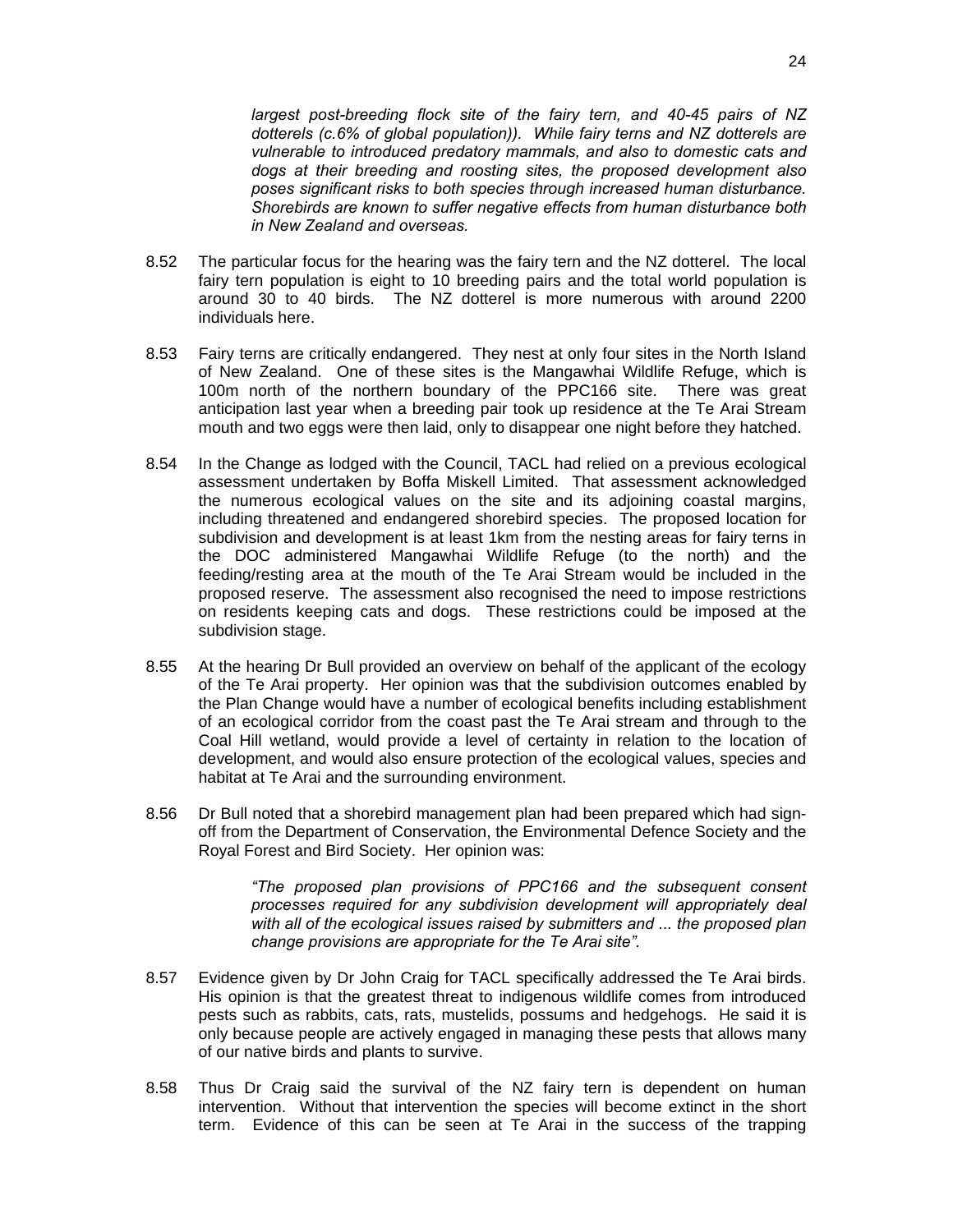> *largest post-breeding flock site of the fairy tern, and 40-45 pairs of NZ dotterels (c.6% of global population)). While fairy terns and NZ dotterels are vulnerable to introduced predatory mammals, and also to domestic cats and dogs at their breeding and roosting sites, the proposed development also poses significant risks to both species through increased human disturbance. Shorebirds are known to suffer negative effects from human disturbance both in New Zealand and overseas.*

8.52 The particular focus for the hearing was the fairy tern and the NZ dotterel. The local fairy tern population is eight to 10 breeding pairs and the total world population is around 30 to 40 birds. The NZ dotterel is more numerous with around 2200 individuals here.

8.53 Fairy terns are critically endangered. They nest at only four sites in the North Island of New Zealand. One of these sites is the Mangawhai Wildlife Refuge, which is 100m north of the northern boundary of the PPC166 site. There was great anticipation last year when a breeding pair took up residence at the Te Arai Stream mouth and two eggs were then laid, only to disappear one night before they hatched.

8.54 In the Change as lodged with the Council, TACL had relied on a previous ecological assessment undertaken by Boffa Miskell Limited. That assessment acknowledged the numerous ecological values on the site and its adjoining coastal margins, including threatened and endangered shorebird species. The proposed location for subdivision and development is at least 1km from the nesting areas for fairy terns in the DOC administered Mangawhai Wildlife Refuge (to the north) and the feeding/resting area at the mouth of the Te Arai Stream would be included in the proposed reserve. The assessment also recognised the need to impose restrictions on residents keeping cats and dogs. These restrictions could be imposed at the subdivision stage.

8.55 At the hearing Dr Bull provided an overview on behalf of the applicant of the ecology of the Te Arai property. Her opinion was that the subdivision outcomes enabled by the Plan Change would have a number of ecological benefits including establishment of an ecological corridor from the coast past the Te Arai stream and through to the Coal Hill wetland, would provide a level of certainty in relation to the location of development, and would also ensure protection of the ecological values, species and habitat at Te Arai and the surrounding environment.

8.56 Dr Bull noted that a shorebird management plan had been prepared which had sign-off from the Department of Conservation, the Environmental Defence Society and the Royal Forest and Bird Society. Her opinion was:

> *"The proposed plan provisions of PPC166 and the subsequent consent processes required for any subdivision development will appropriately deal with all of the ecological issues raised by submitters and ... the proposed plan change provisions are appropriate for the Te Arai site".*

8.57 Evidence given by Dr John Craig for TACL specifically addressed the Te Arai birds. His opinion is that the greatest threat to indigenous wildlife comes from introduced pests such as rabbits, cats, rats, mustelids, possums and hedgehogs. He said it is only because people are actively engaged in managing these pests that allows many of our native birds and plants to survive.

8.58 Thus Dr Craig said the survival of the NZ fairy tern is dependent on human intervention. Without that intervention the species will become extinct in the short term. Evidence of this can be seen at Te Arai in the success of the trapping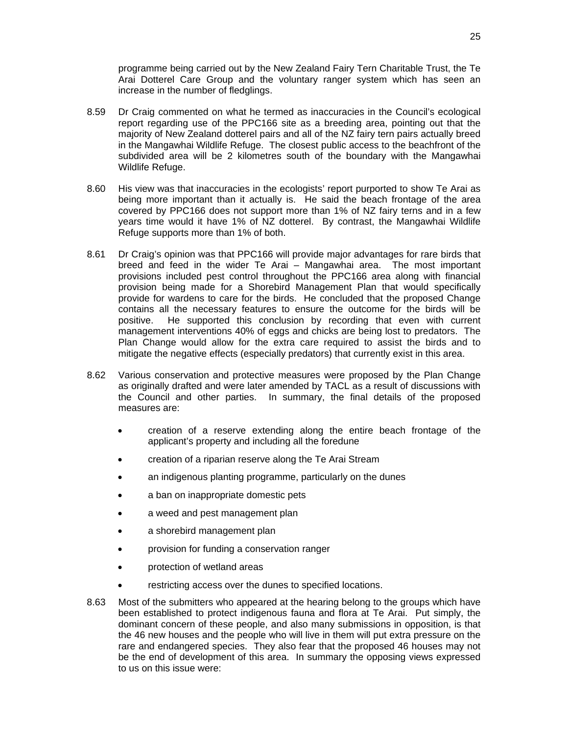programme being carried out by the New Zealand Fairy Tern Charitable Trust, the Te Arai Dotterel Care Group and the voluntary ranger system which has seen an increase in the number of fledglings.

8.59 Dr Craig commented on what he termed as inaccuracies in the Council's ecological report regarding use of the PPC166 site as a breeding area, pointing out that the majority of New Zealand dotterel pairs and all of the NZ fairy tern pairs actually breed in the Mangawhai Wildlife Refuge. The closest public access to the beachfront of the subdivided area will be 2 kilometres south of the boundary with the Mangawhai Wildlife Refuge.

8.60 His view was that inaccuracies in the ecologists' report purported to show Te Arai as being more important than it actually is. He said the beach frontage of the area covered by PPC166 does not support more than 1% of NZ fairy terns and in a few years time would it have 1% of NZ dotterel. By contrast, the Mangawhai Wildlife Refuge supports more than 1% of both.

8.61 Dr Craig's opinion was that PPC166 will provide major advantages for rare birds that breed and feed in the wider Te Arai – Mangawhai area. The most important provisions included pest control throughout the PPC166 area along with financial provision being made for a Shorebird Management Plan that would specifically provide for wardens to care for the birds. He concluded that the proposed Change contains all the necessary features to ensure the outcome for the birds will be positive. He supported this conclusion by recording that even with current management interventions 40% of eggs and chicks are being lost to predators. The Plan Change would allow for the extra care required to assist the birds and to mitigate the negative effects (especially predators) that currently exist in this area.

8.62 Various conservation and protective measures were proposed by the Plan Change as originally drafted and were later amended by TACL as a result of discussions with the Council and other parties. In summary, the final details of the proposed measures are:

- creation of a reserve extending along the entire beach frontage of the applicant's property and including all the foredune
- creation of a riparian reserve along the Te Arai Stream
- an indigenous planting programme, particularly on the dunes
- a ban on inappropriate domestic pets
- a weed and pest management plan
- a shorebird management plan
- provision for funding a conservation ranger
- protection of wetland areas
- restricting access over the dunes to specified locations.

8.63 Most of the submitters who appeared at the hearing belong to the groups which have been established to protect indigenous fauna and flora at Te Arai. Put simply, the dominant concern of these people, and also many submissions in opposition, is that the 46 new houses and the people who will live in them will put extra pressure on the rare and endangered species. They also fear that the proposed 46 houses may not be the end of development of this area. In summary the opposing views expressed to us on this issue were: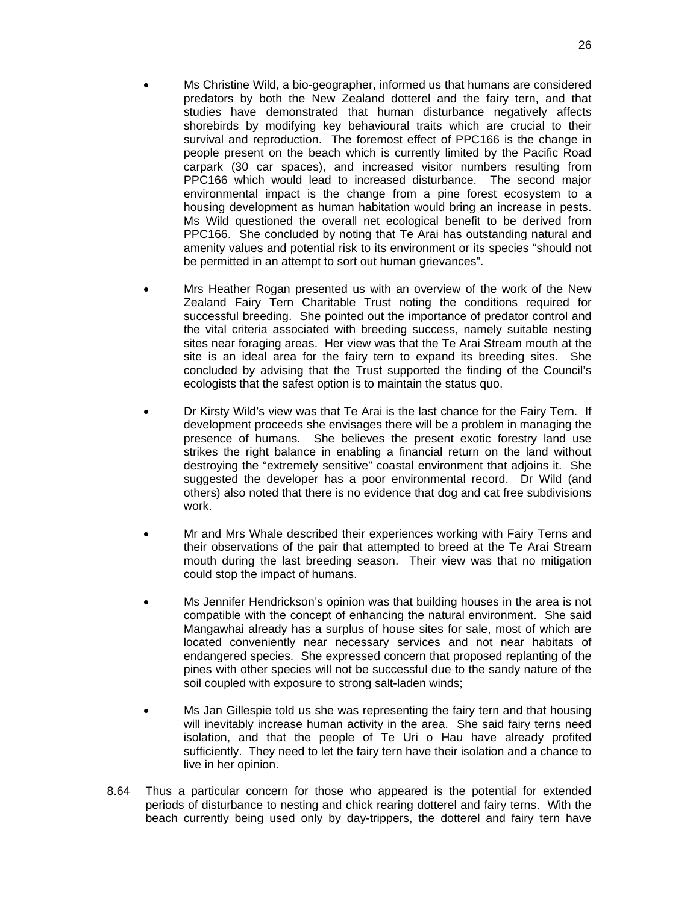- Ms Christine Wild, a bio-geographer, informed us that humans are considered predators by both the New Zealand dotterel and the fairy tern, and that studies have demonstrated that human disturbance negatively affects shorebirds by modifying key behavioural traits which are crucial to their survival and reproduction. The foremost effect of PPC166 is the change in people present on the beach which is currently limited by the Pacific Road carpark (30 car spaces), and increased visitor numbers resulting from PPC166 which would lead to increased disturbance. The second major environmental impact is the change from a pine forest ecosystem to a housing development as human habitation would bring an increase in pests. Ms Wild questioned the overall net ecological benefit to be derived from PPC166. She concluded by noting that Te Arai has outstanding natural and amenity values and potential risk to its environment or its species "should not be permitted in an attempt to sort out human grievances".

- Mrs Heather Rogan presented us with an overview of the work of the New Zealand Fairy Tern Charitable Trust noting the conditions required for successful breeding. She pointed out the importance of predator control and the vital criteria associated with breeding success, namely suitable nesting sites near foraging areas. Her view was that the Te Arai Stream mouth at the site is an ideal area for the fairy tern to expand its breeding sites. She concluded by advising that the Trust supported the finding of the Council's ecologists that the safest option is to maintain the status quo.

- Dr Kirsty Wild's view was that Te Arai is the last chance for the Fairy Tern. If development proceeds she envisages there will be a problem in managing the presence of humans. She believes the present exotic forestry land use strikes the right balance in enabling a financial return on the land without destroying the "extremely sensitive" coastal environment that adjoins it. She suggested the developer has a poor environmental record. Dr Wild (and others) also noted that there is no evidence that dog and cat free subdivisions work.

- Mr and Mrs Whale described their experiences working with Fairy Terns and their observations of the pair that attempted to breed at the Te Arai Stream mouth during the last breeding season. Their view was that no mitigation could stop the impact of humans.

- Ms Jennifer Hendrickson's opinion was that building houses in the area is not compatible with the concept of enhancing the natural environment. She said Mangawhai already has a surplus of house sites for sale, most of which are located conveniently near necessary services and not near habitats of endangered species. She expressed concern that proposed replanting of the pines with other species will not be successful due to the sandy nature of the soil coupled with exposure to strong salt-laden winds;

- Ms Jan Gillespie told us she was representing the fairy tern and that housing will inevitably increase human activity in the area. She said fairy terns need isolation, and that the people of Te Uri o Hau have already profited sufficiently. They need to let the fairy tern have their isolation and a chance to live in her opinion.

8.64 Thus a particular concern for those who appeared is the potential for extended periods of disturbance to nesting and chick rearing dotterel and fairy terns. With the beach currently being used only by day-trippers, the dotterel and fairy tern have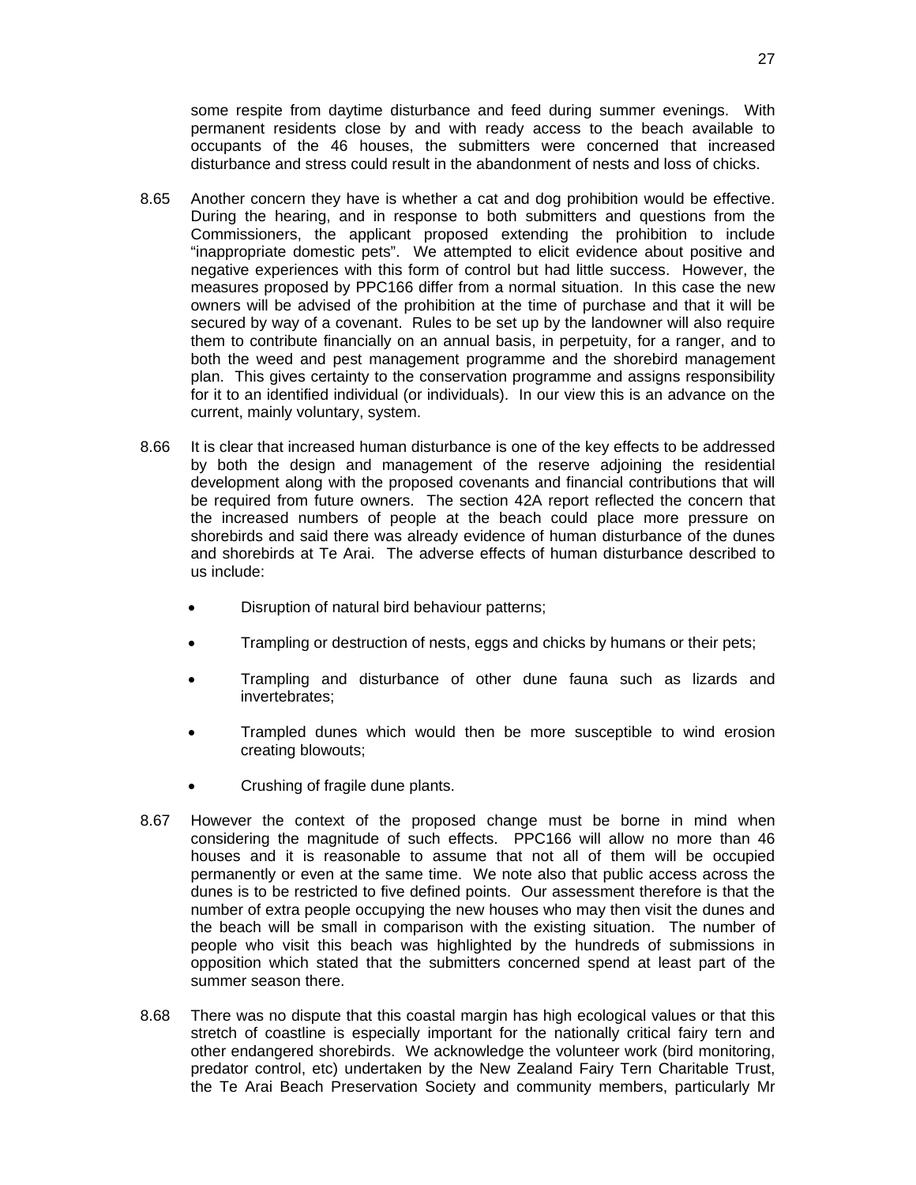some respite from daytime disturbance and feed during summer evenings. With permanent residents close by and with ready access to the beach available to occupants of the 46 houses, the submitters were concerned that increased disturbance and stress could result in the abandonment of nests and loss of chicks.

8.65 Another concern they have is whether a cat and dog prohibition would be effective. During the hearing, and in response to both submitters and questions from the Commissioners, the applicant proposed extending the prohibition to include "inappropriate domestic pets". We attempted to elicit evidence about positive and negative experiences with this form of control but had little success. However, the measures proposed by PPC166 differ from a normal situation. In this case the new owners will be advised of the prohibition at the time of purchase and that it will be secured by way of a covenant. Rules to be set up by the landowner will also require them to contribute financially on an annual basis, in perpetuity, for a ranger, and to both the weed and pest management programme and the shorebird management plan. This gives certainty to the conservation programme and assigns responsibility for it to an identified individual (or individuals). In our view this is an advance on the current, mainly voluntary, system.

8.66 It is clear that increased human disturbance is one of the key effects to be addressed by both the design and management of the reserve adjoining the residential development along with the proposed covenants and financial contributions that will be required from future owners. The section 42A report reflected the concern that the increased numbers of people at the beach could place more pressure on shorebirds and said there was already evidence of human disturbance of the dunes and shorebirds at Te Arai. The adverse effects of human disturbance described to us include:

- Disruption of natural bird behaviour patterns;
- Trampling or destruction of nests, eggs and chicks by humans or their pets;
- Trampling and disturbance of other dune fauna such as lizards and invertebrates;
- Trampled dunes which would then be more susceptible to wind erosion creating blowouts;
- Crushing of fragile dune plants.

8.67 However the context of the proposed change must be borne in mind when considering the magnitude of such effects. PPC166 will allow no more than 46 houses and it is reasonable to assume that not all of them will be occupied permanently or even at the same time. We note also that public access across the dunes is to be restricted to five defined points. Our assessment therefore is that the number of extra people occupying the new houses who may then visit the dunes and the beach will be small in comparison with the existing situation. The number of people who visit this beach was highlighted by the hundreds of submissions in opposition which stated that the submitters concerned spend at least part of the summer season there.

8.68 There was no dispute that this coastal margin has high ecological values or that this stretch of coastline is especially important for the nationally critical fairy tern and other endangered shorebirds. We acknowledge the volunteer work (bird monitoring, predator control, etc) undertaken by the New Zealand Fairy Tern Charitable Trust, the Te Arai Beach Preservation Society and community members, particularly Mr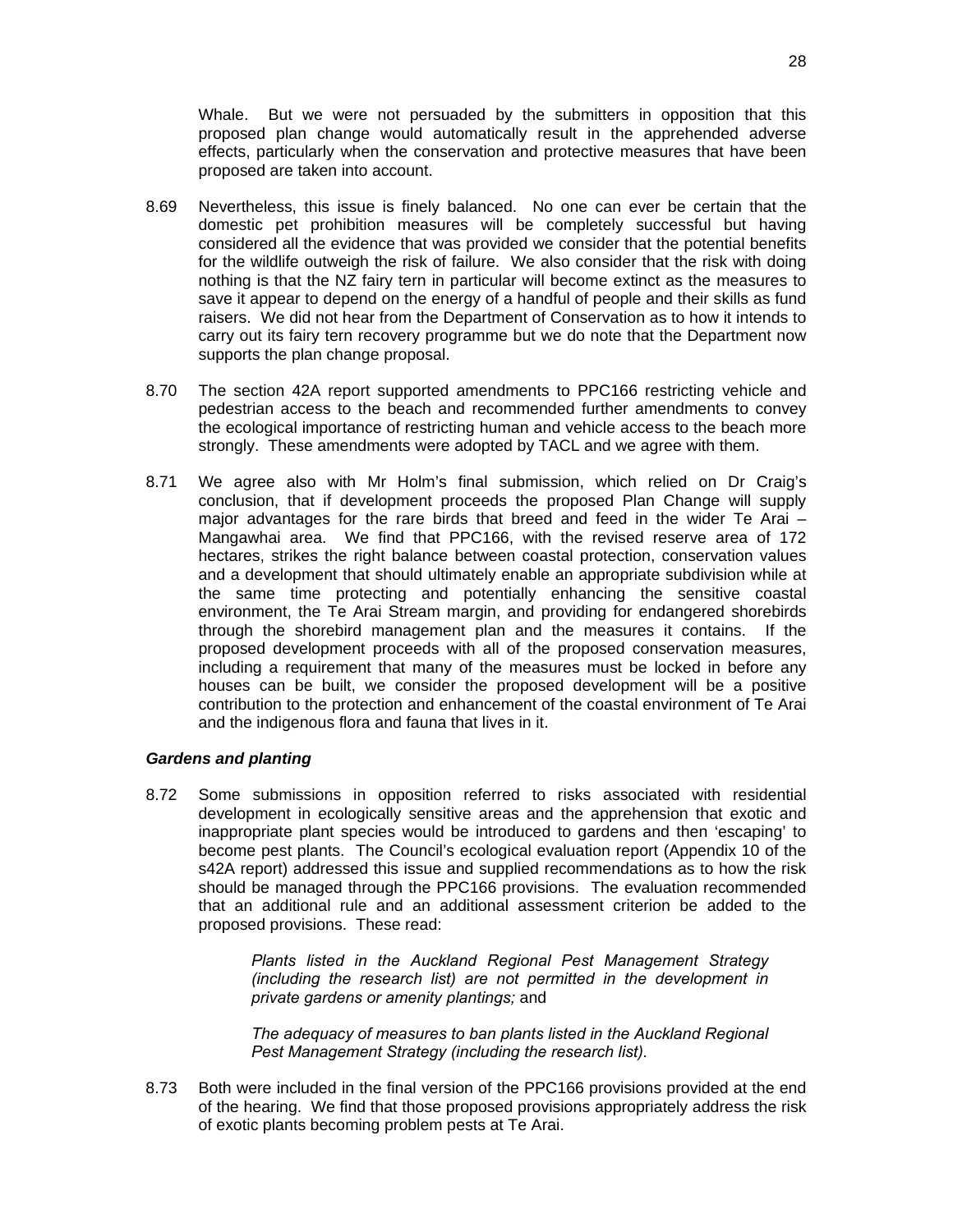Whale. But we were not persuaded by the submitters in opposition that this proposed plan change would automatically result in the apprehended adverse effects, particularly when the conservation and protective measures that have been proposed are taken into account.

8.69 Nevertheless, this issue is finely balanced. No one can ever be certain that the domestic pet prohibition measures will be completely successful but having considered all the evidence that was provided we consider that the potential benefits for the wildlife outweigh the risk of failure. We also consider that the risk with doing nothing is that the NZ fairy tern in particular will become extinct as the measures to save it appear to depend on the energy of a handful of people and their skills as fund raisers. We did not hear from the Department of Conservation as to how it intends to carry out its fairy tern recovery programme but we do note that the Department now supports the plan change proposal.

8.70 The section 42A report supported amendments to PPC166 restricting vehicle and pedestrian access to the beach and recommended further amendments to convey the ecological importance of restricting human and vehicle access to the beach more strongly. These amendments were adopted by TACL and we agree with them.

8.71 We agree also with Mr Holm's final submission, which relied on Dr Craig's conclusion, that if development proceeds the proposed Plan Change will supply major advantages for the rare birds that breed and feed in the wider Te Arai – Mangawhai area. We find that PPC166, with the revised reserve area of 172 hectares, strikes the right balance between coastal protection, conservation values and a development that should ultimately enable an appropriate subdivision while at the same time protecting and potentially enhancing the sensitive coastal environment, the Te Arai Stream margin, and providing for endangered shorebirds through the shorebird management plan and the measures it contains. If the proposed development proceeds with all of the proposed conservation measures, including a requirement that many of the measures must be locked in before any houses can be built, we consider the proposed development will be a positive contribution to the protection and enhancement of the coastal environment of Te Arai and the indigenous flora and fauna that lives in it.

### *Gardens and planting*

8.72 Some submissions in opposition referred to risks associated with residential development in ecologically sensitive areas and the apprehension that exotic and inappropriate plant species would be introduced to gardens and then 'escaping' to become pest plants. The Council's ecological evaluation report (Appendix 10 of the s42A report) addressed this issue and supplied recommendations as to how the risk should be managed through the PPC166 provisions. The evaluation recommended that an additional rule and an additional assessment criterion be added to the proposed provisions. These read:

> *Plants listed in the Auckland Regional Pest Management Strategy (including the research list) are not permitted in the development in private gardens or amenity plantings;* and
>
> *The adequacy of measures to ban plants listed in the Auckland Regional Pest Management Strategy (including the research list).*

8.73 Both were included in the final version of the PPC166 provisions provided at the end of the hearing. We find that those proposed provisions appropriately address the risk of exotic plants becoming problem pests at Te Arai.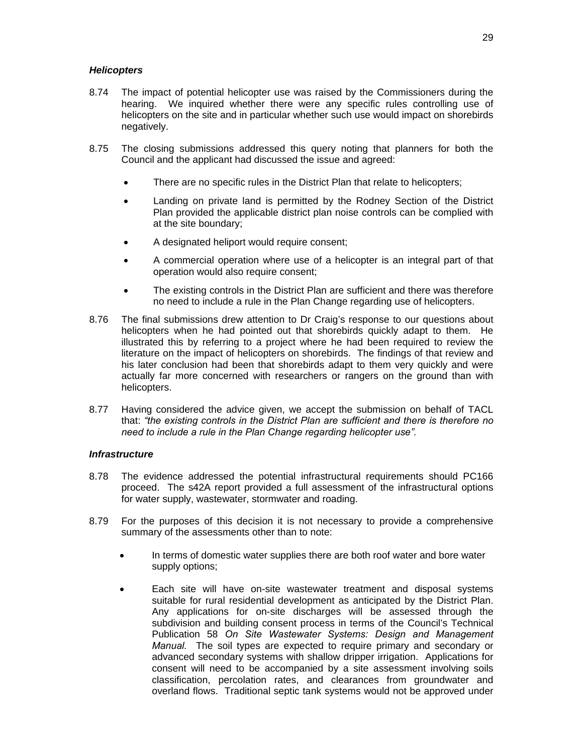***Helicopters***

8.74 The impact of potential helicopter use was raised by the Commissioners during the hearing. We inquired whether there were any specific rules controlling use of helicopters on the site and in particular whether such use would impact on shorebirds negatively.

8.75 The closing submissions addressed this query noting that planners for both the Council and the applicant had discussed the issue and agreed:

- There are no specific rules in the District Plan that relate to helicopters;
- Landing on private land is permitted by the Rodney Section of the District Plan provided the applicable district plan noise controls can be complied with at the site boundary;
- A designated heliport would require consent;
- A commercial operation where use of a helicopter is an integral part of that operation would also require consent;
- The existing controls in the District Plan are sufficient and there was therefore no need to include a rule in the Plan Change regarding use of helicopters.

8.76 The final submissions drew attention to Dr Craig's response to our questions about helicopters when he had pointed out that shorebirds quickly adapt to them. He illustrated this by referring to a project where he had been required to review the literature on the impact of helicopters on shorebirds. The findings of that review and his later conclusion had been that shorebirds adapt to them very quickly and were actually far more concerned with researchers or rangers on the ground than with helicopters.

8.77 Having considered the advice given, we accept the submission on behalf of TACL that: *"the existing controls in the District Plan are sufficient and there is therefore no need to include a rule in the Plan Change regarding helicopter use".*

***Infrastructure***

8.78 The evidence addressed the potential infrastructural requirements should PC166 proceed. The s42A report provided a full assessment of the infrastructural options for water supply, wastewater, stormwater and roading.

8.79 For the purposes of this decision it is not necessary to provide a comprehensive summary of the assessments other than to note:

- In terms of domestic water supplies there are both roof water and bore water supply options;
- Each site will have on-site wastewater treatment and disposal systems suitable for rural residential development as anticipated by the District Plan. Any applications for on-site discharges will be assessed through the subdivision and building consent process in terms of the Council's Technical Publication 58 *On Site Wastewater Systems: Design and Management Manual.* The soil types are expected to require primary and secondary or advanced secondary systems with shallow dripper irrigation. Applications for consent will need to be accompanied by a site assessment involving soils classification, percolation rates, and clearances from groundwater and overland flows. Traditional septic tank systems would not be approved under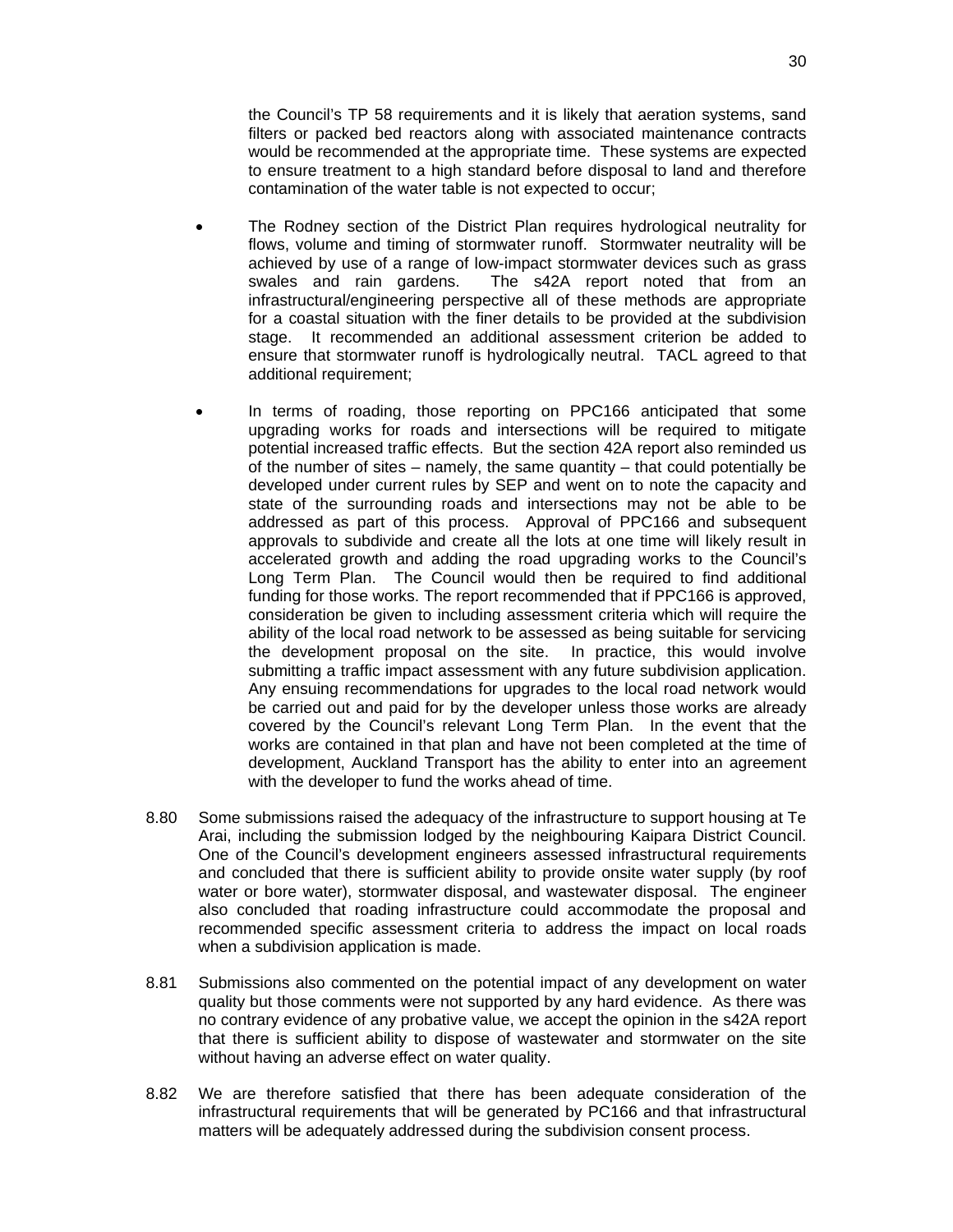the Council's TP 58 requirements and it is likely that aeration systems, sand filters or packed bed reactors along with associated maintenance contracts would be recommended at the appropriate time. These systems are expected to ensure treatment to a high standard before disposal to land and therefore contamination of the water table is not expected to occur;

- The Rodney section of the District Plan requires hydrological neutrality for flows, volume and timing of stormwater runoff. Stormwater neutrality will be achieved by use of a range of low-impact stormwater devices such as grass swales and rain gardens. The s42A report noted that from an infrastructural/engineering perspective all of these methods are appropriate for a coastal situation with the finer details to be provided at the subdivision stage. It recommended an additional assessment criterion be added to ensure that stormwater runoff is hydrologically neutral. TACL agreed to that additional requirement;

- In terms of roading, those reporting on PPC166 anticipated that some upgrading works for roads and intersections will be required to mitigate potential increased traffic effects. But the section 42A report also reminded us of the number of sites – namely, the same quantity – that could potentially be developed under current rules by SEP and went on to note the capacity and state of the surrounding roads and intersections may not be able to be addressed as part of this process. Approval of PPC166 and subsequent approvals to subdivide and create all the lots at one time will likely result in accelerated growth and adding the road upgrading works to the Council's Long Term Plan. The Council would then be required to find additional funding for those works. The report recommended that if PPC166 is approved, consideration be given to including assessment criteria which will require the ability of the local road network to be assessed as being suitable for servicing the development proposal on the site. In practice, this would involve submitting a traffic impact assessment with any future subdivision application. Any ensuing recommendations for upgrades to the local road network would be carried out and paid for by the developer unless those works are already covered by the Council's relevant Long Term Plan. In the event that the works are contained in that plan and have not been completed at the time of development, Auckland Transport has the ability to enter into an agreement with the developer to fund the works ahead of time.

8.80 Some submissions raised the adequacy of the infrastructure to support housing at Te Arai, including the submission lodged by the neighbouring Kaipara District Council. One of the Council's development engineers assessed infrastructural requirements and concluded that there is sufficient ability to provide onsite water supply (by roof water or bore water), stormwater disposal, and wastewater disposal. The engineer also concluded that roading infrastructure could accommodate the proposal and recommended specific assessment criteria to address the impact on local roads when a subdivision application is made.

8.81 Submissions also commented on the potential impact of any development on water quality but those comments were not supported by any hard evidence. As there was no contrary evidence of any probative value, we accept the opinion in the s42A report that there is sufficient ability to dispose of wastewater and stormwater on the site without having an adverse effect on water quality.

8.82 We are therefore satisfied that there has been adequate consideration of the infrastructural requirements that will be generated by PC166 and that infrastructural matters will be adequately addressed during the subdivision consent process.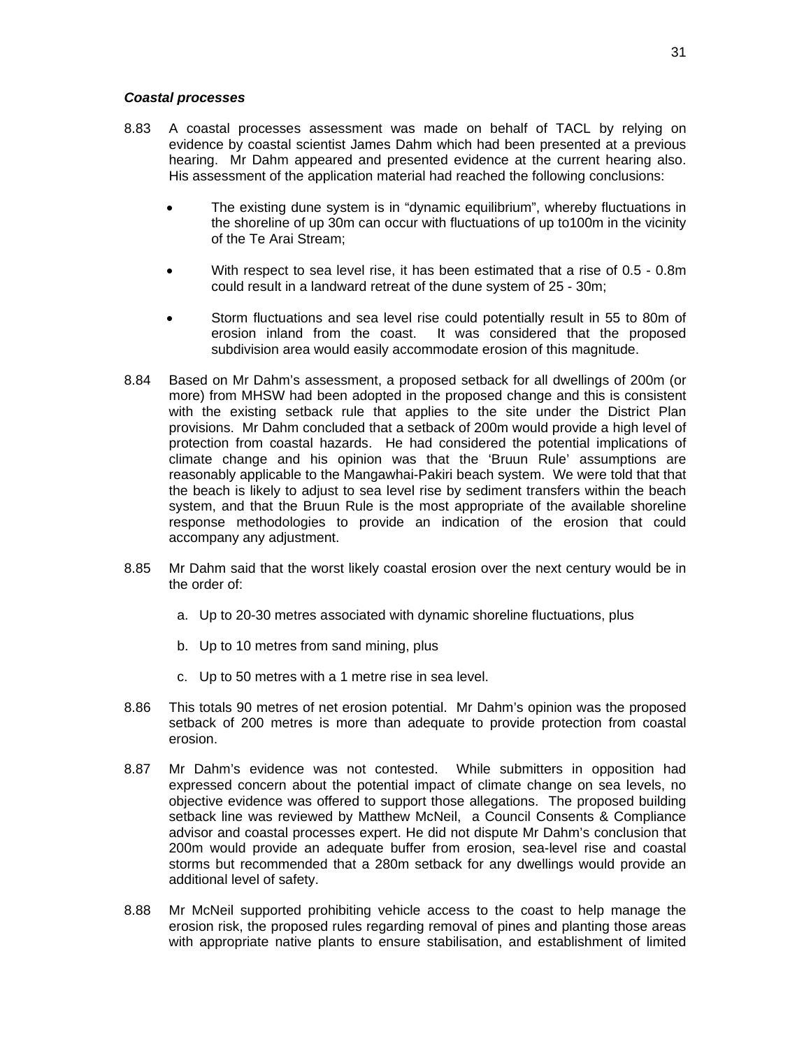***Coastal processes***

8.83 A coastal processes assessment was made on behalf of TACL by relying on evidence by coastal scientist James Dahm which had been presented at a previous hearing. Mr Dahm appeared and presented evidence at the current hearing also. His assessment of the application material had reached the following conclusions:

- The existing dune system is in "dynamic equilibrium", whereby fluctuations in the shoreline of up 30m can occur with fluctuations of up to100m in the vicinity of the Te Arai Stream;
- With respect to sea level rise, it has been estimated that a rise of 0.5 - 0.8m could result in a landward retreat of the dune system of 25 - 30m;
- Storm fluctuations and sea level rise could potentially result in 55 to 80m of erosion inland from the coast. It was considered that the proposed subdivision area would easily accommodate erosion of this magnitude.

8.84 Based on Mr Dahm's assessment, a proposed setback for all dwellings of 200m (or more) from MHSW had been adopted in the proposed change and this is consistent with the existing setback rule that applies to the site under the District Plan provisions. Mr Dahm concluded that a setback of 200m would provide a high level of protection from coastal hazards. He had considered the potential implications of climate change and his opinion was that the 'Bruun Rule' assumptions are reasonably applicable to the Mangawhai-Pakiri beach system. We were told that that the beach is likely to adjust to sea level rise by sediment transfers within the beach system, and that the Bruun Rule is the most appropriate of the available shoreline response methodologies to provide an indication of the erosion that could accompany any adjustment.

8.85 Mr Dahm said that the worst likely coastal erosion over the next century would be in the order of:

a. Up to 20-30 metres associated with dynamic shoreline fluctuations, plus

b. Up to 10 metres from sand mining, plus

c. Up to 50 metres with a 1 metre rise in sea level.

8.86 This totals 90 metres of net erosion potential. Mr Dahm's opinion was the proposed setback of 200 metres is more than adequate to provide protection from coastal erosion.

8.87 Mr Dahm's evidence was not contested. While submitters in opposition had expressed concern about the potential impact of climate change on sea levels, no objective evidence was offered to support those allegations. The proposed building setback line was reviewed by Matthew McNeil, a Council Consents & Compliance advisor and coastal processes expert. He did not dispute Mr Dahm's conclusion that 200m would provide an adequate buffer from erosion, sea-level rise and coastal storms but recommended that a 280m setback for any dwellings would provide an additional level of safety.

8.88 Mr McNeil supported prohibiting vehicle access to the coast to help manage the erosion risk, the proposed rules regarding removal of pines and planting those areas with appropriate native plants to ensure stabilisation, and establishment of limited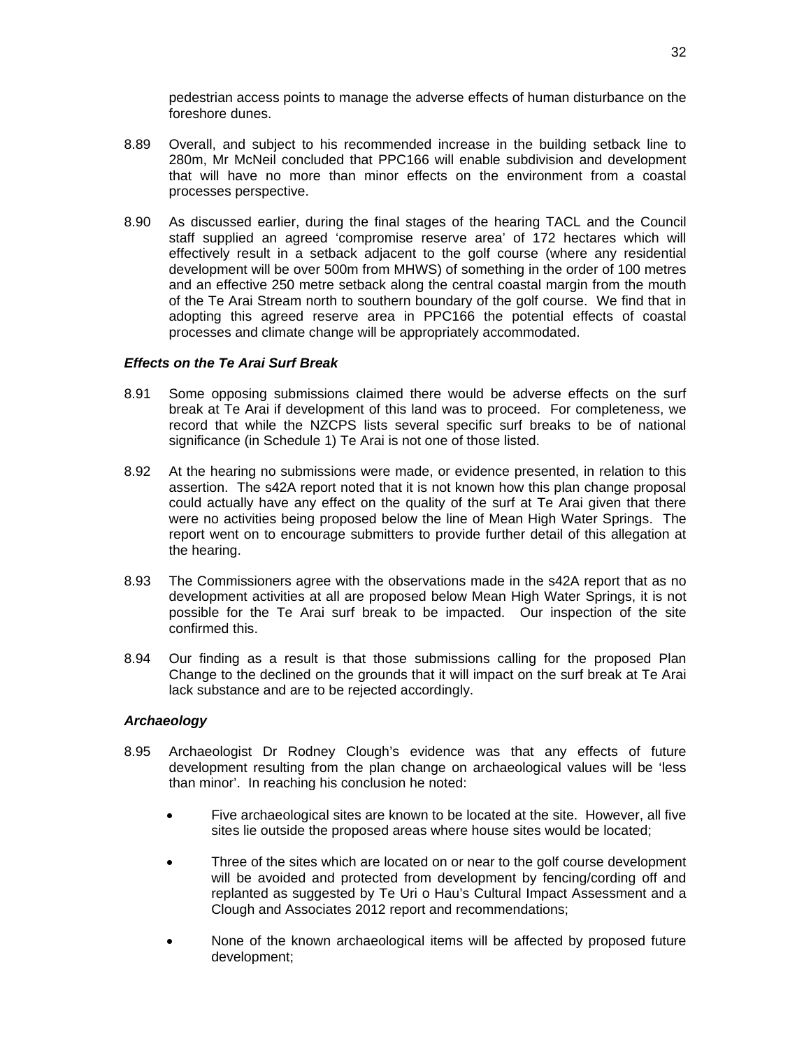pedestrian access points to manage the adverse effects of human disturbance on the foreshore dunes.

8.89 Overall, and subject to his recommended increase in the building setback line to 280m, Mr McNeil concluded that PPC166 will enable subdivision and development that will have no more than minor effects on the environment from a coastal processes perspective.

8.90 As discussed earlier, during the final stages of the hearing TACL and the Council staff supplied an agreed 'compromise reserve area' of 172 hectares which will effectively result in a setback adjacent to the golf course (where any residential development will be over 500m from MHWS) of something in the order of 100 metres and an effective 250 metre setback along the central coastal margin from the mouth of the Te Arai Stream north to southern boundary of the golf course. We find that in adopting this agreed reserve area in PPC166 the potential effects of coastal processes and climate change will be appropriately accommodated.

***Effects on the Te Arai Surf Break***

8.91 Some opposing submissions claimed there would be adverse effects on the surf break at Te Arai if development of this land was to proceed. For completeness, we record that while the NZCPS lists several specific surf breaks to be of national significance (in Schedule 1) Te Arai is not one of those listed.

8.92 At the hearing no submissions were made, or evidence presented, in relation to this assertion. The s42A report noted that it is not known how this plan change proposal could actually have any effect on the quality of the surf at Te Arai given that there were no activities being proposed below the line of Mean High Water Springs. The report went on to encourage submitters to provide further detail of this allegation at the hearing.

8.93 The Commissioners agree with the observations made in the s42A report that as no development activities at all are proposed below Mean High Water Springs, it is not possible for the Te Arai surf break to be impacted. Our inspection of the site confirmed this.

8.94 Our finding as a result is that those submissions calling for the proposed Plan Change to the declined on the grounds that it will impact on the surf break at Te Arai lack substance and are to be rejected accordingly.

***Archaeology***

8.95 Archaeologist Dr Rodney Clough's evidence was that any effects of future development resulting from the plan change on archaeological values will be 'less than minor'. In reaching his conclusion he noted:

- Five archaeological sites are known to be located at the site. However, all five sites lie outside the proposed areas where house sites would be located;
- Three of the sites which are located on or near to the golf course development will be avoided and protected from development by fencing/cording off and replanted as suggested by Te Uri o Hau's Cultural Impact Assessment and a Clough and Associates 2012 report and recommendations;
- None of the known archaeological items will be affected by proposed future development;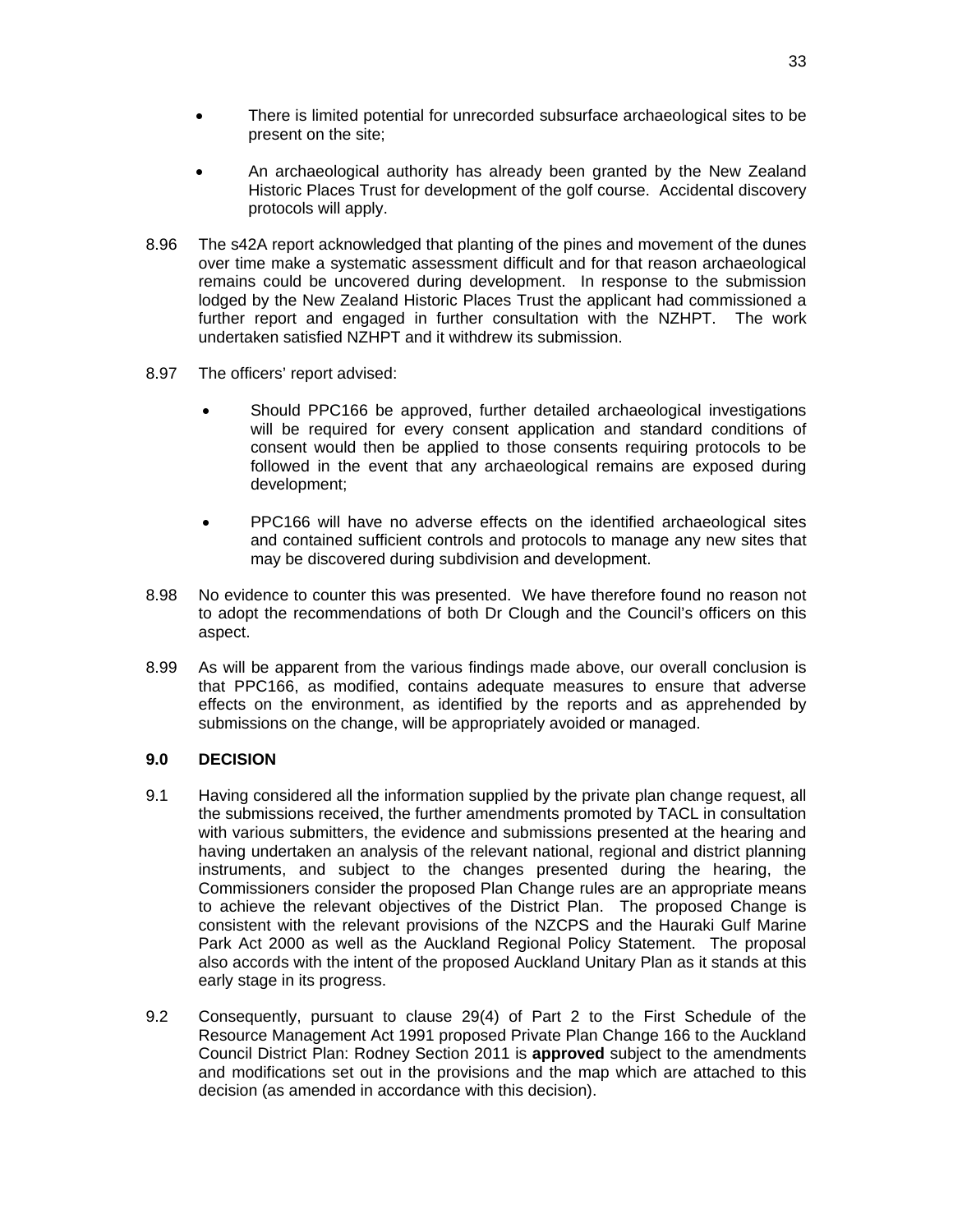- There is limited potential for unrecorded subsurface archaeological sites to be present on the site;

- An archaeological authority has already been granted by the New Zealand Historic Places Trust for development of the golf course. Accidental discovery protocols will apply.

8.96 The s42A report acknowledged that planting of the pines and movement of the dunes over time make a systematic assessment difficult and for that reason archaeological remains could be uncovered during development. In response to the submission lodged by the New Zealand Historic Places Trust the applicant had commissioned a further report and engaged in further consultation with the NZHPT. The work undertaken satisfied NZHPT and it withdrew its submission.

8.97 The officers' report advised:

- Should PPC166 be approved, further detailed archaeological investigations will be required for every consent application and standard conditions of consent would then be applied to those consents requiring protocols to be followed in the event that any archaeological remains are exposed during development;

- PPC166 will have no adverse effects on the identified archaeological sites and contained sufficient controls and protocols to manage any new sites that may be discovered during subdivision and development.

8.98 No evidence to counter this was presented. We have therefore found no reason not to adopt the recommendations of both Dr Clough and the Council's officers on this aspect.

8.99 As will be apparent from the various findings made above, our overall conclusion is that PPC166, as modified, contains adequate measures to ensure that adverse effects on the environment, as identified by the reports and as apprehended by submissions on the change, will be appropriately avoided or managed.

## 9.0 DECISION

9.1 Having considered all the information supplied by the private plan change request, all the submissions received, the further amendments promoted by TACL in consultation with various submitters, the evidence and submissions presented at the hearing and having undertaken an analysis of the relevant national, regional and district planning instruments, and subject to the changes presented during the hearing, the Commissioners consider the proposed Plan Change rules are an appropriate means to achieve the relevant objectives of the District Plan. The proposed Change is consistent with the relevant provisions of the NZCPS and the Hauraki Gulf Marine Park Act 2000 as well as the Auckland Regional Policy Statement. The proposal also accords with the intent of the proposed Auckland Unitary Plan as it stands at this early stage in its progress.

9.2 Consequently, pursuant to clause 29(4) of Part 2 to the First Schedule of the Resource Management Act 1991 proposed Private Plan Change 166 to the Auckland Council District Plan: Rodney Section 2011 is **approved** subject to the amendments and modifications set out in the provisions and the map which are attached to this decision (as amended in accordance with this decision).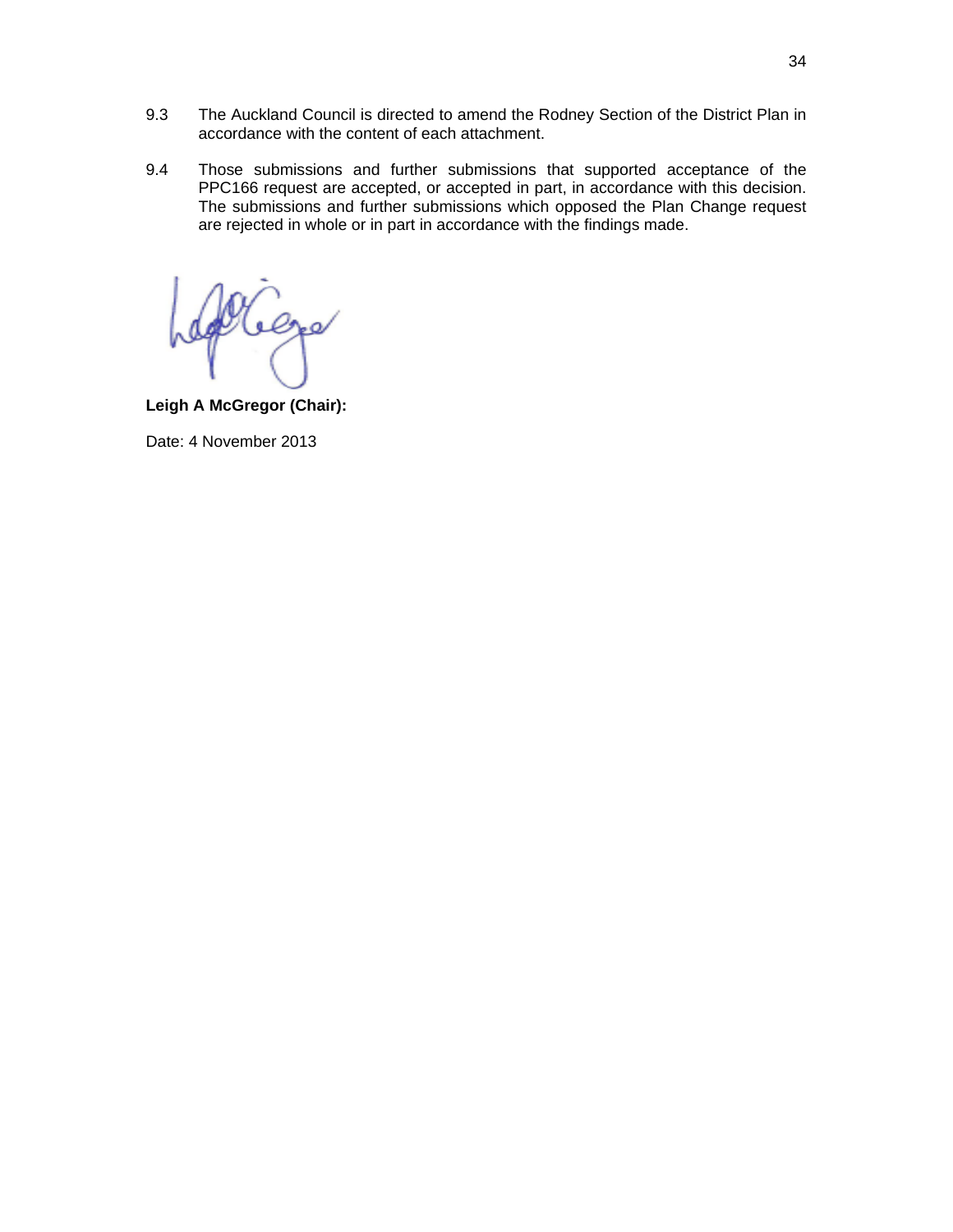9.3 The Auckland Council is directed to amend the Rodney Section of the District Plan in accordance with the content of each attachment.

9.4 Those submissions and further submissions that supported acceptance of the PPC166 request are accepted, or accepted in part, in accordance with this decision. The submissions and further submissions which opposed the Plan Change request are rejected in whole or in part in accordance with the findings made.

**Leigh A McGregor (Chair):**

Date: 4 November 2013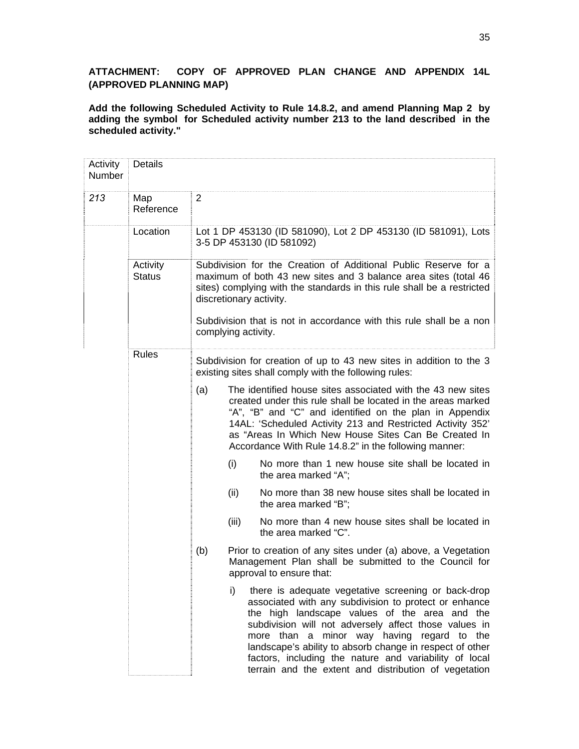**ATTACHMENT: COPY OF APPROVED PLAN CHANGE AND APPENDIX 14L (APPROVED PLANNING MAP)**

**Add the following Scheduled Activity to Rule 14.8.2, and amend Planning Map 2 by adding the symbol for Scheduled activity number 213 to the land described in the scheduled activity."**

| Activity Number | Details | |
|---|---|---|
| *213* | Map Reference | 2 |
| | Location | Lot 1 DP 453130 (ID 581090), Lot 2 DP 453130 (ID 581091), Lots 3-5 DP 453130 (ID 581092) |
| | Activity Status | Subdivision for the Creation of Additional Public Reserve for a maximum of both 43 new sites and 3 balance area sites (total 46 sites) complying with the standards in this rule shall be a restricted discretionary activity.<br><br>Subdivision that is not in accordance with this rule shall be a non complying activity. |
| | Rules | Subdivision for creation of up to 43 new sites in addition to the 3 existing sites shall comply with the following rules:<br><br>(a) The identified house sites associated with the 43 new sites created under this rule shall be located in the areas marked "A", "B" and "C" and identified on the plan in Appendix 14AL: 'Scheduled Activity 213 and Restricted Activity 352' as "Areas In Which New House Sites Can Be Created In Accordance With Rule 14.8.2" in the following manner:<br><br>(i) No more than 1 new house site shall be located in the area marked "A";<br><br>(ii) No more than 38 new house sites shall be located in the area marked "B";<br><br>(iii) No more than 4 new house sites shall be located in the area marked "C".<br><br>(b) Prior to creation of any sites under (a) above, a Vegetation Management Plan shall be submitted to the Council for approval to ensure that:<br><br>i) there is adequate vegetative screening or back-drop associated with any subdivision to protect or enhance the high landscape values of the area and the subdivision will not adversely affect those values in more than a minor way having regard to the landscape's ability to absorb change in respect of other factors, including the nature and variability of local terrain and the extent and distribution of vegetation |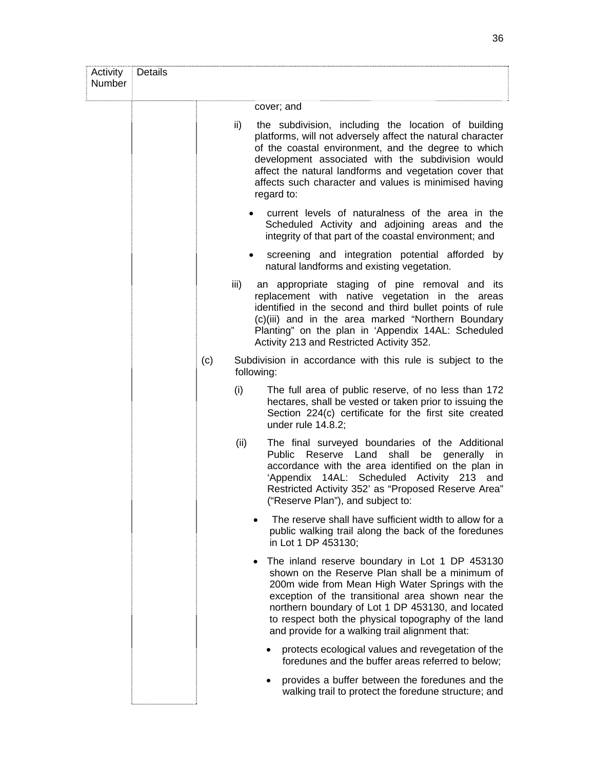| Activity Number | Details |
|---|---|
| | cover; and |
| | ii) the subdivision, including the location of building platforms, will not adversely affect the natural character of the coastal environment, and the degree to which development associated with the subdivision would affect the natural landforms and vegetation cover that affects such character and values is minimised having regard to:<br>• current levels of naturalness of the area in the Scheduled Activity and adjoining areas and the integrity of that part of the coastal environment; and<br>• screening and integration potential afforded by natural landforms and existing vegetation. |
| | iii) an appropriate staging of pine removal and its replacement with native vegetation in the areas identified in the second and third bullet points of rule (c)(iii) and in the area marked "Northern Boundary Planting" on the plan in 'Appendix 14AL: Scheduled Activity 213 and Restricted Activity 352. |
| | (c) Subdivision in accordance with this rule is subject to the following:<br>(i) The full area of public reserve, of no less than 172 hectares, shall be vested or taken prior to issuing the Section 224(c) certificate for the first site created under rule 14.8.2;<br>(ii) The final surveyed boundaries of the Additional Public Reserve Land shall be generally in accordance with the area identified on the plan in 'Appendix 14AL: Scheduled Activity 213 and Restricted Activity 352' as "Proposed Reserve Area" ("Reserve Plan"), and subject to:<br>• The reserve shall have sufficient width to allow for a public walking trail along the back of the foredunes in Lot 1 DP 453130;<br>• The inland reserve boundary in Lot 1 DP 453130 shown on the Reserve Plan shall be a minimum of 200m wide from Mean High Water Springs with the exception of the transitional area shown near the northern boundary of Lot 1 DP 453130, and located to respect both the physical topography of the land and provide for a walking trail alignment that:<br>  • protects ecological values and revegetation of the foredunes and the buffer areas referred to below;<br>  • provides a buffer between the foredunes and the walking trail to protect the foredune structure; and |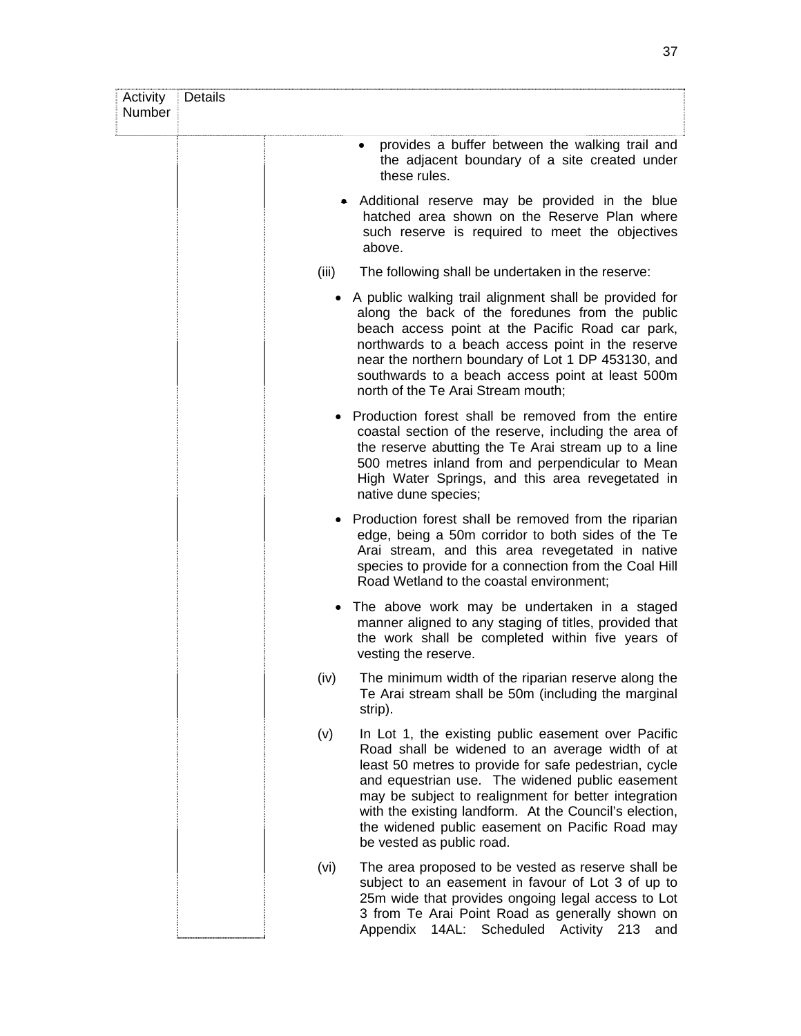| Activity Number | Details |
|---|---|
| | • provides a buffer between the walking trail and the adjacent boundary of a site created under these rules.<br><br>• Additional reserve may be provided in the blue hatched area shown on the Reserve Plan where such reserve is required to meet the objectives above.<br><br>(iii) The following shall be undertaken in the reserve:<br><br>• A public walking trail alignment shall be provided for along the back of the foredunes from the public beach access point at the Pacific Road car park, northwards to a beach access point in the reserve near the northern boundary of Lot 1 DP 453130, and southwards to a beach access point at least 500m north of the Te Arai Stream mouth;<br><br>• Production forest shall be removed from the entire coastal section of the reserve, including the area of the reserve abutting the Te Arai stream up to a line 500 metres inland from and perpendicular to Mean High Water Springs, and this area revegetated in native dune species;<br><br>• Production forest shall be removed from the riparian edge, being a 50m corridor to both sides of the Te Arai stream, and this area revegetated in native species to provide for a connection from the Coal Hill Road Wetland to the coastal environment;<br><br>• The above work may be undertaken in a staged manner aligned to any staging of titles, provided that the work shall be completed within five years of vesting the reserve.<br><br>(iv) The minimum width of the riparian reserve along the Te Arai stream shall be 50m (including the marginal strip).<br><br>(v) In Lot 1, the existing public easement over Pacific Road shall be widened to an average width of at least 50 metres to provide for safe pedestrian, cycle and equestrian use. The widened public easement may be subject to realignment for better integration with the existing landform. At the Council's election, the widened public easement on Pacific Road may be vested as public road.<br><br>(vi) The area proposed to be vested as reserve shall be subject to an easement in favour of Lot 3 of up to 25m wide that provides ongoing legal access to Lot 3 from Te Arai Point Road as generally shown on Appendix 14AL: Scheduled Activity 213 and |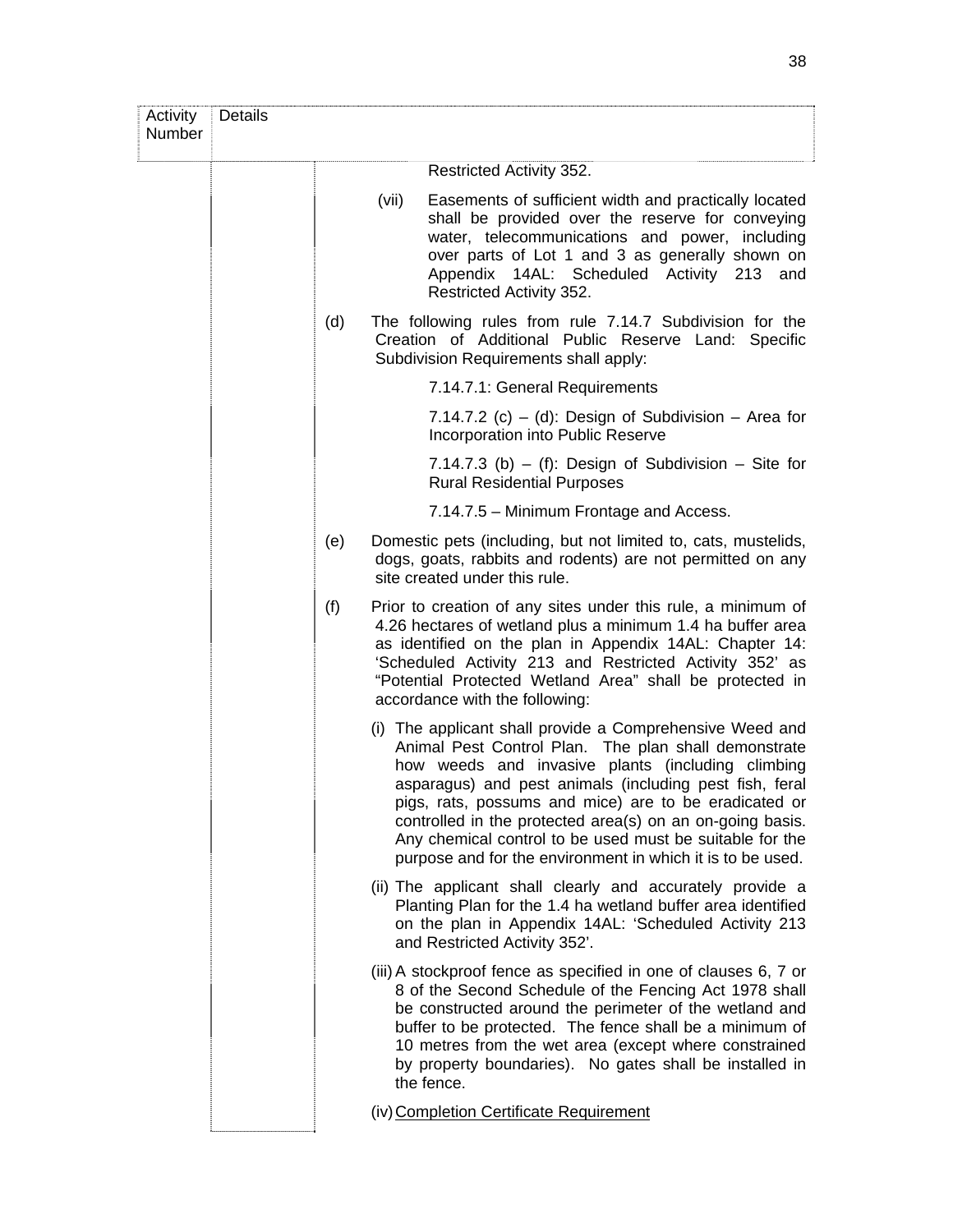| Activity Number | Details |
|---|---|
| | Restricted Activity 352.<br><br>(vii) Easements of sufficient width and practically located shall be provided over the reserve for conveying water, telecommunications and power, including over parts of Lot 1 and 3 as generally shown on Appendix 14AL: Scheduled Activity 213 and Restricted Activity 352.<br><br>(d) The following rules from rule 7.14.7 Subdivision for the Creation of Additional Public Reserve Land: Specific Subdivision Requirements shall apply:<br><br>7.14.7.1: General Requirements<br><br>7.14.7.2 (c) – (d): Design of Subdivision – Area for Incorporation into Public Reserve<br><br>7.14.7.3 (b) – (f): Design of Subdivision – Site for Rural Residential Purposes<br><br>7.14.7.5 – Minimum Frontage and Access.<br><br>(e) Domestic pets (including, but not limited to, cats, mustelids, dogs, goats, rabbits and rodents) are not permitted on any site created under this rule.<br><br>(f) Prior to creation of any sites under this rule, a minimum of 4.26 hectares of wetland plus a minimum 1.4 ha buffer area as identified on the plan in Appendix 14AL: Chapter 14: 'Scheduled Activity 213 and Restricted Activity 352' as "Potential Protected Wetland Area" shall be protected in accordance with the following:<br><br>(i) The applicant shall provide a Comprehensive Weed and Animal Pest Control Plan. The plan shall demonstrate how weeds and invasive plants (including climbing asparagus) and pest animals (including pest fish, feral pigs, rats, possums and mice) are to be eradicated or controlled in the protected area(s) on an on-going basis. Any chemical control to be used must be suitable for the purpose and for the environment in which it is to be used.<br><br>(ii) The applicant shall clearly and accurately provide a Planting Plan for the 1.4 ha wetland buffer area identified on the plan in Appendix 14AL: 'Scheduled Activity 213 and Restricted Activity 352'.<br><br>(iii) A stockproof fence as specified in one of clauses 6, 7 or 8 of the Second Schedule of the Fencing Act 1978 shall be constructed around the perimeter of the wetland and buffer to be protected. The fence shall be a minimum of 10 metres from the wet area (except where constrained by property boundaries). No gates shall be installed in the fence.<br><br>(iv) <u>Completion Certificate Requirement</u> |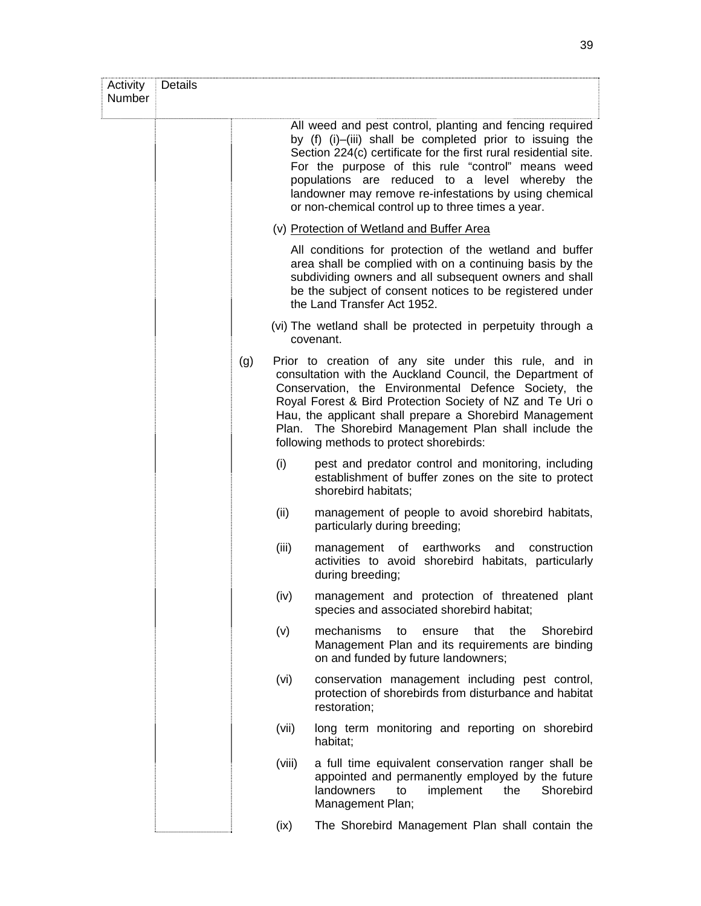| Activity Number | Details |
|---|---|
| | All weed and pest control, planting and fencing required by (f) (i)–(iii) shall be completed prior to issuing the Section 224(c) certificate for the first rural residential site. For the purpose of this rule "control" means weed populations are reduced to a level whereby the landowner may remove re-infestations by using chemical or non-chemical control up to three times a year.<br><br>(v) <u>Protection of Wetland and Buffer Area</u><br><br>All conditions for protection of the wetland and buffer area shall be complied with on a continuing basis by the subdividing owners and all subsequent owners and shall be the subject of consent notices to be registered under the Land Transfer Act 1952.<br><br>(vi) The wetland shall be protected in perpetuity through a covenant.<br><br>(g) Prior to creation of any site under this rule, and in consultation with the Auckland Council, the Department of Conservation, the Environmental Defence Society, the Royal Forest & Bird Protection Society of NZ and Te Uri o Hau, the applicant shall prepare a Shorebird Management Plan. The Shorebird Management Plan shall include the following methods to protect shorebirds:<br><br>(i) pest and predator control and monitoring, including establishment of buffer zones on the site to protect shorebird habitats;<br><br>(ii) management of people to avoid shorebird habitats, particularly during breeding;<br><br>(iii) management of earthworks and construction activities to avoid shorebird habitats, particularly during breeding;<br><br>(iv) management and protection of threatened plant species and associated shorebird habitat;<br><br>(v) mechanisms to ensure that the Shorebird Management Plan and its requirements are binding on and funded by future landowners;<br><br>(vi) conservation management including pest control, protection of shorebirds from disturbance and habitat restoration;<br><br>(vii) long term monitoring and reporting on shorebird habitat;<br><br>(viii) a full time equivalent conservation ranger shall be appointed and permanently employed by the future landowners to implement the Shorebird Management Plan;<br><br>(ix) The Shorebird Management Plan shall contain the |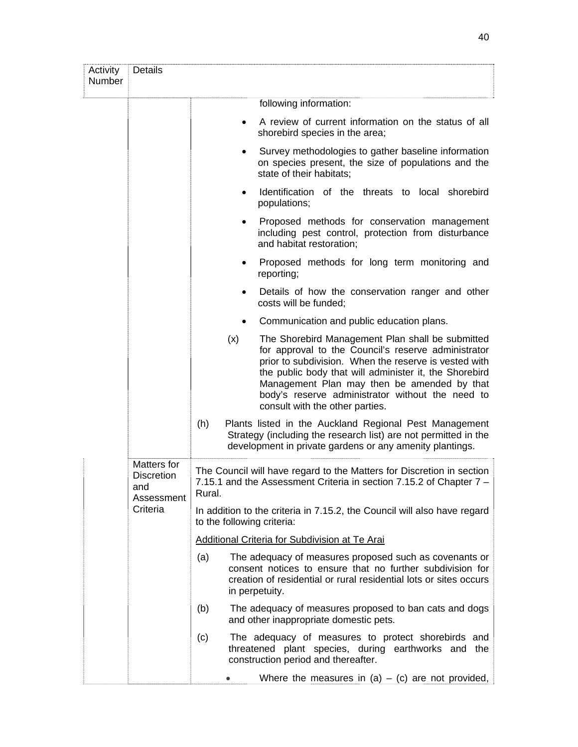| Activity Number | Details | |
|---|---|---|
| | | following information:<br><br>• A review of current information on the status of all shorebird species in the area;<br><br>• Survey methodologies to gather baseline information on species present, the size of populations and the state of their habitats;<br><br>• Identification of the threats to local shorebird populations;<br><br>• Proposed methods for conservation management including pest control, protection from disturbance and habitat restoration;<br><br>• Proposed methods for long term monitoring and reporting;<br><br>• Details of how the conservation ranger and other costs will be funded;<br><br>• Communication and public education plans.<br><br>(x) The Shorebird Management Plan shall be submitted for approval to the Council's reserve administrator prior to subdivision. When the reserve is vested with the public body that will administer it, the Shorebird Management Plan may then be amended by that body's reserve administrator without the need to consult with the other parties.<br><br>(h) Plants listed in the Auckland Regional Pest Management Strategy (including the research list) are not permitted in the development in private gardens or any amenity plantings. |
| | Matters for Discretion and Assessment Criteria | The Council will have regard to the Matters for Discretion in section 7.15.1 and the Assessment Criteria in section 7.15.2 of Chapter 7 – Rural.<br><br>In addition to the criteria in 7.15.2, the Council will also have regard to the following criteria:<br><br><u>Additional Criteria for Subdivision at Te Arai</u><br><br>(a) The adequacy of measures proposed such as covenants or consent notices to ensure that no further subdivision for creation of residential or rural residential lots or sites occurs in perpetuity.<br><br>(b) The adequacy of measures proposed to ban cats and dogs and other inappropriate domestic pets.<br><br>(c) The adequacy of measures to protect shorebirds and threatened plant species, during earthworks and the construction period and thereafter.<br><br>• Where the measures in (a) – (c) are not provided, |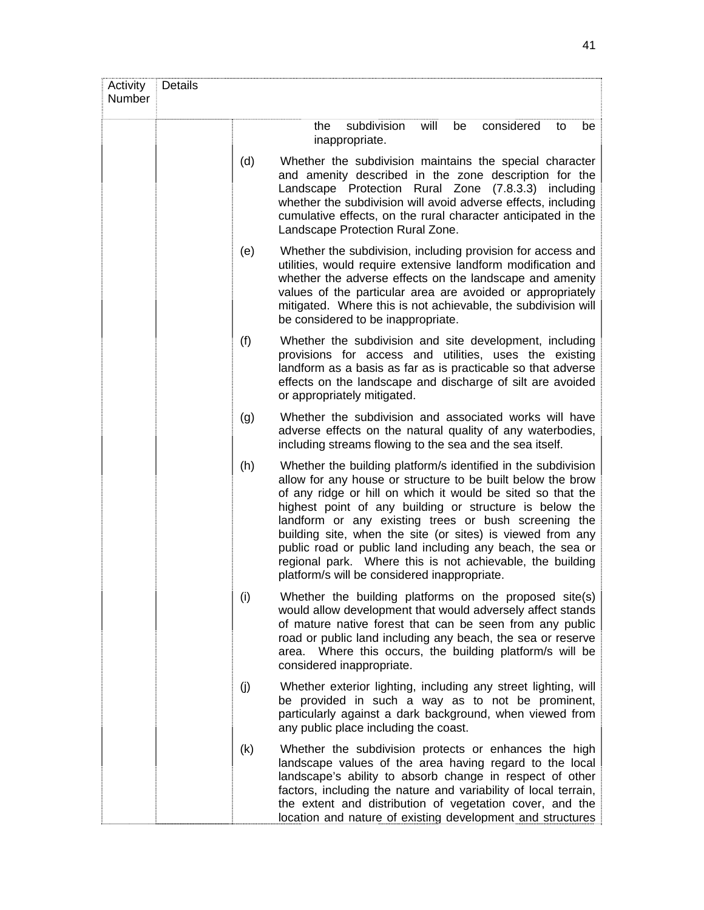| Activity Number | Details |
|---|---|
| | the subdivision will be considered to be inappropriate.<br><br>(d) Whether the subdivision maintains the special character and amenity described in the zone description for the Landscape Protection Rural Zone (7.8.3.3) including whether the subdivision will avoid adverse effects, including cumulative effects, on the rural character anticipated in the Landscape Protection Rural Zone.<br><br>(e) Whether the subdivision, including provision for access and utilities, would require extensive landform modification and whether the adverse effects on the landscape and amenity values of the particular area are avoided or appropriately mitigated. Where this is not achievable, the subdivision will be considered to be inappropriate.<br><br>(f) Whether the subdivision and site development, including provisions for access and utilities, uses the existing landform as a basis as far as is practicable so that adverse effects on the landscape and discharge of silt are avoided or appropriately mitigated.<br><br>(g) Whether the subdivision and associated works will have adverse effects on the natural quality of any waterbodies, including streams flowing to the sea and the sea itself.<br><br>(h) Whether the building platform/s identified in the subdivision allow for any house or structure to be built below the brow of any ridge or hill on which it would be sited so that the highest point of any building or structure is below the landform or any existing trees or bush screening the building site, when the site (or sites) is viewed from any public road or public land including any beach, the sea or regional park. Where this is not achievable, the building platform/s will be considered inappropriate.<br><br>(i) Whether the building platforms on the proposed site(s) would allow development that would adversely affect stands of mature native forest that can be seen from any public road or public land including any beach, the sea or reserve area. Where this occurs, the building platform/s will be considered inappropriate.<br><br>(j) Whether exterior lighting, including any street lighting, will be provided in such a way as to not be prominent, particularly against a dark background, when viewed from any public place including the coast.<br><br>(k) Whether the subdivision protects or enhances the high landscape values of the area having regard to the local landscape's ability to absorb change in respect of other factors, including the nature and variability of local terrain, the extent and distribution of vegetation cover, and the location and nature of existing development and structures |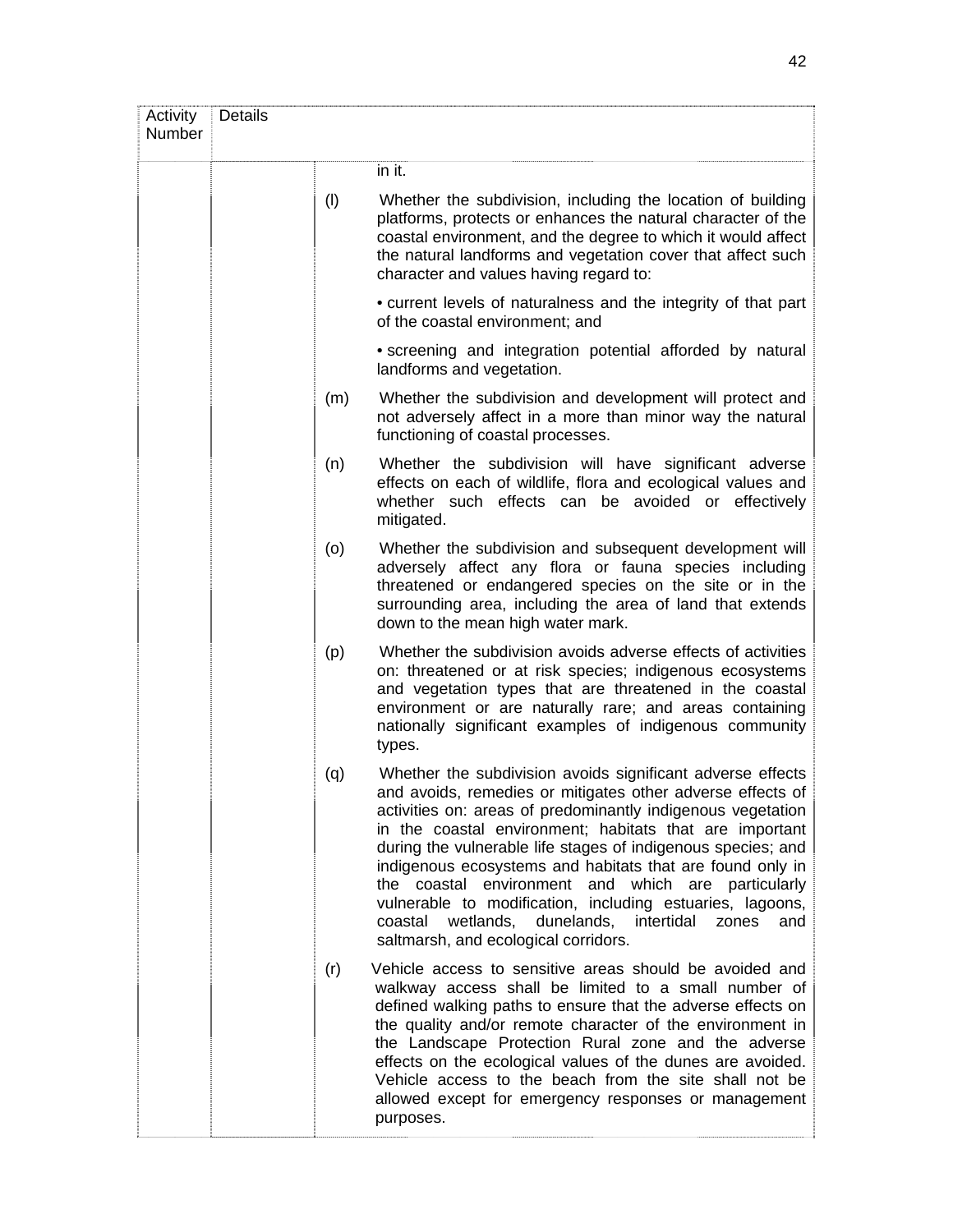| Activity Number | Details | | |
|---|---|---|---|
| | | | in it. |
| | | (l) | Whether the subdivision, including the location of building platforms, protects or enhances the natural character of the coastal environment, and the degree to which it would affect the natural landforms and vegetation cover that affect such character and values having regard to:<br><br>• current levels of naturalness and the integrity of that part of the coastal environment; and<br><br>• screening and integration potential afforded by natural landforms and vegetation. |
| | | (m) | Whether the subdivision and development will protect and not adversely affect in a more than minor way the natural functioning of coastal processes. |
| | | (n) | Whether the subdivision will have significant adverse effects on each of wildlife, flora and ecological values and whether such effects can be avoided or effectively mitigated. |
| | | (o) | Whether the subdivision and subsequent development will adversely affect any flora or fauna species including threatened or endangered species on the site or in the surrounding area, including the area of land that extends down to the mean high water mark. |
| | | (p) | Whether the subdivision avoids adverse effects of activities on: threatened or at risk species; indigenous ecosystems and vegetation types that are threatened in the coastal environment or are naturally rare; and areas containing nationally significant examples of indigenous community types. |
| | | (q) | Whether the subdivision avoids significant adverse effects and avoids, remedies or mitigates other adverse effects of activities on: areas of predominantly indigenous vegetation in the coastal environment; habitats that are important during the vulnerable life stages of indigenous species; and indigenous ecosystems and habitats that are found only in the coastal environment and which are particularly vulnerable to modification, including estuaries, lagoons, coastal wetlands, dunelands, intertidal zones and saltmarsh, and ecological corridors. |
| | | (r) | Vehicle access to sensitive areas should be avoided and walkway access shall be limited to a small number of defined walking paths to ensure that the adverse effects on the quality and/or remote character of the environment in the Landscape Protection Rural zone and the adverse effects on the ecological values of the dunes are avoided. Vehicle access to the beach from the site shall not be allowed except for emergency responses or management purposes. |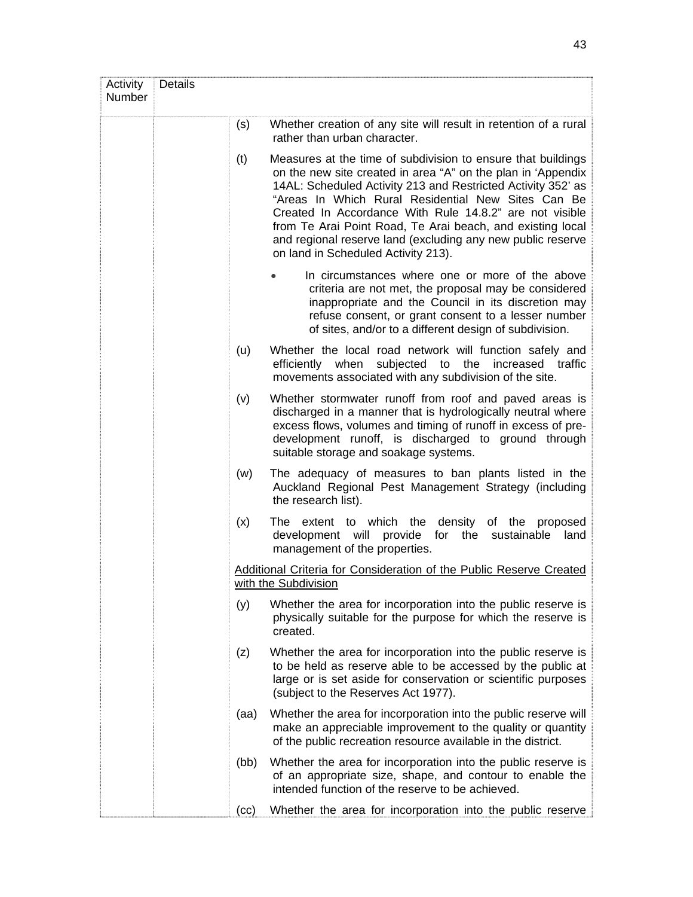| Activity Number | Details |
|---|---|
| | (s) Whether creation of any site will result in retention of a rural rather than urban character. |
| | (t) Measures at the time of subdivision to ensure that buildings on the new site created in area "A" on the plan in 'Appendix 14AL: Scheduled Activity 213 and Restricted Activity 352' as "Areas In Which Rural Residential New Sites Can Be Created In Accordance With Rule 14.8.2" are not visible from Te Arai Point Road, Te Arai beach, and existing local and regional reserve land (excluding any new public reserve on land in Scheduled Activity 213). |
| | • In circumstances where one or more of the above criteria are not met, the proposal may be considered inappropriate and the Council in its discretion may refuse consent, or grant consent to a lesser number of sites, and/or to a different design of subdivision. |
| | (u) Whether the local road network will function safely and efficiently when subjected to the increased traffic movements associated with any subdivision of the site. |
| | (v) Whether stormwater runoff from roof and paved areas is discharged in a manner that is hydrologically neutral where excess flows, volumes and timing of runoff in excess of pre-development runoff, is discharged to ground through suitable storage and soakage systems. |
| | (w) The adequacy of measures to ban plants listed in the Auckland Regional Pest Management Strategy (including the research list). |
| | (x) The extent to which the density of the proposed development will provide for the sustainable land management of the properties. |
| | <u>Additional Criteria for Consideration of the Public Reserve Created with the Subdivision</u> |
| | (y) Whether the area for incorporation into the public reserve is physically suitable for the purpose for which the reserve is created. |
| | (z) Whether the area for incorporation into the public reserve is to be held as reserve able to be accessed by the public at large or is set aside for conservation or scientific purposes (subject to the Reserves Act 1977). |
| | (aa) Whether the area for incorporation into the public reserve will make an appreciable improvement to the quality or quantity of the public recreation resource available in the district. |
| | (bb) Whether the area for incorporation into the public reserve is of an appropriate size, shape, and contour to enable the intended function of the reserve to be achieved. |
| | (cc) Whether the area for incorporation into the public reserve |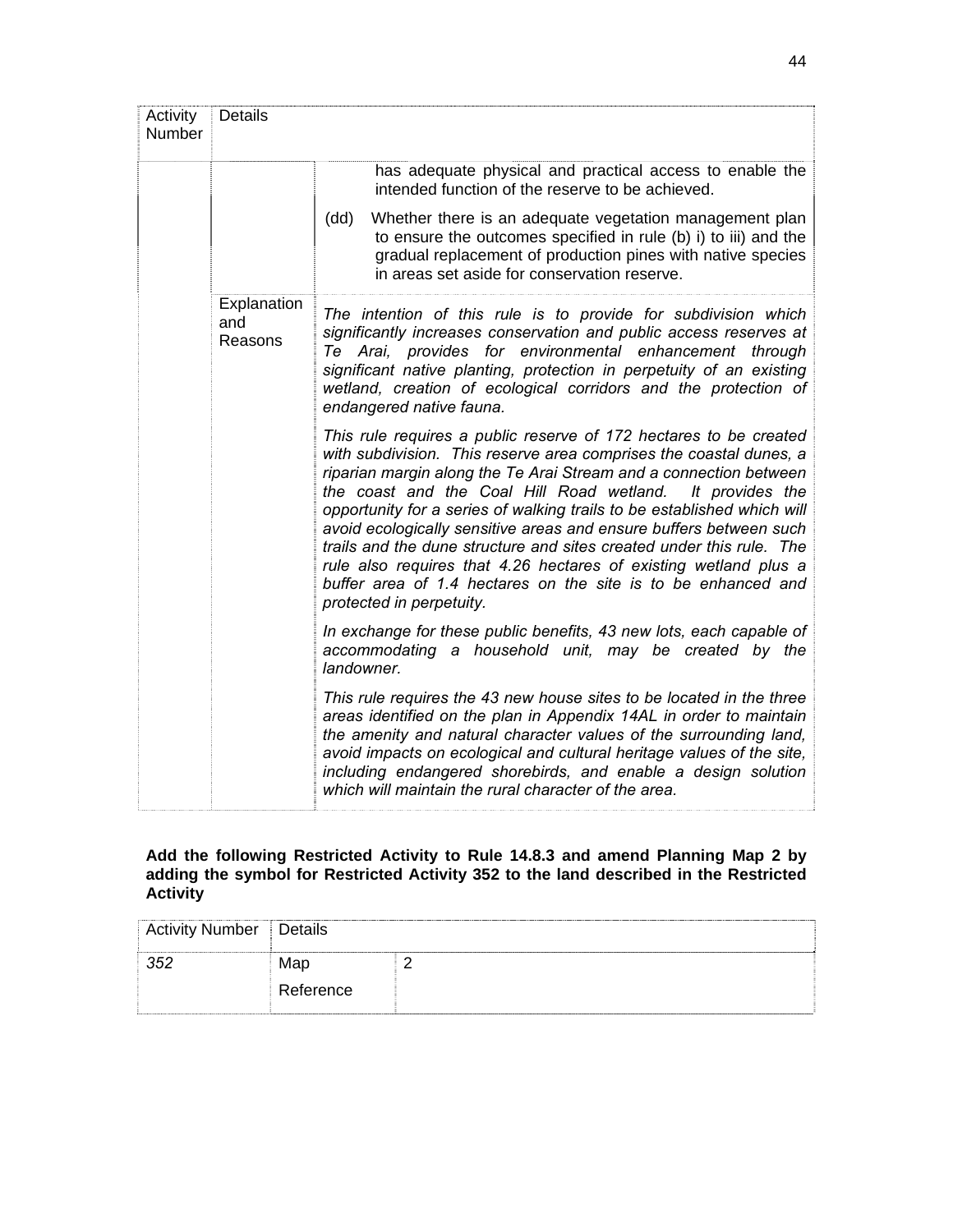| Activity Number | Details | |
|---|---|---|
| | | has adequate physical and practical access to enable the intended function of the reserve to be achieved.<br><br>(dd) Whether there is an adequate vegetation management plan to ensure the outcomes specified in rule (b) i) to iii) and the gradual replacement of production pines with native species in areas set aside for conservation reserve. |
| | Explanation and Reasons | *The intention of this rule is to provide for subdivision which significantly increases conservation and public access reserves at Te Arai, provides for environmental enhancement through significant native planting, protection in perpetuity of an existing wetland, creation of ecological corridors and the protection of endangered native fauna.*<br><br>*This rule requires a public reserve of 172 hectares to be created with subdivision. This reserve area comprises the coastal dunes, a riparian margin along the Te Arai Stream and a connection between the coast and the Coal Hill Road wetland. It provides the opportunity for a series of walking trails to be established which will avoid ecologically sensitive areas and ensure buffers between such trails and the dune structure and sites created under this rule. The rule also requires that 4.26 hectares of existing wetland plus a buffer area of 1.4 hectares on the site is to be enhanced and protected in perpetuity.*<br><br>*In exchange for these public benefits, 43 new lots, each capable of accommodating a household unit, may be created by the landowner.*<br><br>*This rule requires the 43 new house sites to be located in the three areas identified on the plan in Appendix 14AL in order to maintain the amenity and natural character values of the surrounding land, avoid impacts on ecological and cultural heritage values of the site, including endangered shorebirds, and enable a design solution which will maintain the rural character of the area.* |

**Add the following Restricted Activity to Rule 14.8.3 and amend Planning Map 2 by adding the symbol for Restricted Activity 352 to the land described in the Restricted Activity**

| Activity Number | Details | |
|---|---|---|
| *352* | Map Reference | 2 |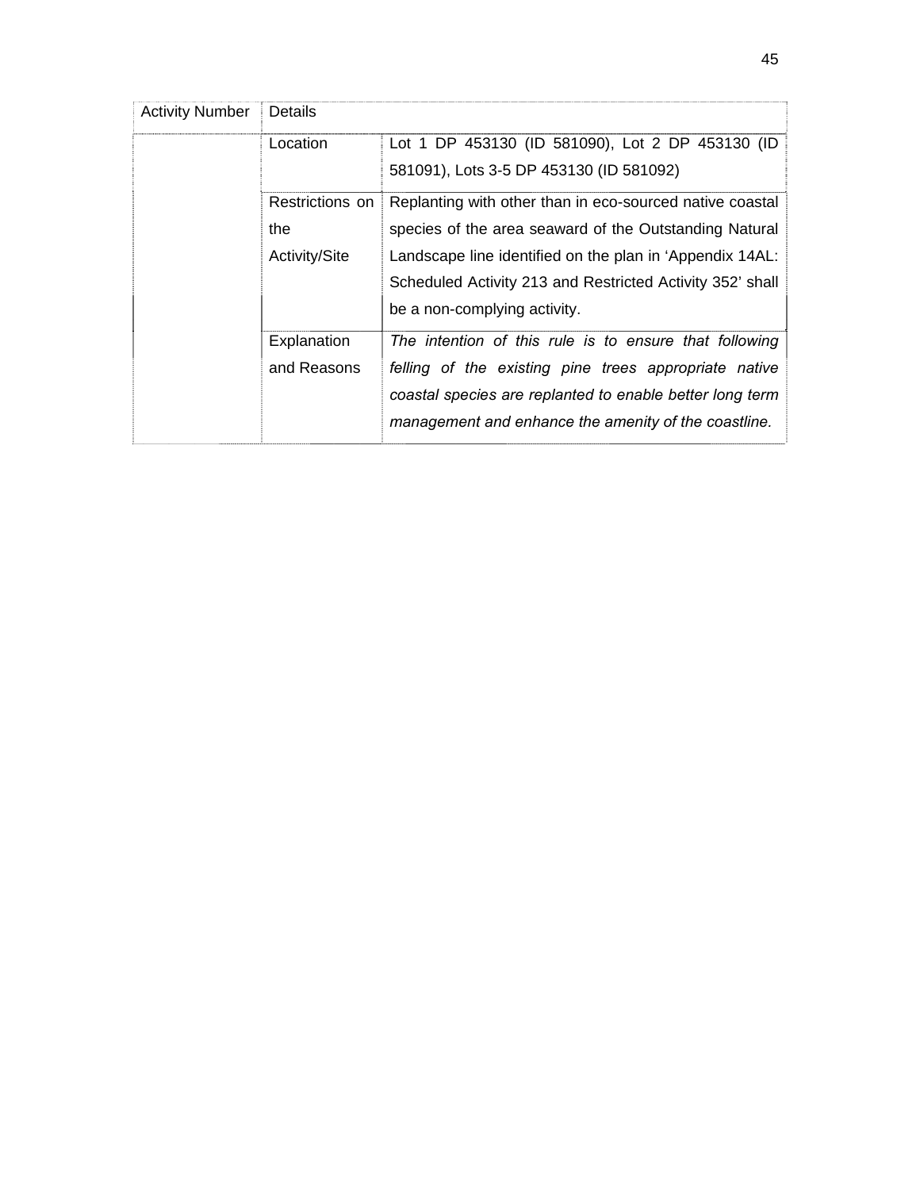| Activity Number | Details | |
|---|---|---|
| | Location | Lot 1 DP 453130 (ID 581090), Lot 2 DP 453130 (ID 581091), Lots 3-5 DP 453130 (ID 581092) |
| | Restrictions on the Activity/Site | Replanting with other than in eco-sourced native coastal species of the area seaward of the Outstanding Natural Landscape line identified on the plan in 'Appendix 14AL: Scheduled Activity 213 and Restricted Activity 352' shall be a non-complying activity. |
| | Explanation and Reasons | *The intention of this rule is to ensure that following felling of the existing pine trees appropriate native coastal species are replanted to enable better long term management and enhance the amenity of the coastline.* |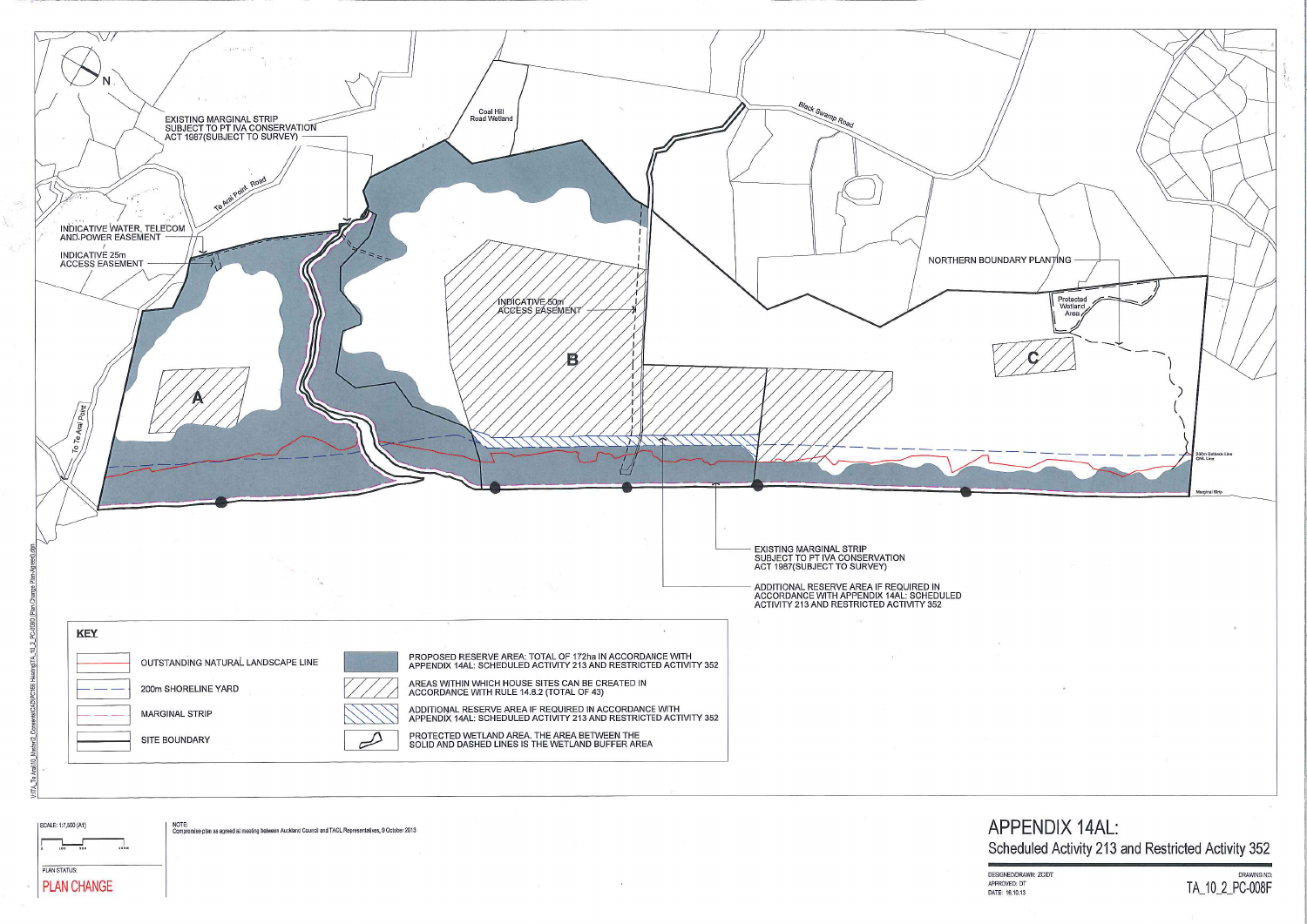EXISTING MARGINAL STRIP SUBJECT TO PT IVA CONSERVATION ACT 1987(SUBJECT TO SURVEY)

Coal Hill Road Wetland

Black Swamp Road

Te Arai Point Road

INDICATIVE WATER, TELECOM AND POWER EASEMENT

INDICATIVE 25m ACCESS EASEMENT

INDICATIVE 50m ACCESS EASEMENT

NORTHERN BOUNDARY PLANTING

Protected Wetland Area

To Te Arai Point

A

B

C

200m Setback Line ONL Line

Marginal Strip

EXISTING MARGINAL STRIP SUBJECT TO PT IVA CONSERVATION ACT 1987(SUBJECT TO SURVEY)

ADDITIONAL RESERVE AREA IF REQUIRED IN ACCORDANCE WITH APPENDIX 14AL: SCHEDULED ACTIVITY 213 AND RESTRICTED ACTIVITY 352

**KEY**

| | |
|---|---|
| OUTSTANDING NATURAL LANDSCAPE LINE | PROPOSED RESERVE AREA: TOTAL OF 172ha IN ACCORDANCE WITH APPENDIX 14AL: SCHEDULED ACTIVITY 213 AND RESTRICTED ACTIVITY 352 |
| 200m SHORELINE YARD | AREAS WITHIN WHICH HOUSE SITES CAN BE CREATED IN ACCORDANCE WITH RULE 14.8.2 (TOTAL OF 43) |
| MARGINAL STRIP | ADDITIONAL RESERVE AREA IF REQUIRED IN ACCORDANCE WITH APPENDIX 14AL: SCHEDULED ACTIVITY 213 AND RESTRICTED ACTIVITY 352 |
| SITE BOUNDARY | PROTECTED WETLAND AREA. THE AREA BETWEEN THE SOLID AND DASHED LINES IS THE WETLAND BUFFER AREA |

SCALE: 1:7,500 (A1)

PLAN STATUS:

PLAN CHANGE

NOTE:
Compromise plan as agreed at meeting between Auckland Council and TACL Representatives, 9 October 2013

# APPENDIX 14AL:

## Scheduled Activity 213 and Restricted Activity 352

DESIGNED/DRAWN: ZC/DT
APPROVED: DT
DATE: 16.10.13

DRAWING NO:
TA_10_2_PC-008F